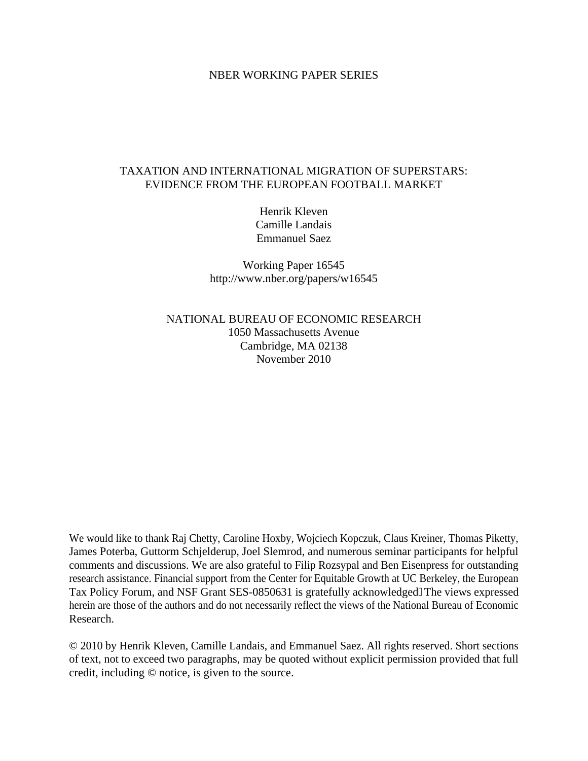NBER WORKING PAPER SERIES

# TAXATION AND INTERNATIONAL MIGRATION OF SUPERSTARS: EVIDENCE FROM THE EUROPEAN FOOTBALL MARKET

Henrik Kleven
Camille Landais
Emmanuel Saez

Working Paper 16545
http://www.nber.org/papers/w16545

NATIONAL BUREAU OF ECONOMIC RESEARCH
1050 Massachusetts Avenue
Cambridge, MA 02138
November 2010

We would like to thank Raj Chetty, Caroline Hoxby, Wojciech Kopczuk, Claus Kreiner, Thomas Piketty, James Poterba, Guttorm Schjelderup, Joel Slemrod, and numerous seminar participants for helpful comments and discussions. We are also grateful to Filip Rozsypal and Ben Eisenpress for outstanding research assistance. Financial support from the Center for Equitable Growth at UC Berkeley, the European Tax Policy Forum, and NSF Grant SES-0850631 is gratefully acknowledged. The views expressed herein are those of the authors and do not necessarily reflect the views of the National Bureau of Economic Research.

© 2010 by Henrik Kleven, Camille Landais, and Emmanuel Saez. All rights reserved. Short sections of text, not to exceed two paragraphs, may be quoted without explicit permission provided that full credit, including © notice, is given to the source.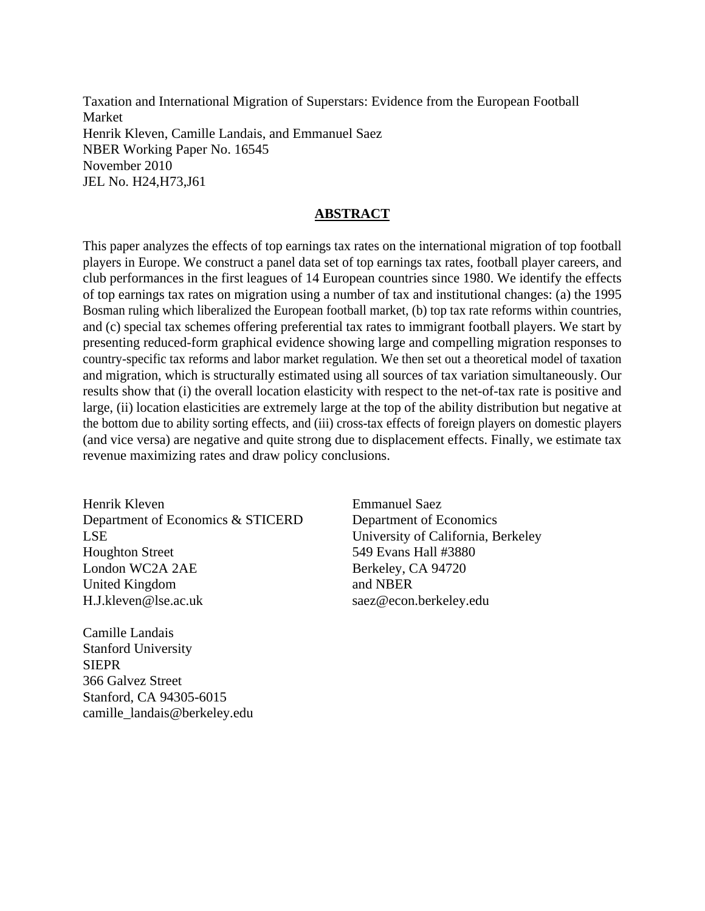Taxation and International Migration of Superstars: Evidence from the European Football Market
Henrik Kleven, Camille Landais, and Emmanuel Saez
NBER Working Paper No. 16545
November 2010
JEL No. H24,H73,J61

## ABSTRACT

This paper analyzes the effects of top earnings tax rates on the international migration of top football players in Europe. We construct a panel data set of top earnings tax rates, football player careers, and club performances in the first leagues of 14 European countries since 1980. We identify the effects of top earnings tax rates on migration using a number of tax and institutional changes: (a) the 1995 Bosman ruling which liberalized the European football market, (b) top tax rate reforms within countries, and (c) special tax schemes offering preferential tax rates to immigrant football players. We start by presenting reduced-form graphical evidence showing large and compelling migration responses to country-specific tax reforms and labor market regulation. We then set out a theoretical model of taxation and migration, which is structurally estimated using all sources of tax variation simultaneously. Our results show that (i) the overall location elasticity with respect to the net-of-tax rate is positive and large, (ii) location elasticities are extremely large at the top of the ability distribution but negative at the bottom due to ability sorting effects, and (iii) cross-tax effects of foreign players on domestic players (and vice versa) are negative and quite strong due to displacement effects. Finally, we estimate tax revenue maximizing rates and draw policy conclusions.

Henrik Kleven
Department of Economics & STICERD
LSE
Houghton Street
London WC2A 2AE
United Kingdom
H.J.kleven@lse.ac.uk

Camille Landais
Stanford University
SIEPR
366 Galvez Street
Stanford, CA 94305-6015
camille_landais@berkeley.edu

Emmanuel Saez
Department of Economics
University of California, Berkeley
549 Evans Hall #3880
Berkeley, CA 94720
and NBER
saez@econ.berkeley.edu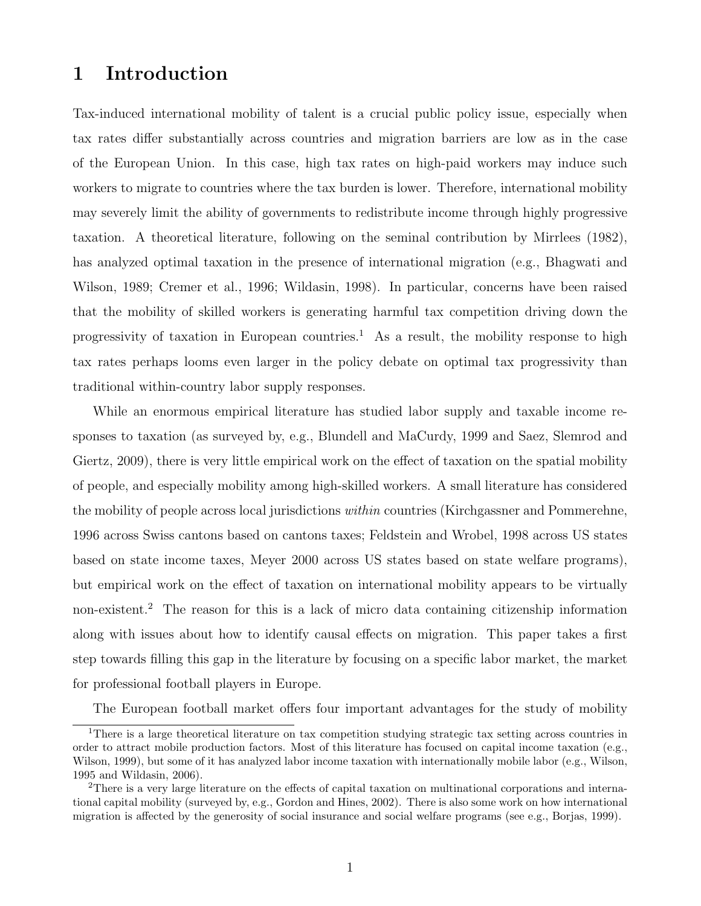# 1 Introduction

Tax-induced international mobility of talent is a crucial public policy issue, especially when tax rates differ substantially across countries and migration barriers are low as in the case of the European Union. In this case, high tax rates on high-paid workers may induce such workers to migrate to countries where the tax burden is lower. Therefore, international mobility may severely limit the ability of governments to redistribute income through highly progressive taxation. A theoretical literature, following on the seminal contribution by Mirrlees (1982), has analyzed optimal taxation in the presence of international migration (e.g., Bhagwati and Wilson, 1989; Cremer et al., 1996; Wildasin, 1998). In particular, concerns have been raised that the mobility of skilled workers is generating harmful tax competition driving down the progressivity of taxation in European countries.[1] As a result, the mobility response to high tax rates perhaps looms even larger in the policy debate on optimal tax progressivity than traditional within-country labor supply responses.

While an enormous empirical literature has studied labor supply and taxable income responses to taxation (as surveyed by, e.g., Blundell and MaCurdy, 1999 and Saez, Slemrod and Giertz, 2009), there is very little empirical work on the effect of taxation on the spatial mobility of people, and especially mobility among high-skilled workers. A small literature has considered the mobility of people across local jurisdictions *within* countries (Kirchgassner and Pommerehne, 1996 across Swiss cantons based on cantons taxes; Feldstein and Wrobel, 1998 across US states based on state income taxes, Meyer 2000 across US states based on state welfare programs), but empirical work on the effect of taxation on international mobility appears to be virtually non-existent.[2] The reason for this is a lack of micro data containing citizenship information along with issues about how to identify causal effects on migration. This paper takes a first step towards filling this gap in the literature by focusing on a specific labor market, the market for professional football players in Europe.

The European football market offers four important advantages for the study of mobility

[1] There is a large theoretical literature on tax competition studying strategic tax setting across countries in order to attract mobile production factors. Most of this literature has focused on capital income taxation (e.g., Wilson, 1999), but some of it has analyzed labor income taxation with internationally mobile labor (e.g., Wilson, 1995 and Wildasin, 2006).

[2] There is a very large literature on the effects of capital taxation on multinational corporations and international capital mobility (surveyed by, e.g., Gordon and Hines, 2002). There is also some work on how international migration is affected by the generosity of social insurance and social welfare programs (see e.g., Borjas, 1999).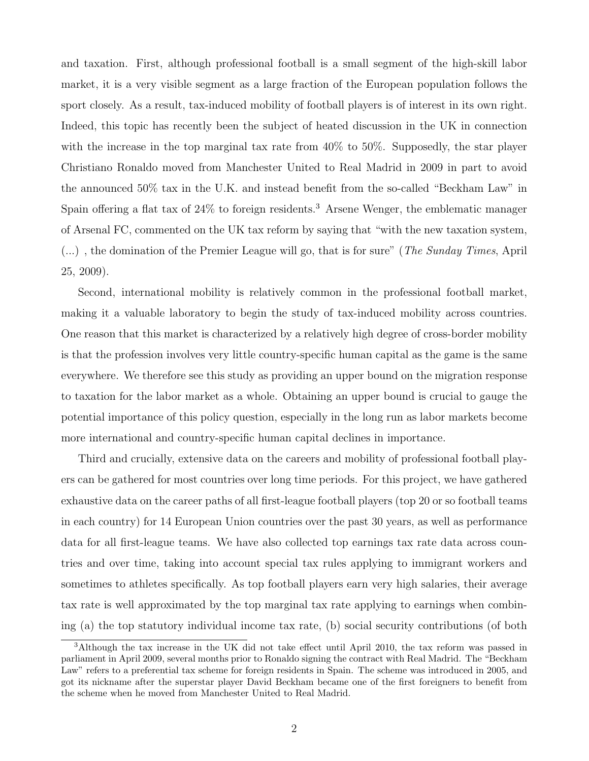and taxation. First, although professional football is a small segment of the high-skill labor market, it is a very visible segment as a large fraction of the European population follows the sport closely. As a result, tax-induced mobility of football players is of interest in its own right. Indeed, this topic has recently been the subject of heated discussion in the UK in connection with the increase in the top marginal tax rate from 40% to 50%. Supposedly, the star player Christiano Ronaldo moved from Manchester United to Real Madrid in 2009 in part to avoid the announced 50% tax in the U.K. and instead benefit from the so-called "Beckham Law" in Spain offering a flat tax of 24% to foreign residents.[3] Arsene Wenger, the emblematic manager of Arsenal FC, commented on the UK tax reform by saying that "with the new taxation system, (...) , the domination of the Premier League will go, that is for sure" (*The Sunday Times*, April 25, 2009).

Second, international mobility is relatively common in the professional football market, making it a valuable laboratory to begin the study of tax-induced mobility across countries. One reason that this market is characterized by a relatively high degree of cross-border mobility is that the profession involves very little country-specific human capital as the game is the same everywhere. We therefore see this study as providing an upper bound on the migration response to taxation for the labor market as a whole. Obtaining an upper bound is crucial to gauge the potential importance of this policy question, especially in the long run as labor markets become more international and country-specific human capital declines in importance.

Third and crucially, extensive data on the careers and mobility of professional football players can be gathered for most countries over long time periods. For this project, we have gathered exhaustive data on the career paths of all first-league football players (top 20 or so football teams in each country) for 14 European Union countries over the past 30 years, as well as performance data for all first-league teams. We have also collected top earnings tax rate data across countries and over time, taking into account special tax rules applying to immigrant workers and sometimes to athletes specifically. As top football players earn very high salaries, their average tax rate is well approximated by the top marginal tax rate applying to earnings when combining (a) the top statutory individual income tax rate, (b) social security contributions (of both

[3] Although the tax increase in the UK did not take effect until April 2010, the tax reform was passed in parliament in April 2009, several months prior to Ronaldo signing the contract with Real Madrid. The "Beckham Law" refers to a preferential tax scheme for foreign residents in Spain. The scheme was introduced in 2005, and got its nickname after the superstar player David Beckham became one of the first foreigners to benefit from the scheme when he moved from Manchester United to Real Madrid.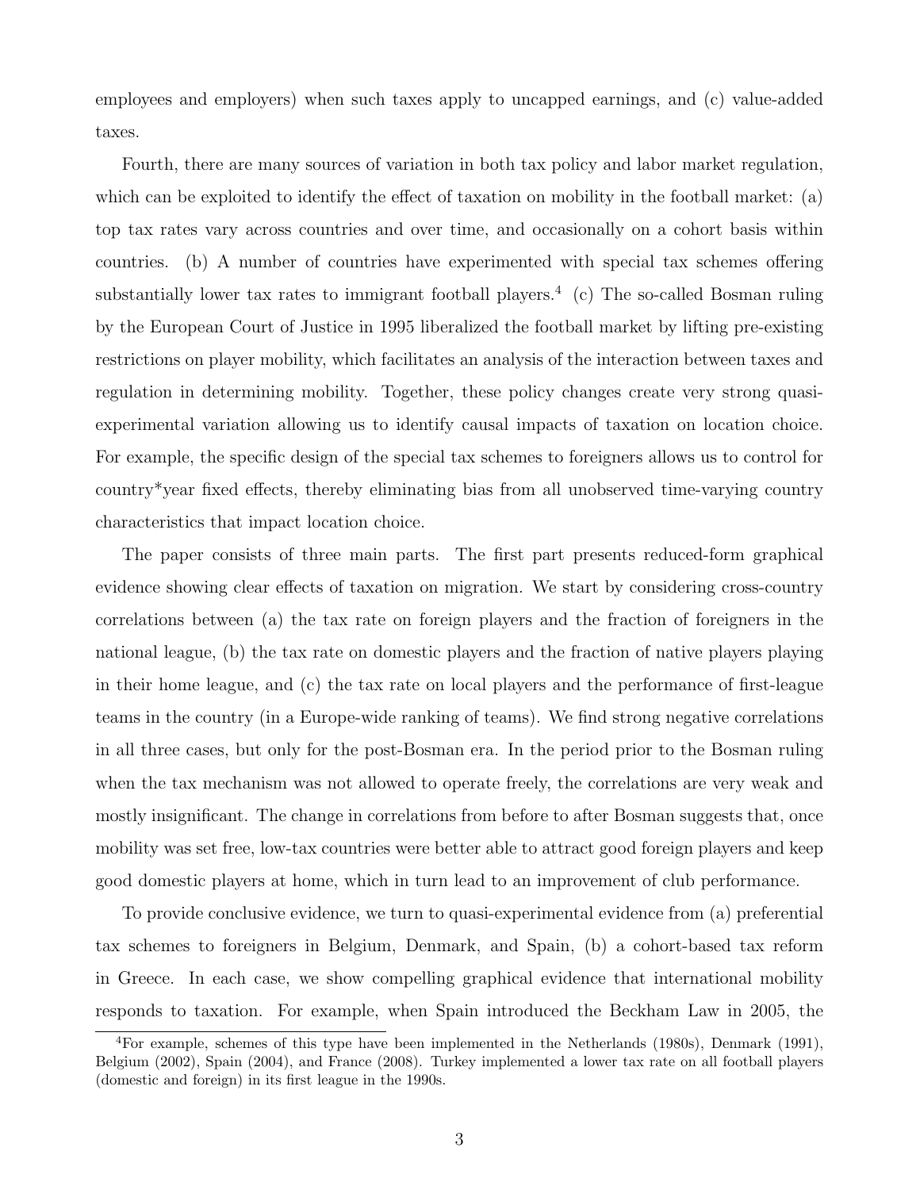employees and employers) when such taxes apply to uncapped earnings, and (c) value-added taxes.

Fourth, there are many sources of variation in both tax policy and labor market regulation, which can be exploited to identify the effect of taxation on mobility in the football market: (a) top tax rates vary across countries and over time, and occasionally on a cohort basis within countries. (b) A number of countries have experimented with special tax schemes offering substantially lower tax rates to immigrant football players.[4] (c) The so-called Bosman ruling by the European Court of Justice in 1995 liberalized the football market by lifting pre-existing restrictions on player mobility, which facilitates an analysis of the interaction between taxes and regulation in determining mobility. Together, these policy changes create very strong quasi-experimental variation allowing us to identify causal impacts of taxation on location choice. For example, the specific design of the special tax schemes to foreigners allows us to control for country*year fixed effects, thereby eliminating bias from all unobserved time-varying country characteristics that impact location choice.

The paper consists of three main parts. The first part presents reduced-form graphical evidence showing clear effects of taxation on migration. We start by considering cross-country correlations between (a) the tax rate on foreign players and the fraction of foreigners in the national league, (b) the tax rate on domestic players and the fraction of native players playing in their home league, and (c) the tax rate on local players and the performance of first-league teams in the country (in a Europe-wide ranking of teams). We find strong negative correlations in all three cases, but only for the post-Bosman era. In the period prior to the Bosman ruling when the tax mechanism was not allowed to operate freely, the correlations are very weak and mostly insignificant. The change in correlations from before to after Bosman suggests that, once mobility was set free, low-tax countries were better able to attract good foreign players and keep good domestic players at home, which in turn lead to an improvement of club performance.

To provide conclusive evidence, we turn to quasi-experimental evidence from (a) preferential tax schemes to foreigners in Belgium, Denmark, and Spain, (b) a cohort-based tax reform in Greece. In each case, we show compelling graphical evidence that international mobility responds to taxation. For example, when Spain introduced the Beckham Law in 2005, the

[4] For example, schemes of this type have been implemented in the Netherlands (1980s), Denmark (1991), Belgium (2002), Spain (2004), and France (2008). Turkey implemented a lower tax rate on all football players (domestic and foreign) in its first league in the 1990s.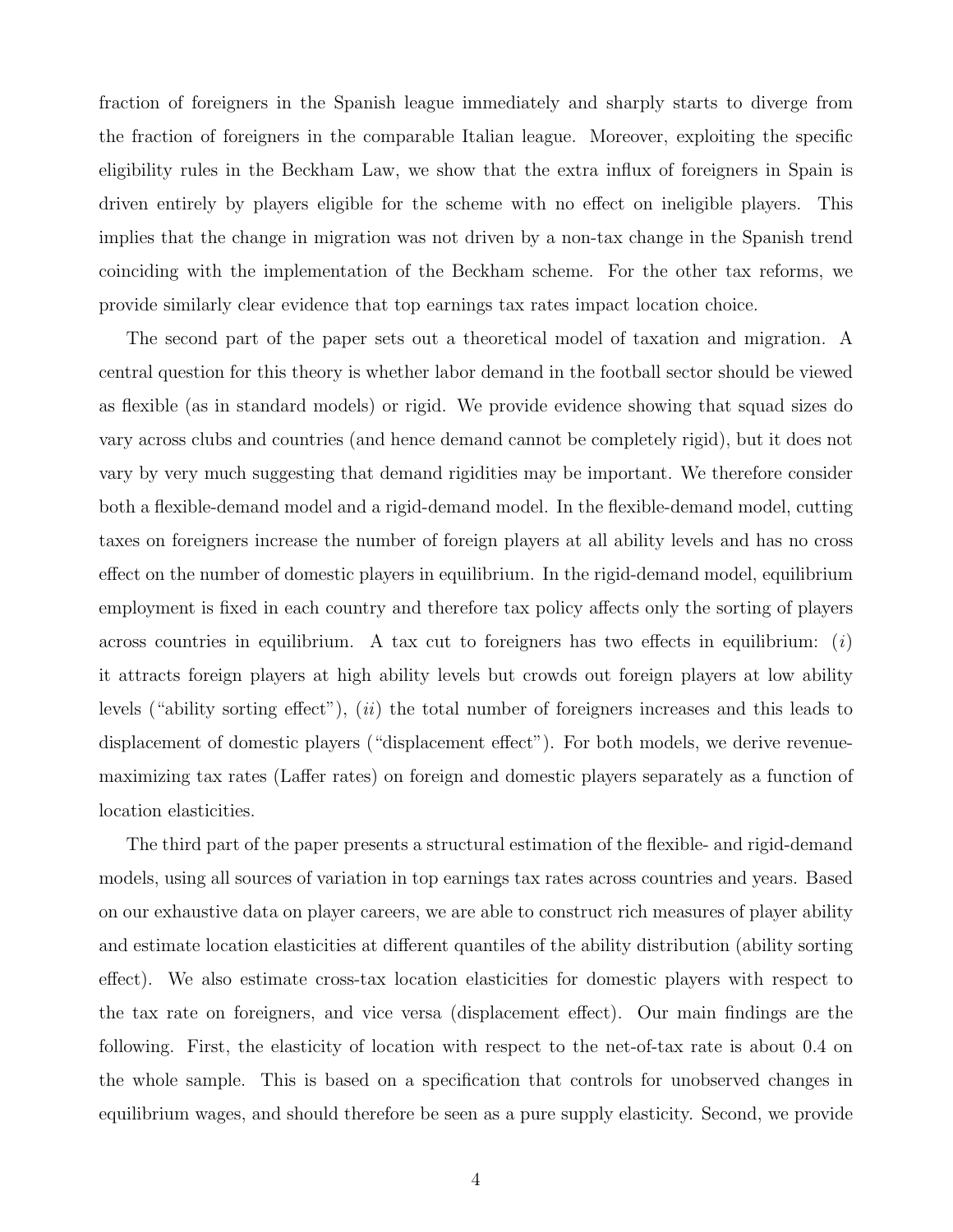fraction of foreigners in the Spanish league immediately and sharply starts to diverge from the fraction of foreigners in the comparable Italian league. Moreover, exploiting the specific eligibility rules in the Beckham Law, we show that the extra influx of foreigners in Spain is driven entirely by players eligible for the scheme with no effect on ineligible players. This implies that the change in migration was not driven by a non-tax change in the Spanish trend coinciding with the implementation of the Beckham scheme. For the other tax reforms, we provide similarly clear evidence that top earnings tax rates impact location choice.

The second part of the paper sets out a theoretical model of taxation and migration. A central question for this theory is whether labor demand in the football sector should be viewed as flexible (as in standard models) or rigid. We provide evidence showing that squad sizes do vary across clubs and countries (and hence demand cannot be completely rigid), but it does not vary by very much suggesting that demand rigidities may be important. We therefore consider both a flexible-demand model and a rigid-demand model. In the flexible-demand model, cutting taxes on foreigners increase the number of foreign players at all ability levels and has no cross effect on the number of domestic players in equilibrium. In the rigid-demand model, equilibrium employment is fixed in each country and therefore tax policy affects only the sorting of players across countries in equilibrium. A tax cut to foreigners has two effects in equilibrium: (*i*) it attracts foreign players at high ability levels but crowds out foreign players at low ability levels ("ability sorting effect"), (*ii*) the total number of foreigners increases and this leads to displacement of domestic players ("displacement effect"). For both models, we derive revenue-maximizing tax rates (Laffer rates) on foreign and domestic players separately as a function of location elasticities.

The third part of the paper presents a structural estimation of the flexible- and rigid-demand models, using all sources of variation in top earnings tax rates across countries and years. Based on our exhaustive data on player careers, we are able to construct rich measures of player ability and estimate location elasticities at different quantiles of the ability distribution (ability sorting effect). We also estimate cross-tax location elasticities for domestic players with respect to the tax rate on foreigners, and vice versa (displacement effect). Our main findings are the following. First, the elasticity of location with respect to the net-of-tax rate is about 0.4 on the whole sample. This is based on a specification that controls for unobserved changes in equilibrium wages, and should therefore be seen as a pure supply elasticity. Second, we provide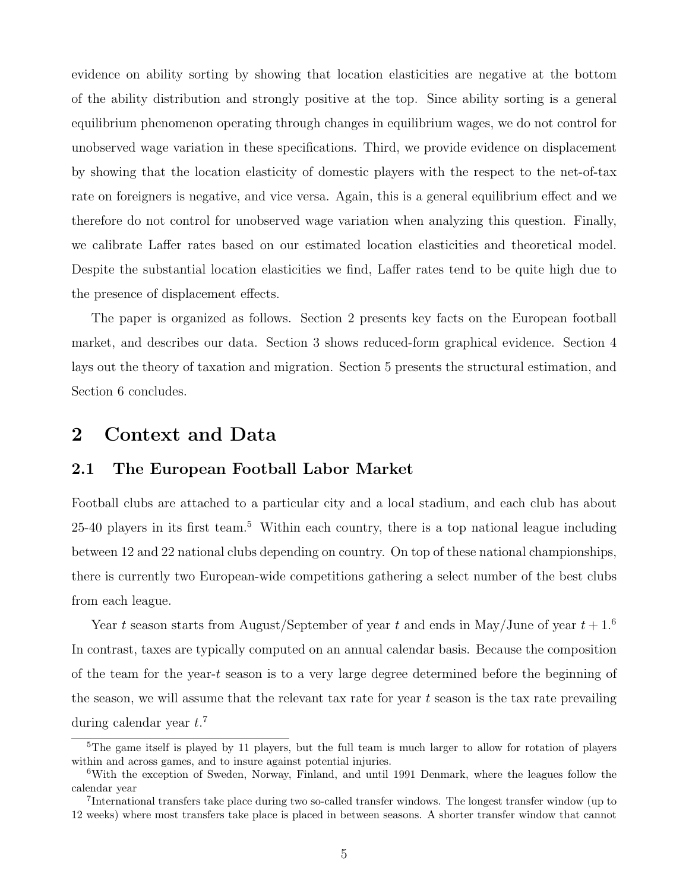evidence on ability sorting by showing that location elasticities are negative at the bottom of the ability distribution and strongly positive at the top. Since ability sorting is a general equilibrium phenomenon operating through changes in equilibrium wages, we do not control for unobserved wage variation in these specifications. Third, we provide evidence on displacement by showing that the location elasticity of domestic players with the respect to the net-of-tax rate on foreigners is negative, and vice versa. Again, this is a general equilibrium effect and we therefore do not control for unobserved wage variation when analyzing this question. Finally, we calibrate Laffer rates based on our estimated location elasticities and theoretical model. Despite the substantial location elasticities we find, Laffer rates tend to be quite high due to the presence of displacement effects.

The paper is organized as follows. Section 2 presents key facts on the European football market, and describes our data. Section 3 shows reduced-form graphical evidence. Section 4 lays out the theory of taxation and migration. Section 5 presents the structural estimation, and Section 6 concludes.

# 2 Context and Data

## 2.1 The European Football Labor Market

Football clubs are attached to a particular city and a local stadium, and each club has about 25-40 players in its first team.[5] Within each country, there is a top national league including between 12 and 22 national clubs depending on country. On top of these national championships, there is currently two European-wide competitions gathering a select number of the best clubs from each league.

Year $t$ season starts from August/September of year $t$ and ends in May/June of year $t+1$.[6] In contrast, taxes are typically computed on an annual calendar basis. Because the composition of the team for the year-$t$ season is to a very large degree determined before the beginning of the season, we will assume that the relevant tax rate for year $t$ season is the tax rate prevailing during calendar year $t$.[7]

[5] The game itself is played by 11 players, but the full team is much larger to allow for rotation of players within and across games, and to insure against potential injuries.

[6] With the exception of Sweden, Norway, Finland, and until 1991 Denmark, where the leagues follow the calendar year

[7] International transfers take place during two so-called transfer windows. The longest transfer window (up to 12 weeks) where most transfers take place is placed in between seasons. A shorter transfer window that cannot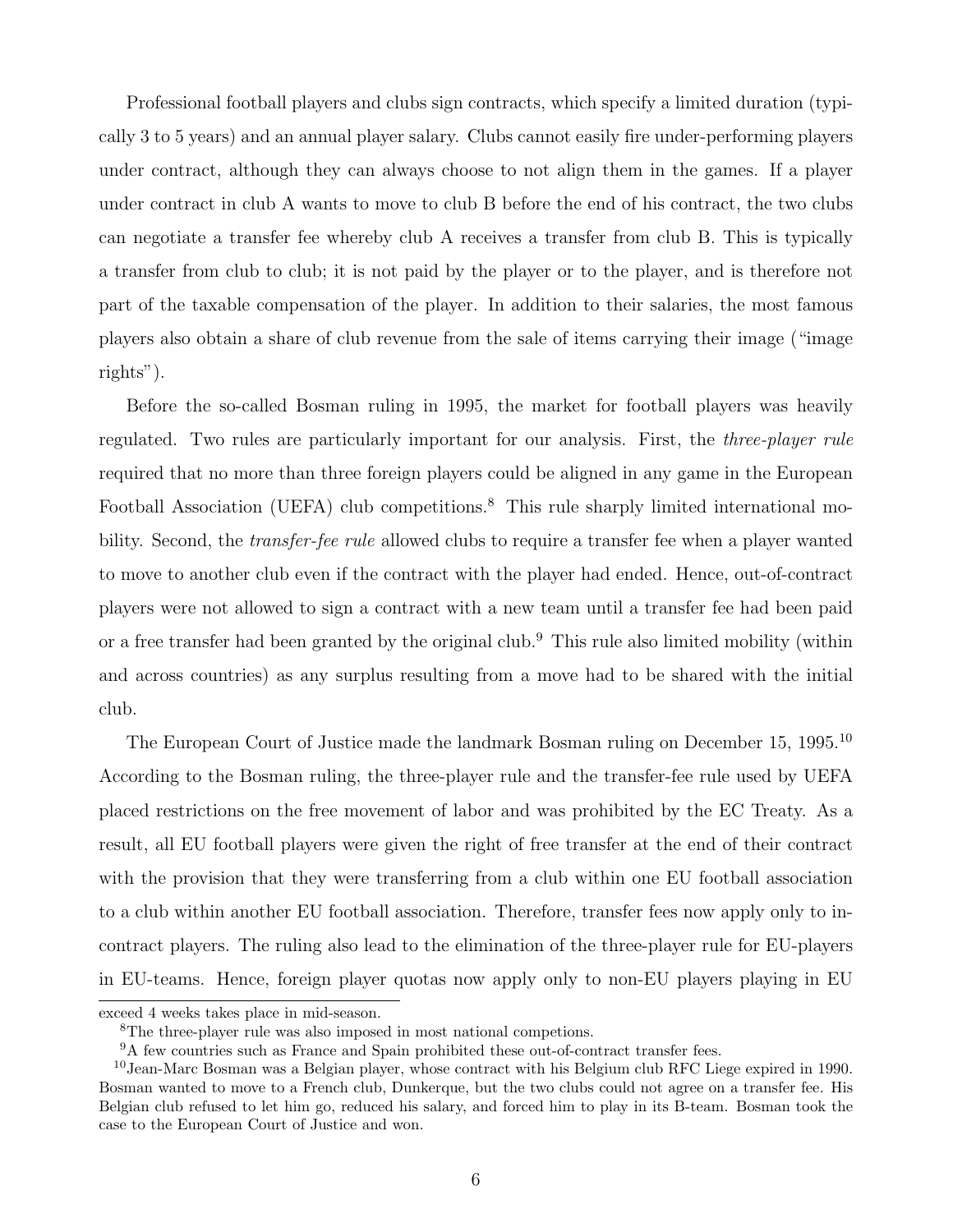Professional football players and clubs sign contracts, which specify a limited duration (typically 3 to 5 years) and an annual player salary. Clubs cannot easily fire under-performing players under contract, although they can always choose to not align them in the games. If a player under contract in club A wants to move to club B before the end of his contract, the two clubs can negotiate a transfer fee whereby club A receives a transfer from club B. This is typically a transfer from club to club; it is not paid by the player or to the player, and is therefore not part of the taxable compensation of the player. In addition to their salaries, the most famous players also obtain a share of club revenue from the sale of items carrying their image ("image rights").

Before the so-called Bosman ruling in 1995, the market for football players was heavily regulated. Two rules are particularly important for our analysis. First, the *three-player rule* required that no more than three foreign players could be aligned in any game in the European Football Association (UEFA) club competitions.[8] This rule sharply limited international mobility. Second, the *transfer-fee rule* allowed clubs to require a transfer fee when a player wanted to move to another club even if the contract with the player had ended. Hence, out-of-contract players were not allowed to sign a contract with a new team until a transfer fee had been paid or a free transfer had been granted by the original club.[9] This rule also limited mobility (within and across countries) as any surplus resulting from a move had to be shared with the initial club.

The European Court of Justice made the landmark Bosman ruling on December 15, 1995.[10] According to the Bosman ruling, the three-player rule and the transfer-fee rule used by UEFA placed restrictions on the free movement of labor and was prohibited by the EC Treaty. As a result, all EU football players were given the right of free transfer at the end of their contract with the provision that they were transferring from a club within one EU football association to a club within another EU football association. Therefore, transfer fees now apply only to in-contract players. The ruling also lead to the elimination of the three-player rule for EU-players in EU-teams. Hence, foreign player quotas now apply only to non-EU players playing in EU

exceed 4 weeks takes place in mid-season.

[8] The three-player rule was also imposed in most national competions.

[9] A few countries such as France and Spain prohibited these out-of-contract transfer fees.

[10] Jean-Marc Bosman was a Belgian player, whose contract with his Belgium club RFC Liege expired in 1990. Bosman wanted to move to a French club, Dunkerque, but the two clubs could not agree on a transfer fee. His Belgian club refused to let him go, reduced his salary, and forced him to play in its B-team. Bosman took the case to the European Court of Justice and won.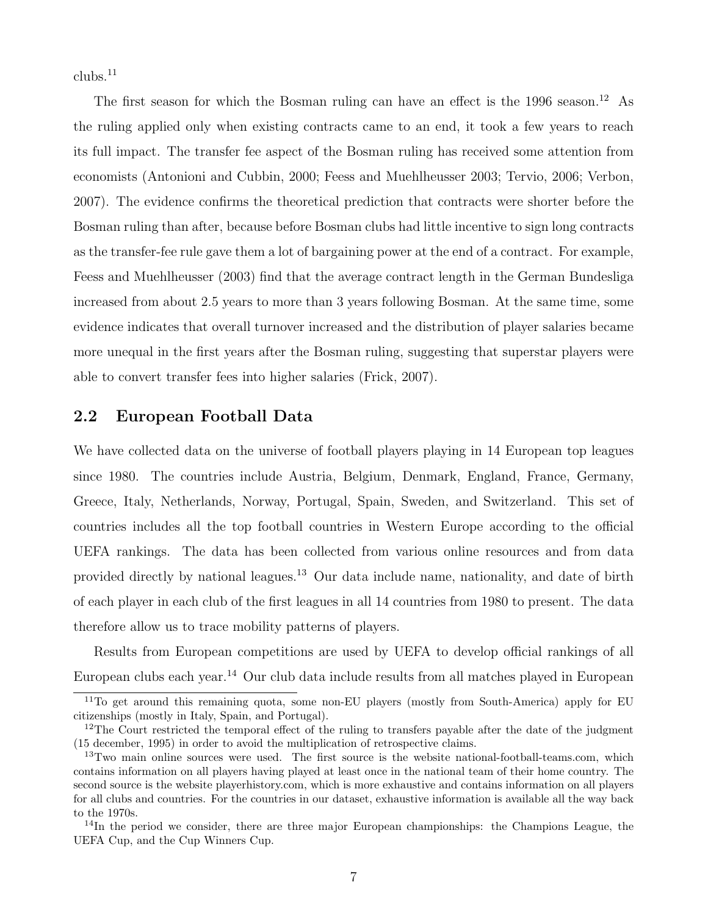clubs.[11]

The first season for which the Bosman ruling can have an effect is the 1996 season.[12] As the ruling applied only when existing contracts came to an end, it took a few years to reach its full impact. The transfer fee aspect of the Bosman ruling has received some attention from economists (Antonioni and Cubbin, 2000; Feess and Muehlheusser 2003; Tervio, 2006; Verbon, 2007). The evidence confirms the theoretical prediction that contracts were shorter before the Bosman ruling than after, because before Bosman clubs had little incentive to sign long contracts as the transfer-fee rule gave them a lot of bargaining power at the end of a contract. For example, Feess and Muehlheusser (2003) find that the average contract length in the German Bundesliga increased from about 2.5 years to more than 3 years following Bosman. At the same time, some evidence indicates that overall turnover increased and the distribution of player salaries became more unequal in the first years after the Bosman ruling, suggesting that superstar players were able to convert transfer fees into higher salaries (Frick, 2007).

## 2.2 European Football Data

We have collected data on the universe of football players playing in 14 European top leagues since 1980. The countries include Austria, Belgium, Denmark, England, France, Germany, Greece, Italy, Netherlands, Norway, Portugal, Spain, Sweden, and Switzerland. This set of countries includes all the top football countries in Western Europe according to the official UEFA rankings. The data has been collected from various online resources and from data provided directly by national leagues.[13] Our data include name, nationality, and date of birth of each player in each club of the first leagues in all 14 countries from 1980 to present. The data therefore allow us to trace mobility patterns of players.

Results from European competitions are used by UEFA to develop official rankings of all European clubs each year.[14] Our club data include results from all matches played in European

---

[11] To get around this remaining quota, some non-EU players (mostly from South-America) apply for EU citizenships (mostly in Italy, Spain, and Portugal).

[12] The Court restricted the temporal effect of the ruling to transfers payable after the date of the judgment (15 december, 1995) in order to avoid the multiplication of retrospective claims.

[13] Two main online sources were used. The first source is the website national-football-teams.com, which contains information on all players having played at least once in the national team of their home country. The second source is the website playerhistory.com, which is more exhaustive and contains information on all players for all clubs and countries. For the countries in our dataset, exhaustive information is available all the way back to the 1970s.

[14] In the period we consider, there are three major European championships: the Champions League, the UEFA Cup, and the Cup Winners Cup.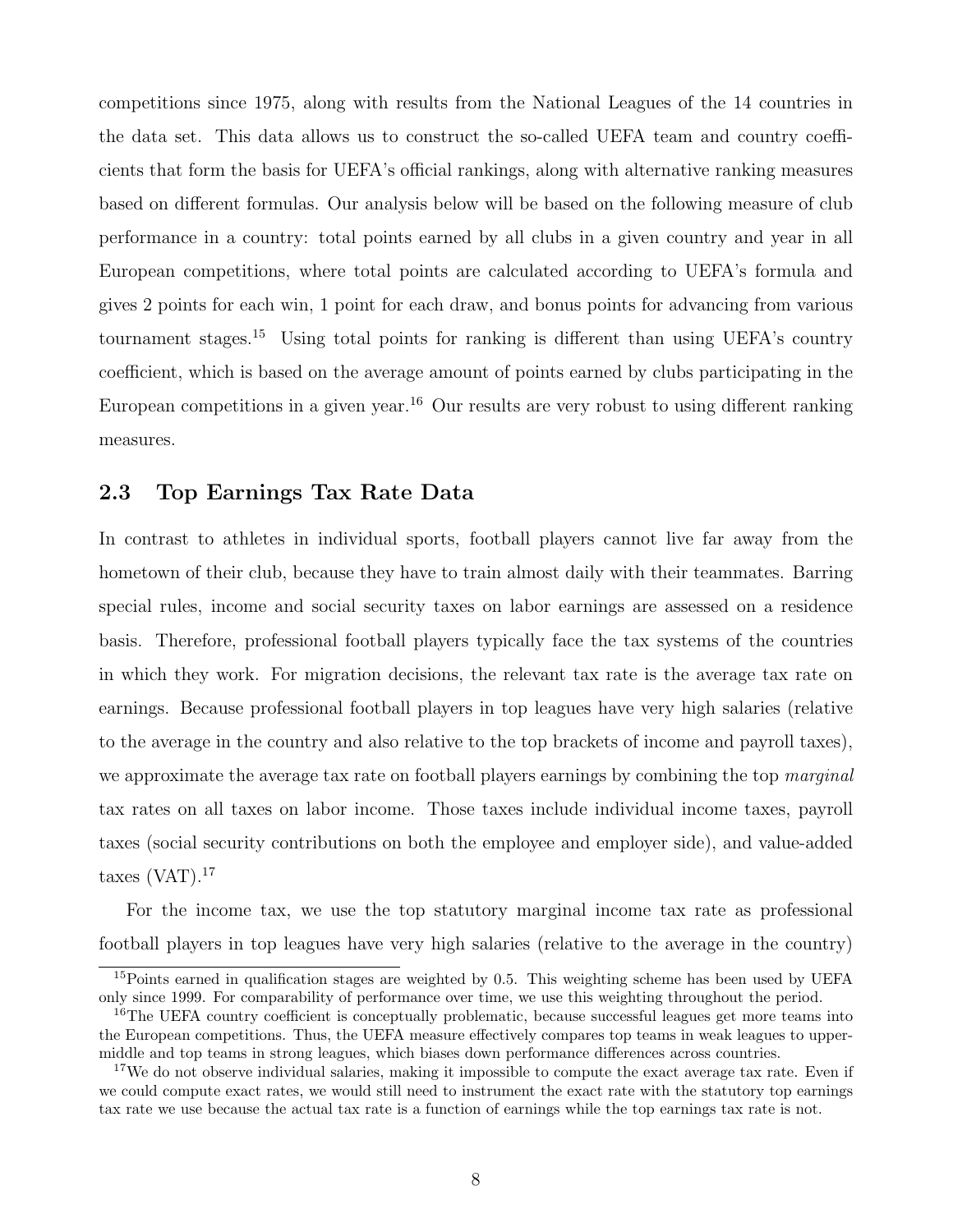competitions since 1975, along with results from the National Leagues of the 14 countries in the data set. This data allows us to construct the so-called UEFA team and country coefficients that form the basis for UEFA's official rankings, along with alternative ranking measures based on different formulas. Our analysis below will be based on the following measure of club performance in a country: total points earned by all clubs in a given country and year in all European competitions, where total points are calculated according to UEFA's formula and gives 2 points for each win, 1 point for each draw, and bonus points for advancing from various tournament stages.[15] Using total points for ranking is different than using UEFA's country coefficient, which is based on the average amount of points earned by clubs participating in the European competitions in a given year.[16] Our results are very robust to using different ranking measures.

### 2.3 Top Earnings Tax Rate Data

In contrast to athletes in individual sports, football players cannot live far away from the hometown of their club, because they have to train almost daily with their teammates. Barring special rules, income and social security taxes on labor earnings are assessed on a residence basis. Therefore, professional football players typically face the tax systems of the countries in which they work. For migration decisions, the relevant tax rate is the average tax rate on earnings. Because professional football players in top leagues have very high salaries (relative to the average in the country and also relative to the top brackets of income and payroll taxes), we approximate the average tax rate on football players earnings by combining the top *marginal* tax rates on all taxes on labor income. Those taxes include individual income taxes, payroll taxes (social security contributions on both the employee and employer side), and value-added taxes (VAT).[17]

For the income tax, we use the top statutory marginal income tax rate as professional football players in top leagues have very high salaries (relative to the average in the country)

[15] Points earned in qualification stages are weighted by 0.5. This weighting scheme has been used by UEFA only since 1999. For comparability of performance over time, we use this weighting throughout the period.

[16] The UEFA country coefficient is conceptually problematic, because successful leagues get more teams into the European competitions. Thus, the UEFA measure effectively compares top teams in weak leagues to upper-middle and top teams in strong leagues, which biases down performance differences across countries.

[17] We do not observe individual salaries, making it impossible to compute the exact average tax rate. Even if we could compute exact rates, we would still need to instrument the exact rate with the statutory top earnings tax rate we use because the actual tax rate is a function of earnings while the top earnings tax rate is not.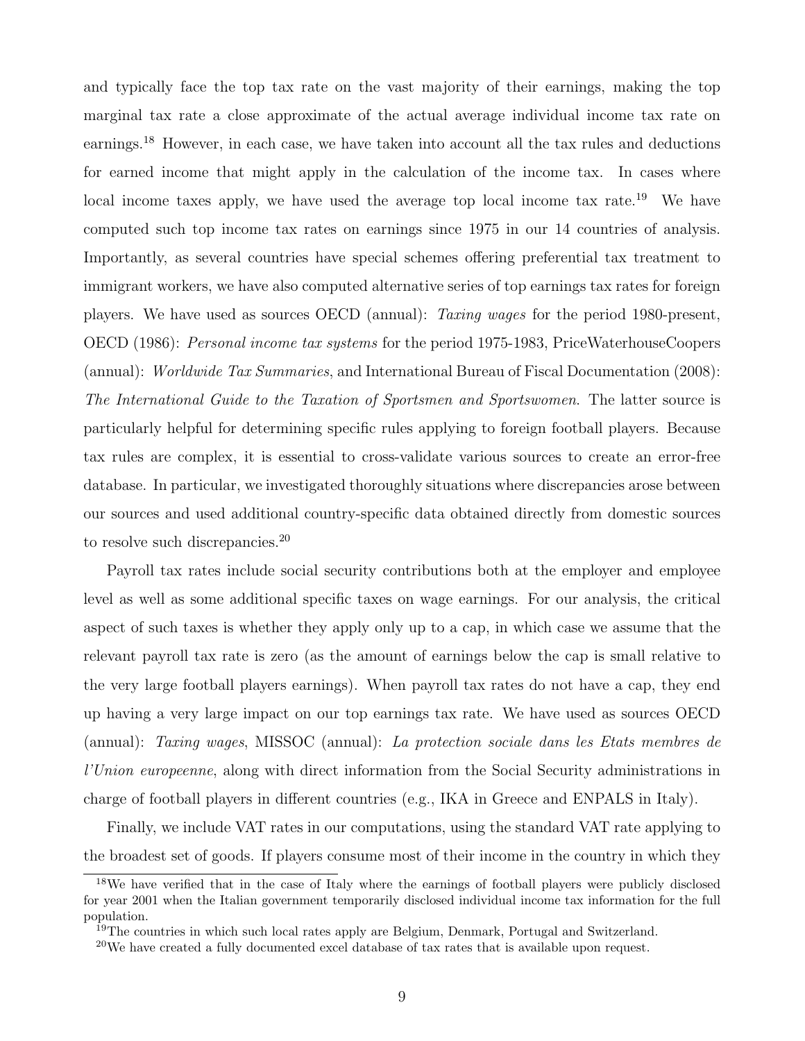and typically face the top tax rate on the vast majority of their earnings, making the top marginal tax rate a close approximate of the actual average individual income tax rate on earnings.[18] However, in each case, we have taken into account all the tax rules and deductions for earned income that might apply in the calculation of the income tax. In cases where local income taxes apply, we have used the average top local income tax rate.[19] We have computed such top income tax rates on earnings since 1975 in our 14 countries of analysis. Importantly, as several countries have special schemes offering preferential tax treatment to immigrant workers, we have also computed alternative series of top earnings tax rates for foreign players. We have used as sources OECD (annual): *Taxing wages* for the period 1980-present, OECD (1986): *Personal income tax systems* for the period 1975-1983, PriceWaterhouseCoopers (annual): *Worldwide Tax Summaries*, and International Bureau of Fiscal Documentation (2008): *The International Guide to the Taxation of Sportsmen and Sportswomen*. The latter source is particularly helpful for determining specific rules applying to foreign football players. Because tax rules are complex, it is essential to cross-validate various sources to create an error-free database. In particular, we investigated thoroughly situations where discrepancies arose between our sources and used additional country-specific data obtained directly from domestic sources to resolve such discrepancies.[20]

Payroll tax rates include social security contributions both at the employer and employee level as well as some additional specific taxes on wage earnings. For our analysis, the critical aspect of such taxes is whether they apply only up to a cap, in which case we assume that the relevant payroll tax rate is zero (as the amount of earnings below the cap is small relative to the very large football players earnings). When payroll tax rates do not have a cap, they end up having a very large impact on our top earnings tax rate. We have used as sources OECD (annual): *Taxing wages*, MISSOC (annual): *La protection sociale dans les Etats membres de l'Union europeenne*, along with direct information from the Social Security administrations in charge of football players in different countries (e.g., IKA in Greece and ENPALS in Italy).

Finally, we include VAT rates in our computations, using the standard VAT rate applying to the broadest set of goods. If players consume most of their income in the country in which they

[18] We have verified that in the case of Italy where the earnings of football players were publicly disclosed for year 2001 when the Italian government temporarily disclosed individual income tax information for the full population.

[19] The countries in which such local rates apply are Belgium, Denmark, Portugal and Switzerland.

[20] We have created a fully documented excel database of tax rates that is available upon request.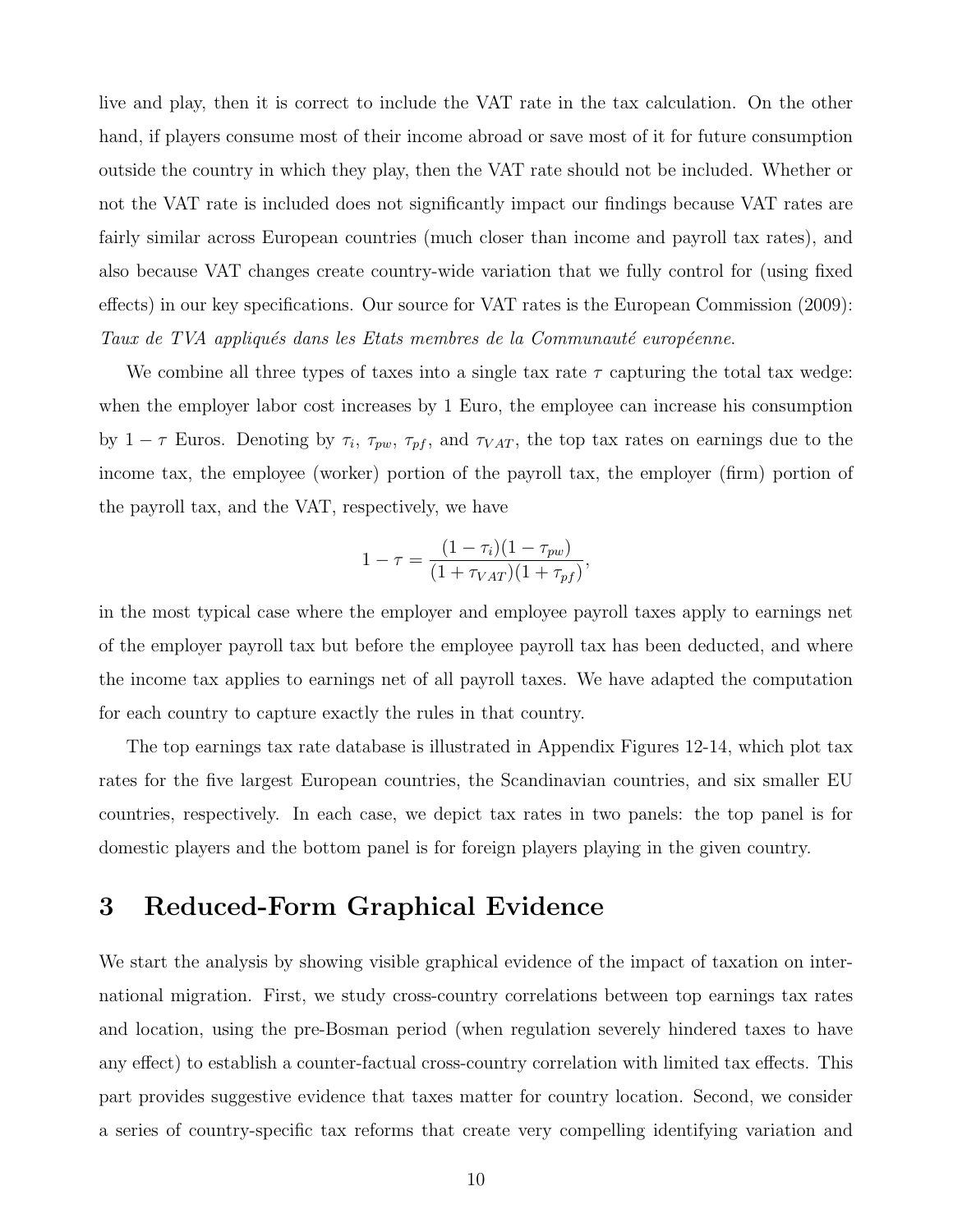live and play, then it is correct to include the VAT rate in the tax calculation. On the other hand, if players consume most of their income abroad or save most of it for future consumption outside the country in which they play, then the VAT rate should not be included. Whether or not the VAT rate is included does not significantly impact our findings because VAT rates are fairly similar across European countries (much closer than income and payroll tax rates), and also because VAT changes create country-wide variation that we fully control for (using fixed effects) in our key specifications. Our source for VAT rates is the European Commission (2009): *Taux de TVA appliqués dans les Etats membres de la Communauté européenne.*

We combine all three types of taxes into a single tax rate $\tau$ capturing the total tax wedge: when the employer labor cost increases by 1 Euro, the employee can increase his consumption by $1 - \tau$ Euros. Denoting by $\tau_i$, $\tau_{pw}$, $\tau_{pf}$, and $\tau_{VAT}$, the top tax rates on earnings due to the income tax, the employee (worker) portion of the payroll tax, the employer (firm) portion of the payroll tax, and the VAT, respectively, we have

$$1 - \tau = \frac{(1 - \tau_i)(1 - \tau_{pw})}{(1 + \tau_{VAT})(1 + \tau_{pf})},$$

in the most typical case where the employer and employee payroll taxes apply to earnings net of the employer payroll tax but before the employee payroll tax has been deducted, and where the income tax applies to earnings net of all payroll taxes. We have adapted the computation for each country to capture exactly the rules in that country.

The top earnings tax rate database is illustrated in Appendix Figures 12-14, which plot tax rates for the five largest European countries, the Scandinavian countries, and six smaller EU countries, respectively. In each case, we depict tax rates in two panels: the top panel is for domestic players and the bottom panel is for foreign players playing in the given country.

# 3 Reduced-Form Graphical Evidence

We start the analysis by showing visible graphical evidence of the impact of taxation on international migration. First, we study cross-country correlations between top earnings tax rates and location, using the pre-Bosman period (when regulation severely hindered taxes to have any effect) to establish a counter-factual cross-country correlation with limited tax effects. This part provides suggestive evidence that taxes matter for country location. Second, we consider a series of country-specific tax reforms that create very compelling identifying variation and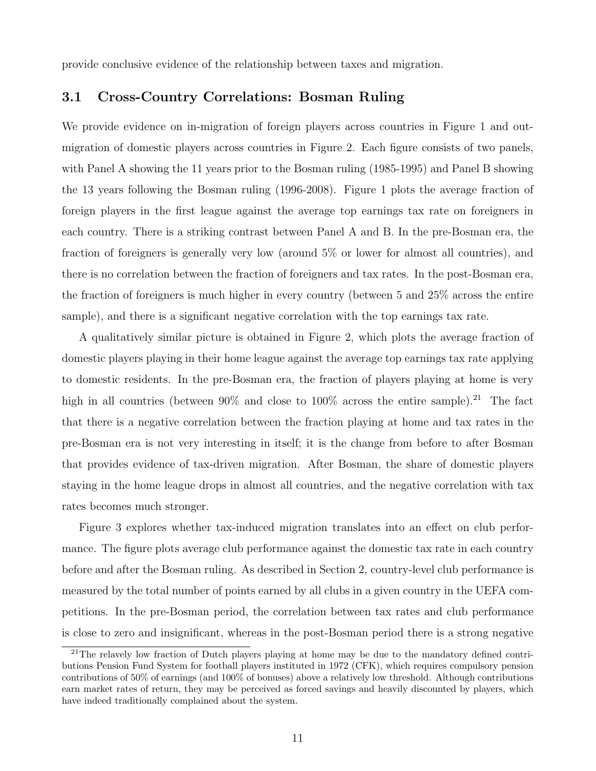provide conclusive evidence of the relationship between taxes and migration.

## 3.1 Cross-Country Correlations: Bosman Ruling

We provide evidence on in-migration of foreign players across countries in Figure 1 and out-migration of domestic players across countries in Figure 2. Each figure consists of two panels, with Panel A showing the 11 years prior to the Bosman ruling (1985-1995) and Panel B showing the 13 years following the Bosman ruling (1996-2008). Figure 1 plots the average fraction of foreign players in the first league against the average top earnings tax rate on foreigners in each country. There is a striking contrast between Panel A and B. In the pre-Bosman era, the fraction of foreigners is generally very low (around 5% or lower for almost all countries), and there is no correlation between the fraction of foreigners and tax rates. In the post-Bosman era, the fraction of foreigners is much higher in every country (between 5 and 25% across the entire sample), and there is a significant negative correlation with the top earnings tax rate.

A qualitatively similar picture is obtained in Figure 2, which plots the average fraction of domestic players playing in their home league against the average top earnings tax rate applying to domestic residents. In the pre-Bosman era, the fraction of players playing at home is very high in all countries (between 90% and close to 100% across the entire sample).[21] The fact that there is a negative correlation between the fraction playing at home and tax rates in the pre-Bosman era is not very interesting in itself; it is the change from before to after Bosman that provides evidence of tax-driven migration. After Bosman, the share of domestic players staying in the home league drops in almost all countries, and the negative correlation with tax rates becomes much stronger.

Figure 3 explores whether tax-induced migration translates into an effect on club performance. The figure plots average club performance against the domestic tax rate in each country before and after the Bosman ruling. As described in Section 2, country-level club performance is measured by the total number of points earned by all clubs in a given country in the UEFA competitions. In the pre-Bosman period, the correlation between tax rates and club performance is close to zero and insignificant, whereas in the post-Bosman period there is a strong negative

[21] The relavely low fraction of Dutch players playing at home may be due to the mandatory defined contributions Pension Fund System for football players instituted in 1972 (CFK), which requires compulsory pension contributions of 50% of earnings (and 100% of bonuses) above a relatively low threshold. Although contributions earn market rates of return, they may be perceived as forced savings and heavily discounted by players, which have indeed traditionally complained about the system.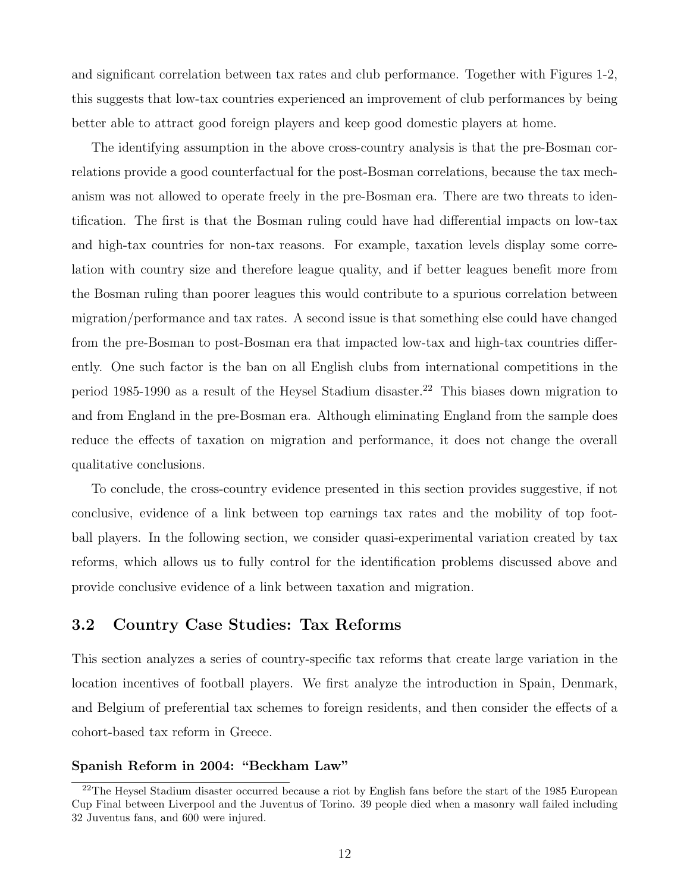and significant correlation between tax rates and club performance. Together with Figures 1-2, this suggests that low-tax countries experienced an improvement of club performances by being better able to attract good foreign players and keep good domestic players at home.

The identifying assumption in the above cross-country analysis is that the pre-Bosman correlations provide a good counterfactual for the post-Bosman correlations, because the tax mechanism was not allowed to operate freely in the pre-Bosman era. There are two threats to identification. The first is that the Bosman ruling could have had differential impacts on low-tax and high-tax countries for non-tax reasons. For example, taxation levels display some correlation with country size and therefore league quality, and if better leagues benefit more from the Bosman ruling than poorer leagues this would contribute to a spurious correlation between migration/performance and tax rates. A second issue is that something else could have changed from the pre-Bosman to post-Bosman era that impacted low-tax and high-tax countries differently. One such factor is the ban on all English clubs from international competitions in the period 1985-1990 as a result of the Heysel Stadium disaster.[22] This biases down migration to and from England in the pre-Bosman era. Although eliminating England from the sample does reduce the effects of taxation on migration and performance, it does not change the overall qualitative conclusions.

To conclude, the cross-country evidence presented in this section provides suggestive, if not conclusive, evidence of a link between top earnings tax rates and the mobility of top football players. In the following section, we consider quasi-experimental variation created by tax reforms, which allows us to fully control for the identification problems discussed above and provide conclusive evidence of a link between taxation and migration.

## 3.2 Country Case Studies: Tax Reforms

This section analyzes a series of country-specific tax reforms that create large variation in the location incentives of football players. We first analyze the introduction in Spain, Denmark, and Belgium of preferential tax schemes to foreign residents, and then consider the effects of a cohort-based tax reform in Greece.

**Spanish Reform in 2004: "Beckham Law"**

[22] The Heysel Stadium disaster occurred because a riot by English fans before the start of the 1985 European Cup Final between Liverpool and the Juventus of Torino. 39 people died when a masonry wall failed including 32 Juventus fans, and 600 were injured.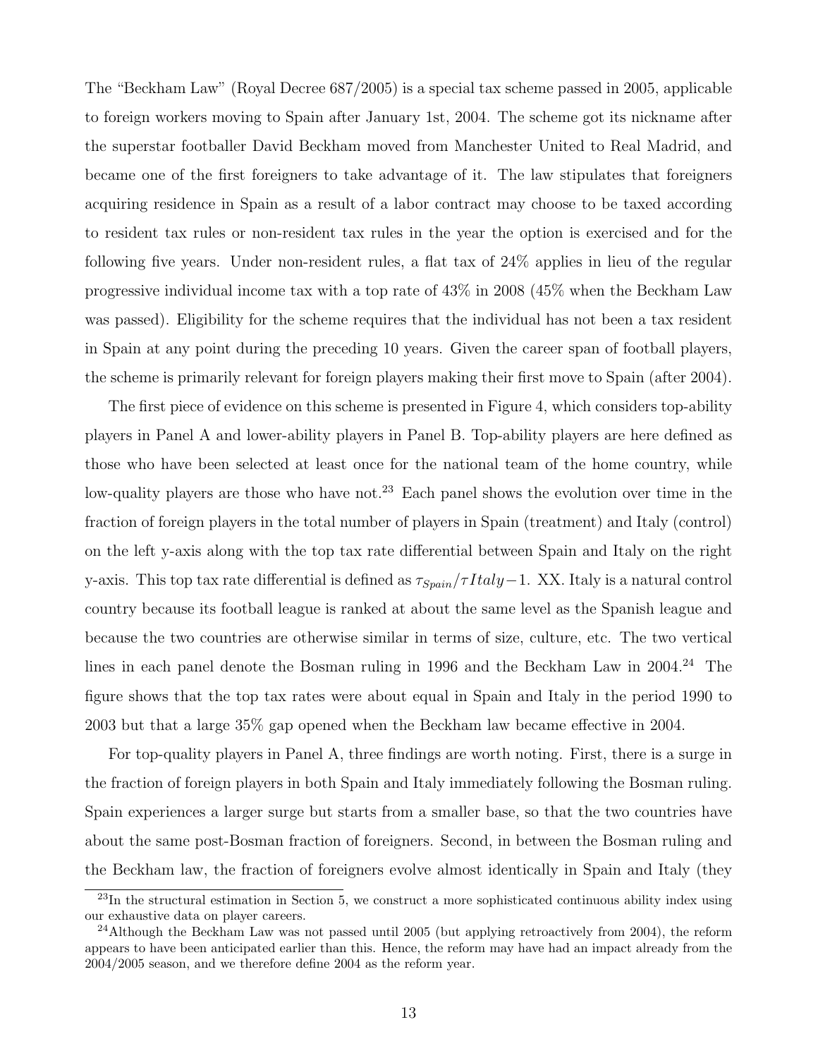The "Beckham Law" (Royal Decree 687/2005) is a special tax scheme passed in 2005, applicable to foreign workers moving to Spain after January 1st, 2004. The scheme got its nickname after the superstar footballer David Beckham moved from Manchester United to Real Madrid, and became one of the first foreigners to take advantage of it. The law stipulates that foreigners acquiring residence in Spain as a result of a labor contract may choose to be taxed according to resident tax rules or non-resident tax rules in the year the option is exercised and for the following five years. Under non-resident rules, a flat tax of 24% applies in lieu of the regular progressive individual income tax with a top rate of 43% in 2008 (45% when the Beckham Law was passed). Eligibility for the scheme requires that the individual has not been a tax resident in Spain at any point during the preceding 10 years. Given the career span of football players, the scheme is primarily relevant for foreign players making their first move to Spain (after 2004).

The first piece of evidence on this scheme is presented in Figure 4, which considers top-ability players in Panel A and lower-ability players in Panel B. Top-ability players are here defined as those who have been selected at least once for the national team of the home country, while low-quality players are those who have not.[23] Each panel shows the evolution over time in the fraction of foreign players in the total number of players in Spain (treatment) and Italy (control) on the left y-axis along with the top tax rate differential between Spain and Italy on the right y-axis. This top tax rate differential is defined as $\tau_{Spain}/\tau Italy - 1$. XX. Italy is a natural control country because its football league is ranked at about the same level as the Spanish league and because the two countries are otherwise similar in terms of size, culture, etc. The two vertical lines in each panel denote the Bosman ruling in 1996 and the Beckham Law in 2004.[24] The figure shows that the top tax rates were about equal in Spain and Italy in the period 1990 to 2003 but that a large 35% gap opened when the Beckham law became effective in 2004.

For top-quality players in Panel A, three findings are worth noting. First, there is a surge in the fraction of foreign players in both Spain and Italy immediately following the Bosman ruling. Spain experiences a larger surge but starts from a smaller base, so that the two countries have about the same post-Bosman fraction of foreigners. Second, in between the Bosman ruling and the Beckham law, the fraction of foreigners evolve almost identically in Spain and Italy (they

[23] In the structural estimation in Section 5, we construct a more sophisticated continuous ability index using our exhaustive data on player careers.

[24] Although the Beckham Law was not passed until 2005 (but applying retroactively from 2004), the reform appears to have been anticipated earlier than this. Hence, the reform may have had an impact already from the 2004/2005 season, and we therefore define 2004 as the reform year.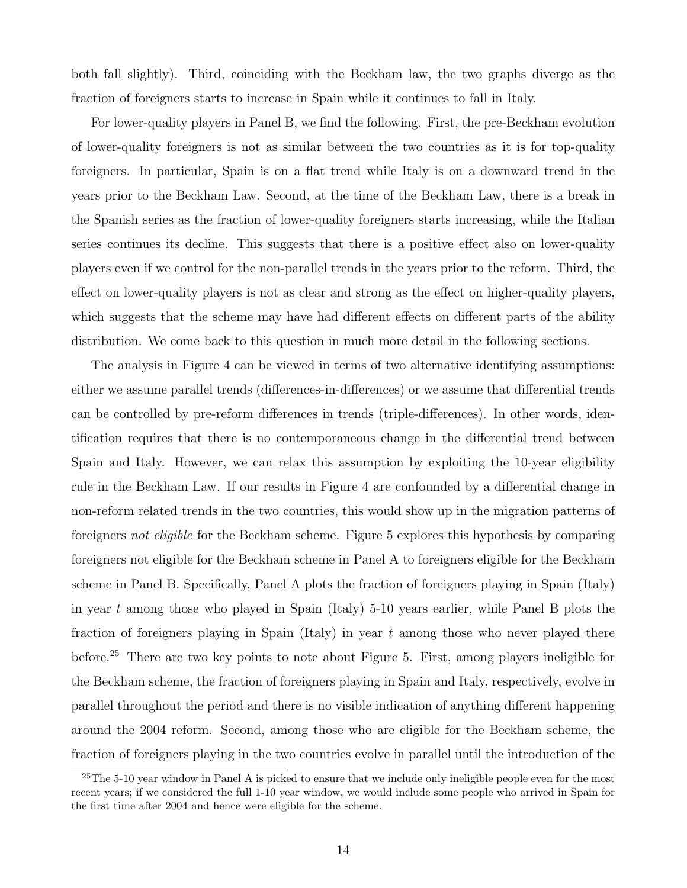both fall slightly). Third, coinciding with the Beckham law, the two graphs diverge as the fraction of foreigners starts to increase in Spain while it continues to fall in Italy.

For lower-quality players in Panel B, we find the following. First, the pre-Beckham evolution of lower-quality foreigners is not as similar between the two countries as it is for top-quality foreigners. In particular, Spain is on a flat trend while Italy is on a downward trend in the years prior to the Beckham Law. Second, at the time of the Beckham Law, there is a break in the Spanish series as the fraction of lower-quality foreigners starts increasing, while the Italian series continues its decline. This suggests that there is a positive effect also on lower-quality players even if we control for the non-parallel trends in the years prior to the reform. Third, the effect on lower-quality players is not as clear and strong as the effect on higher-quality players, which suggests that the scheme may have had different effects on different parts of the ability distribution. We come back to this question in much more detail in the following sections.

The analysis in Figure 4 can be viewed in terms of two alternative identifying assumptions: either we assume parallel trends (differences-in-differences) or we assume that differential trends can be controlled by pre-reform differences in trends (triple-differences). In other words, identification requires that there is no contemporaneous change in the differential trend between Spain and Italy. However, we can relax this assumption by exploiting the 10-year eligibility rule in the Beckham Law. If our results in Figure 4 are confounded by a differential change in non-reform related trends in the two countries, this would show up in the migration patterns of foreigners *not eligible* for the Beckham scheme. Figure 5 explores this hypothesis by comparing foreigners not eligible for the Beckham scheme in Panel A to foreigners eligible for the Beckham scheme in Panel B. Specifically, Panel A plots the fraction of foreigners playing in Spain (Italy) in year $t$ among those who played in Spain (Italy) 5-10 years earlier, while Panel B plots the fraction of foreigners playing in Spain (Italy) in year $t$ among those who never played there before.[25] There are two key points to note about Figure 5. First, among players ineligible for the Beckham scheme, the fraction of foreigners playing in Spain and Italy, respectively, evolve in parallel throughout the period and there is no visible indication of anything different happening around the 2004 reform. Second, among those who are eligible for the Beckham scheme, the fraction of foreigners playing in the two countries evolve in parallel until the introduction of the

[25]The 5-10 year window in Panel A is picked to ensure that we include only ineligible people even for the most recent years; if we considered the full 1-10 year window, we would include some people who arrived in Spain for the first time after 2004 and hence were eligible for the scheme.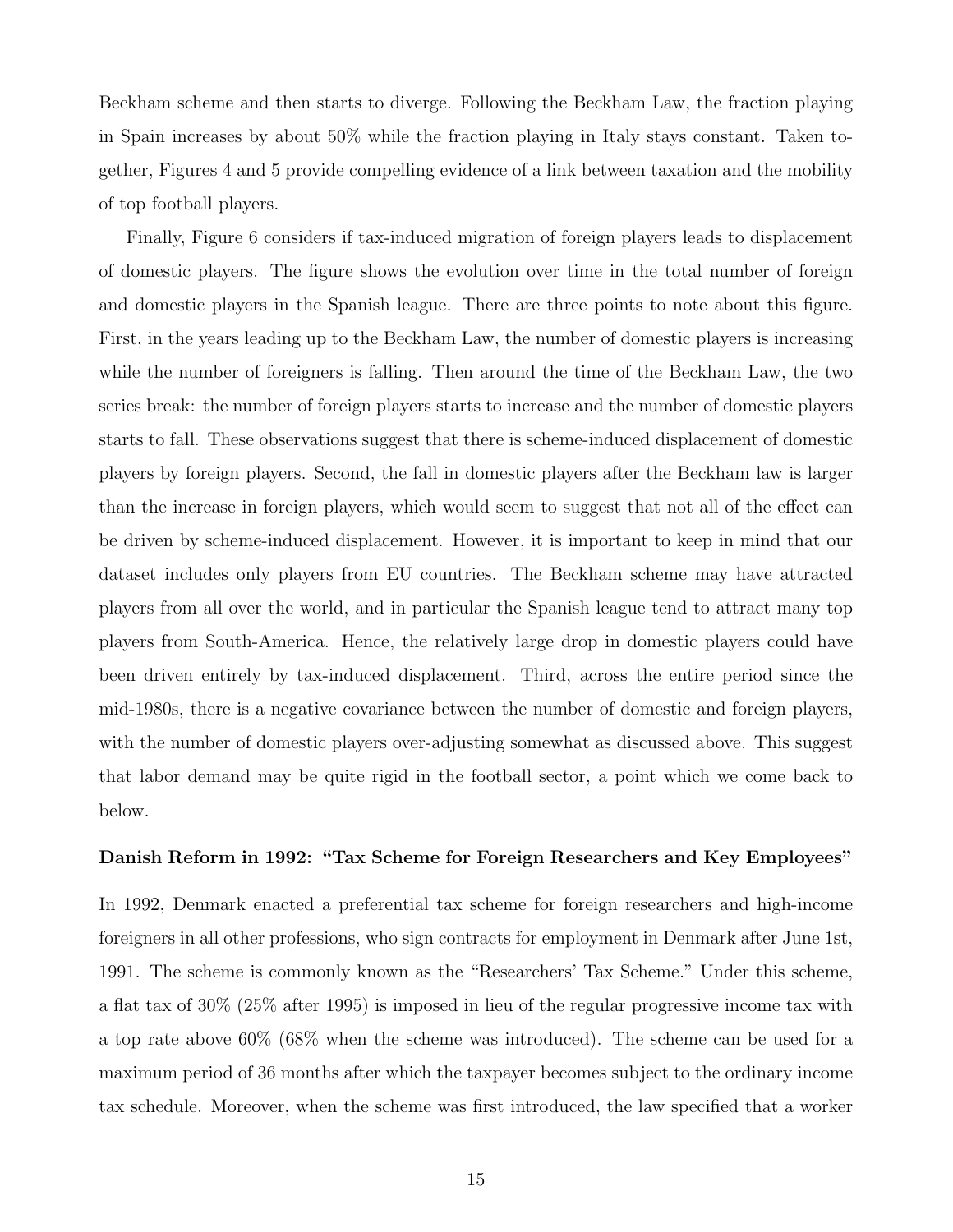Beckham scheme and then starts to diverge. Following the Beckham Law, the fraction playing in Spain increases by about 50% while the fraction playing in Italy stays constant. Taken together, Figures 4 and 5 provide compelling evidence of a link between taxation and the mobility of top football players.

Finally, Figure 6 considers if tax-induced migration of foreign players leads to displacement of domestic players. The figure shows the evolution over time in the total number of foreign and domestic players in the Spanish league. There are three points to note about this figure. First, in the years leading up to the Beckham Law, the number of domestic players is increasing while the number of foreigners is falling. Then around the time of the Beckham Law, the two series break: the number of foreign players starts to increase and the number of domestic players starts to fall. These observations suggest that there is scheme-induced displacement of domestic players by foreign players. Second, the fall in domestic players after the Beckham law is larger than the increase in foreign players, which would seem to suggest that not all of the effect can be driven by scheme-induced displacement. However, it is important to keep in mind that our dataset includes only players from EU countries. The Beckham scheme may have attracted players from all over the world, and in particular the Spanish league tend to attract many top players from South-America. Hence, the relatively large drop in domestic players could have been driven entirely by tax-induced displacement. Third, across the entire period since the mid-1980s, there is a negative covariance between the number of domestic and foreign players, with the number of domestic players over-adjusting somewhat as discussed above. This suggest that labor demand may be quite rigid in the football sector, a point which we come back to below.

**Danish Reform in 1992: "Tax Scheme for Foreign Researchers and Key Employees"**

In 1992, Denmark enacted a preferential tax scheme for foreign researchers and high-income foreigners in all other professions, who sign contracts for employment in Denmark after June 1st, 1991. The scheme is commonly known as the "Researchers' Tax Scheme." Under this scheme, a flat tax of 30% (25% after 1995) is imposed in lieu of the regular progressive income tax with a top rate above 60% (68% when the scheme was introduced). The scheme can be used for a maximum period of 36 months after which the taxpayer becomes subject to the ordinary income tax schedule. Moreover, when the scheme was first introduced, the law specified that a worker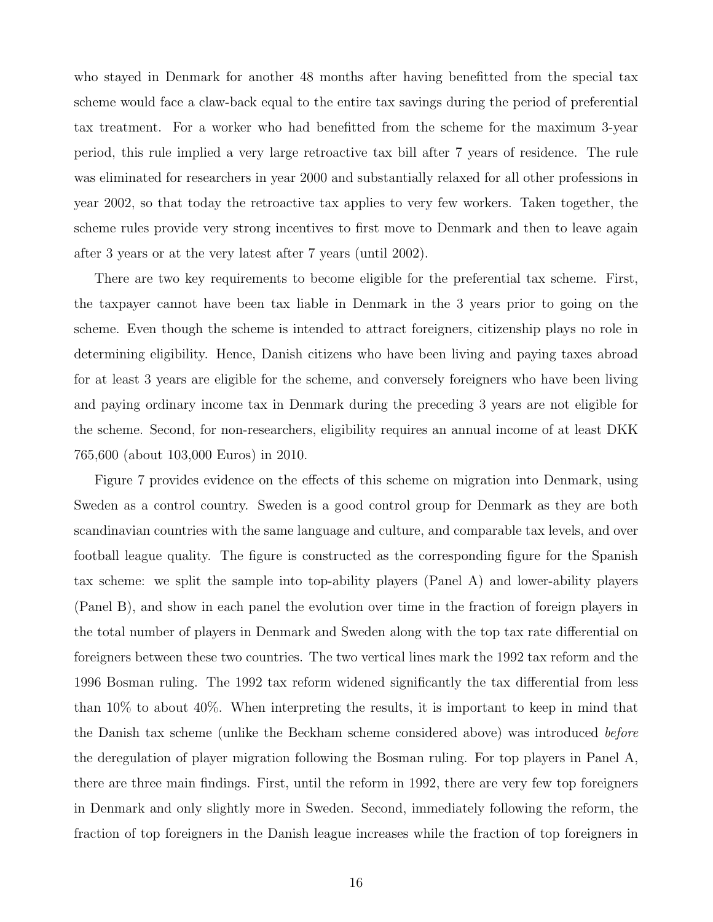who stayed in Denmark for another 48 months after having benefitted from the special tax scheme would face a claw-back equal to the entire tax savings during the period of preferential tax treatment. For a worker who had benefitted from the scheme for the maximum 3-year period, this rule implied a very large retroactive tax bill after 7 years of residence. The rule was eliminated for researchers in year 2000 and substantially relaxed for all other professions in year 2002, so that today the retroactive tax applies to very few workers. Taken together, the scheme rules provide very strong incentives to first move to Denmark and then to leave again after 3 years or at the very latest after 7 years (until 2002).

There are two key requirements to become eligible for the preferential tax scheme. First, the taxpayer cannot have been tax liable in Denmark in the 3 years prior to going on the scheme. Even though the scheme is intended to attract foreigners, citizenship plays no role in determining eligibility. Hence, Danish citizens who have been living and paying taxes abroad for at least 3 years are eligible for the scheme, and conversely foreigners who have been living and paying ordinary income tax in Denmark during the preceding 3 years are not eligible for the scheme. Second, for non-researchers, eligibility requires an annual income of at least DKK 765,600 (about 103,000 Euros) in 2010.

Figure 7 provides evidence on the effects of this scheme on migration into Denmark, using Sweden as a control country. Sweden is a good control group for Denmark as they are both scandinavian countries with the same language and culture, and comparable tax levels, and over football league quality. The figure is constructed as the corresponding figure for the Spanish tax scheme: we split the sample into top-ability players (Panel A) and lower-ability players (Panel B), and show in each panel the evolution over time in the fraction of foreign players in the total number of players in Denmark and Sweden along with the top tax rate differential on foreigners between these two countries. The two vertical lines mark the 1992 tax reform and the 1996 Bosman ruling. The 1992 tax reform widened significantly the tax differential from less than 10% to about 40%. When interpreting the results, it is important to keep in mind that the Danish tax scheme (unlike the Beckham scheme considered above) was introduced *before* the deregulation of player migration following the Bosman ruling. For top players in Panel A, there are three main findings. First, until the reform in 1992, there are very few top foreigners in Denmark and only slightly more in Sweden. Second, immediately following the reform, the fraction of top foreigners in the Danish league increases while the fraction of top foreigners in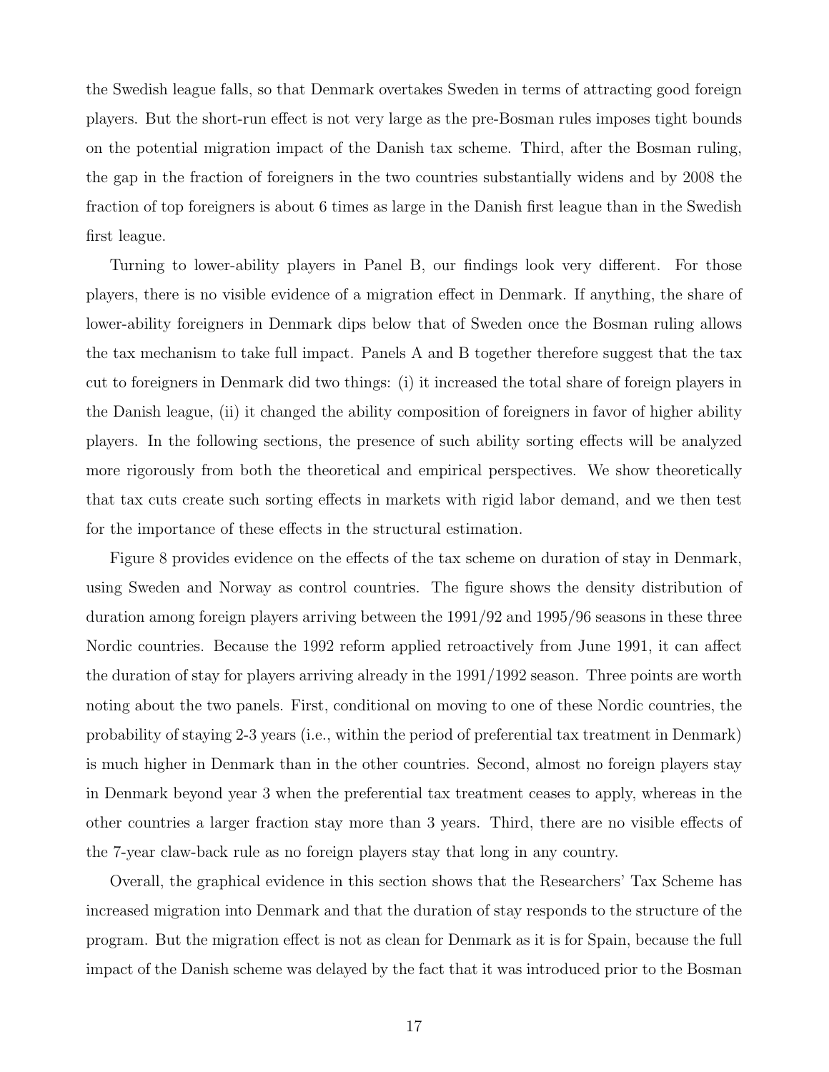the Swedish league falls, so that Denmark overtakes Sweden in terms of attracting good foreign players. But the short-run effect is not very large as the pre-Bosman rules imposes tight bounds on the potential migration impact of the Danish tax scheme. Third, after the Bosman ruling, the gap in the fraction of foreigners in the two countries substantially widens and by 2008 the fraction of top foreigners is about 6 times as large in the Danish first league than in the Swedish first league.

Turning to lower-ability players in Panel B, our findings look very different. For those players, there is no visible evidence of a migration effect in Denmark. If anything, the share of lower-ability foreigners in Denmark dips below that of Sweden once the Bosman ruling allows the tax mechanism to take full impact. Panels A and B together therefore suggest that the tax cut to foreigners in Denmark did two things: (i) it increased the total share of foreign players in the Danish league, (ii) it changed the ability composition of foreigners in favor of higher ability players. In the following sections, the presence of such ability sorting effects will be analyzed more rigorously from both the theoretical and empirical perspectives. We show theoretically that tax cuts create such sorting effects in markets with rigid labor demand, and we then test for the importance of these effects in the structural estimation.

Figure 8 provides evidence on the effects of the tax scheme on duration of stay in Denmark, using Sweden and Norway as control countries. The figure shows the density distribution of duration among foreign players arriving between the 1991/92 and 1995/96 seasons in these three Nordic countries. Because the 1992 reform applied retroactively from June 1991, it can affect the duration of stay for players arriving already in the 1991/1992 season. Three points are worth noting about the two panels. First, conditional on moving to one of these Nordic countries, the probability of staying 2-3 years (i.e., within the period of preferential tax treatment in Denmark) is much higher in Denmark than in the other countries. Second, almost no foreign players stay in Denmark beyond year 3 when the preferential tax treatment ceases to apply, whereas in the other countries a larger fraction stay more than 3 years. Third, there are no visible effects of the 7-year claw-back rule as no foreign players stay that long in any country.

Overall, the graphical evidence in this section shows that the Researchers' Tax Scheme has increased migration into Denmark and that the duration of stay responds to the structure of the program. But the migration effect is not as clean for Denmark as it is for Spain, because the full impact of the Danish scheme was delayed by the fact that it was introduced prior to the Bosman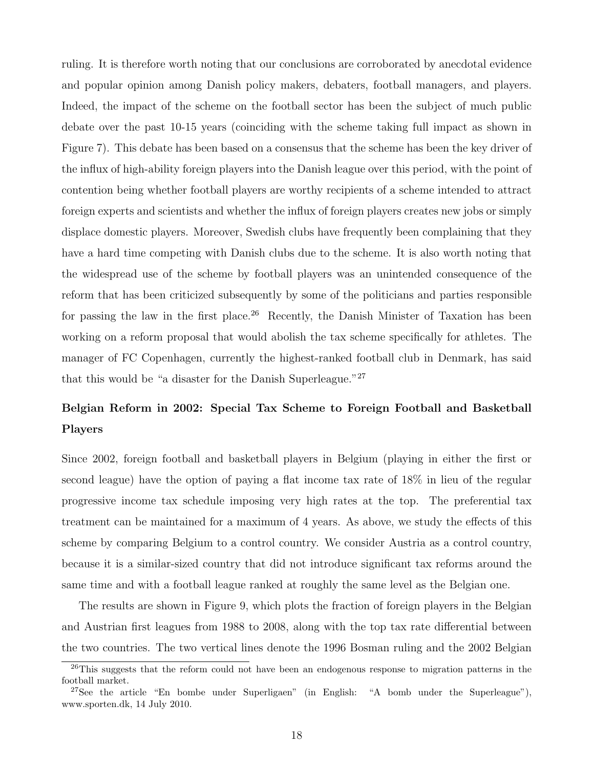ruling. It is therefore worth noting that our conclusions are corroborated by anecdotal evidence and popular opinion among Danish policy makers, debaters, football managers, and players. Indeed, the impact of the scheme on the football sector has been the subject of much public debate over the past 10-15 years (coinciding with the scheme taking full impact as shown in Figure 7). This debate has been based on a consensus that the scheme has been the key driver of the influx of high-ability foreign players into the Danish league over this period, with the point of contention being whether football players are worthy recipients of a scheme intended to attract foreign experts and scientists and whether the influx of foreign players creates new jobs or simply displace domestic players. Moreover, Swedish clubs have frequently been complaining that they have a hard time competing with Danish clubs due to the scheme. It is also worth noting that the widespread use of the scheme by football players was an unintended consequence of the reform that has been criticized subsequently by some of the politicians and parties responsible for passing the law in the first place.[26] Recently, the Danish Minister of Taxation has been working on a reform proposal that would abolish the tax scheme specifically for athletes. The manager of FC Copenhagen, currently the highest-ranked football club in Denmark, has said that this would be "a disaster for the Danish Superleague."[27]

**Belgian Reform in 2002: Special Tax Scheme to Foreign Football and Basketball Players**

Since 2002, foreign football and basketball players in Belgium (playing in either the first or second league) have the option of paying a flat income tax rate of 18% in lieu of the regular progressive income tax schedule imposing very high rates at the top. The preferential tax treatment can be maintained for a maximum of 4 years. As above, we study the effects of this scheme by comparing Belgium to a control country. We consider Austria as a control country, because it is a similar-sized country that did not introduce significant tax reforms around the same time and with a football league ranked at roughly the same level as the Belgian one.

The results are shown in Figure 9, which plots the fraction of foreign players in the Belgian and Austrian first leagues from 1988 to 2008, along with the top tax rate differential between the two countries. The two vertical lines denote the 1996 Bosman ruling and the 2002 Belgian

[26] This suggests that the reform could not have been an endogenous response to migration patterns in the football market.

[27] See the article "En bombe under Superligaen" (in English: "A bomb under the Superleague"), www.sporten.dk, 14 July 2010.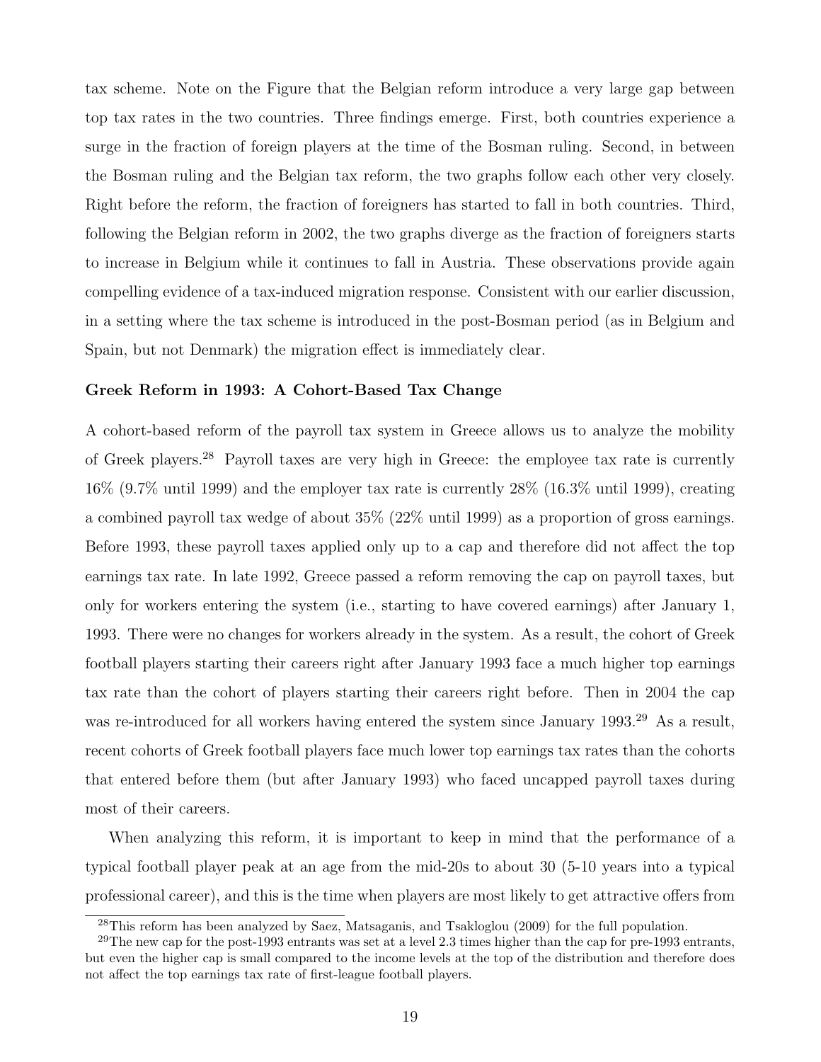tax scheme. Note on the Figure that the Belgian reform introduce a very large gap between top tax rates in the two countries. Three findings emerge. First, both countries experience a surge in the fraction of foreign players at the time of the Bosman ruling. Second, in between the Bosman ruling and the Belgian tax reform, the two graphs follow each other very closely. Right before the reform, the fraction of foreigners has started to fall in both countries. Third, following the Belgian reform in 2002, the two graphs diverge as the fraction of foreigners starts to increase in Belgium while it continues to fall in Austria. These observations provide again compelling evidence of a tax-induced migration response. Consistent with our earlier discussion, in a setting where the tax scheme is introduced in the post-Bosman period (as in Belgium and Spain, but not Denmark) the migration effect is immediately clear.

**Greek Reform in 1993: A Cohort-Based Tax Change**

A cohort-based reform of the payroll tax system in Greece allows us to analyze the mobility of Greek players.[28] Payroll taxes are very high in Greece: the employee tax rate is currently 16% (9.7% until 1999) and the employer tax rate is currently 28% (16.3% until 1999), creating a combined payroll tax wedge of about 35% (22% until 1999) as a proportion of gross earnings. Before 1993, these payroll taxes applied only up to a cap and therefore did not affect the top earnings tax rate. In late 1992, Greece passed a reform removing the cap on payroll taxes, but only for workers entering the system (i.e., starting to have covered earnings) after January 1, 1993. There were no changes for workers already in the system. As a result, the cohort of Greek football players starting their careers right after January 1993 face a much higher top earnings tax rate than the cohort of players starting their careers right before. Then in 2004 the cap was re-introduced for all workers having entered the system since January 1993.[29] As a result, recent cohorts of Greek football players face much lower top earnings tax rates than the cohorts that entered before them (but after January 1993) who faced uncapped payroll taxes during most of their careers.

When analyzing this reform, it is important to keep in mind that the performance of a typical football player peak at an age from the mid-20s to about 30 (5-10 years into a typical professional career), and this is the time when players are most likely to get attractive offers from

[28] This reform has been analyzed by Saez, Matsaganis, and Tsakloglou (2009) for the full population.

[29] The new cap for the post-1993 entrants was set at a level 2.3 times higher than the cap for pre-1993 entrants, but even the higher cap is small compared to the income levels at the top of the distribution and therefore does not affect the top earnings tax rate of first-league football players.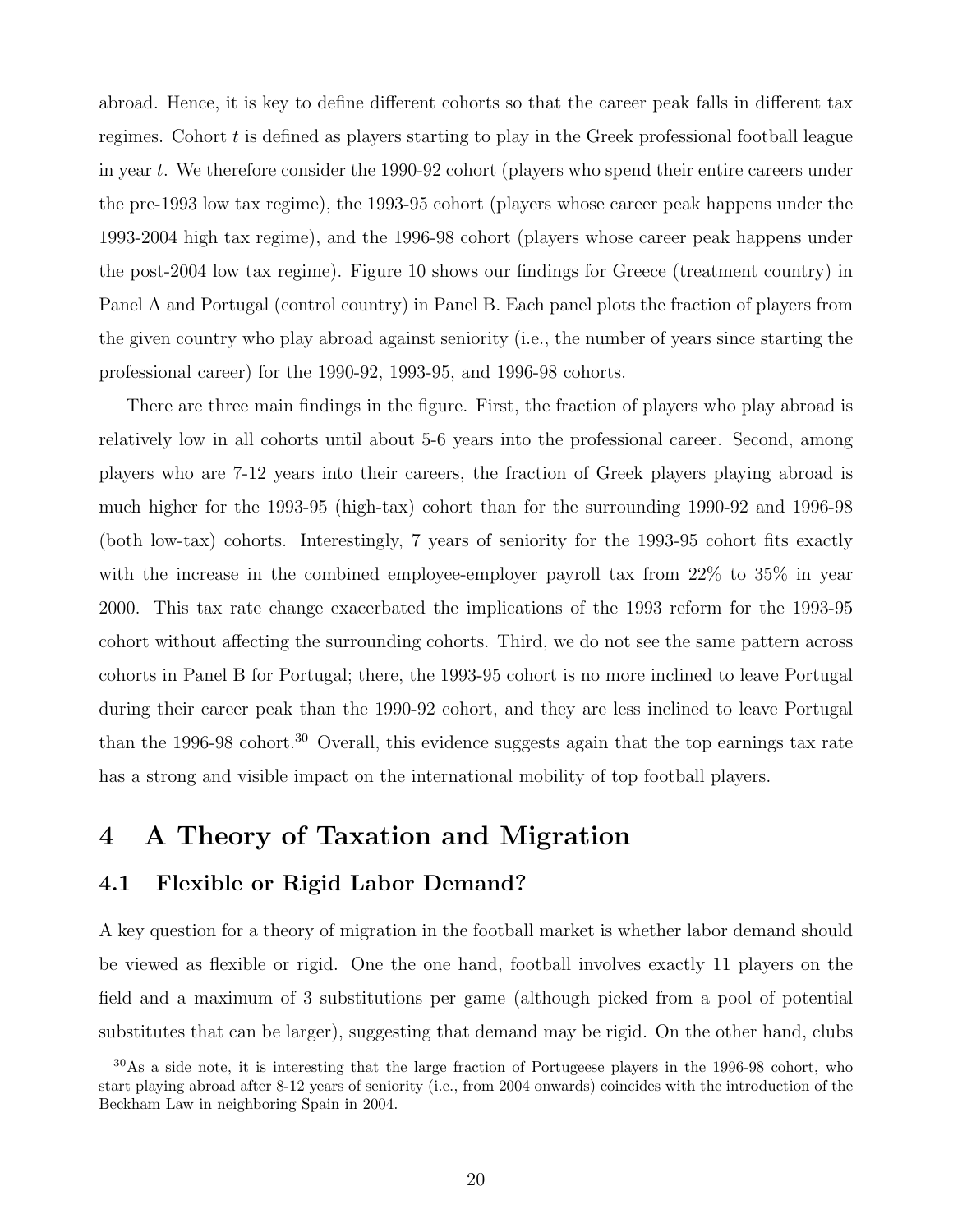abroad. Hence, it is key to define different cohorts so that the career peak falls in different tax regimes. Cohort $t$ is defined as players starting to play in the Greek professional football league in year $t$. We therefore consider the 1990-92 cohort (players who spend their entire careers under the pre-1993 low tax regime), the 1993-95 cohort (players whose career peak happens under the 1993-2004 high tax regime), and the 1996-98 cohort (players whose career peak happens under the post-2004 low tax regime). Figure 10 shows our findings for Greece (treatment country) in Panel A and Portugal (control country) in Panel B. Each panel plots the fraction of players from the given country who play abroad against seniority (i.e., the number of years since starting the professional career) for the 1990-92, 1993-95, and 1996-98 cohorts.

There are three main findings in the figure. First, the fraction of players who play abroad is relatively low in all cohorts until about 5-6 years into the professional career. Second, among players who are 7-12 years into their careers, the fraction of Greek players playing abroad is much higher for the 1993-95 (high-tax) cohort than for the surrounding 1990-92 and 1996-98 (both low-tax) cohorts. Interestingly, 7 years of seniority for the 1993-95 cohort fits exactly with the increase in the combined employee-employer payroll tax from 22% to 35% in year 2000. This tax rate change exacerbated the implications of the 1993 reform for the 1993-95 cohort without affecting the surrounding cohorts. Third, we do not see the same pattern across cohorts in Panel B for Portugal; there, the 1993-95 cohort is no more inclined to leave Portugal during their career peak than the 1990-92 cohort, and they are less inclined to leave Portugal than the 1996-98 cohort.[30] Overall, this evidence suggests again that the top earnings tax rate has a strong and visible impact on the international mobility of top football players.

# 4 A Theory of Taxation and Migration

## 4.1 Flexible or Rigid Labor Demand?

A key question for a theory of migration in the football market is whether labor demand should be viewed as flexible or rigid. One the one hand, football involves exactly 11 players on the field and a maximum of 3 substitutions per game (although picked from a pool of potential substitutes that can be larger), suggesting that demand may be rigid. On the other hand, clubs

[30]As a side note, it is interesting that the large fraction of Portugeese players in the 1996-98 cohort, who start playing abroad after 8-12 years of seniority (i.e., from 2004 onwards) coincides with the introduction of the Beckham Law in neighboring Spain in 2004.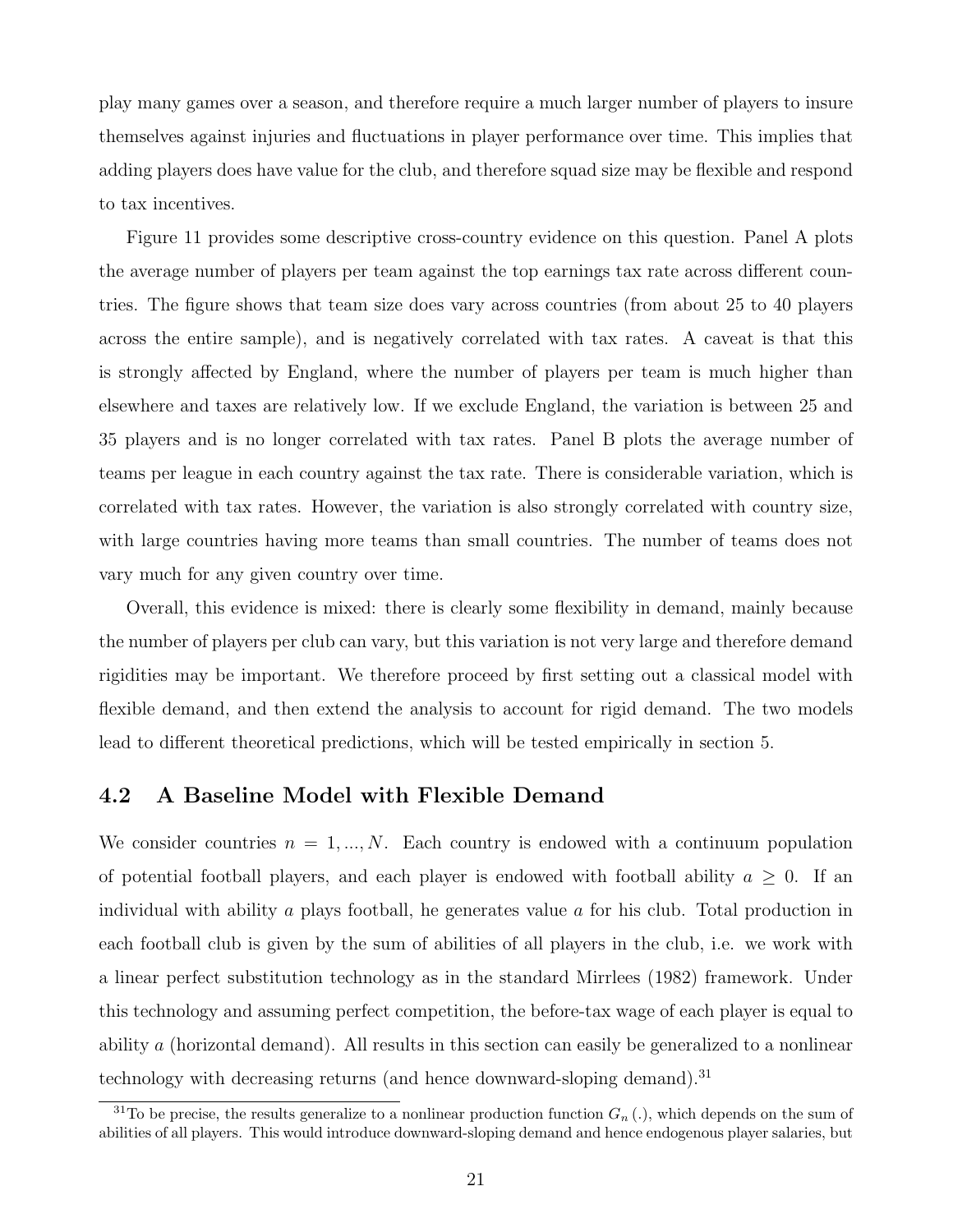play many games over a season, and therefore require a much larger number of players to insure themselves against injuries and fluctuations in player performance over time. This implies that adding players does have value for the club, and therefore squad size may be flexible and respond to tax incentives.

Figure 11 provides some descriptive cross-country evidence on this question. Panel A plots the average number of players per team against the top earnings tax rate across different countries. The figure shows that team size does vary across countries (from about 25 to 40 players across the entire sample), and is negatively correlated with tax rates. A caveat is that this is strongly affected by England, where the number of players per team is much higher than elsewhere and taxes are relatively low. If we exclude England, the variation is between 25 and 35 players and is no longer correlated with tax rates. Panel B plots the average number of teams per league in each country against the tax rate. There is considerable variation, which is correlated with tax rates. However, the variation is also strongly correlated with country size, with large countries having more teams than small countries. The number of teams does not vary much for any given country over time.

Overall, this evidence is mixed: there is clearly some flexibility in demand, mainly because the number of players per club can vary, but this variation is not very large and therefore demand rigidities may be important. We therefore proceed by first setting out a classical model with flexible demand, and then extend the analysis to account for rigid demand. The two models lead to different theoretical predictions, which will be tested empirically in section 5.

## 4.2 A Baseline Model with Flexible Demand

We consider countries $n = 1, ..., N$. Each country is endowed with a continuum population of potential football players, and each player is endowed with football ability $a \geq 0$. If an individual with ability $a$ plays football, he generates value $a$ for his club. Total production in each football club is given by the sum of abilities of all players in the club, i.e. we work with a linear perfect substitution technology as in the standard Mirrlees (1982) framework. Under this technology and assuming perfect competition, the before-tax wage of each player is equal to ability $a$ (horizontal demand). All results in this section can easily be generalized to a nonlinear technology with decreasing returns (and hence downward-sloping demand).[31]

[31] To be precise, the results generalize to a nonlinear production function $G_n(.)$, which depends on the sum of abilities of all players. This would introduce downward-sloping demand and hence endogenous player salaries, but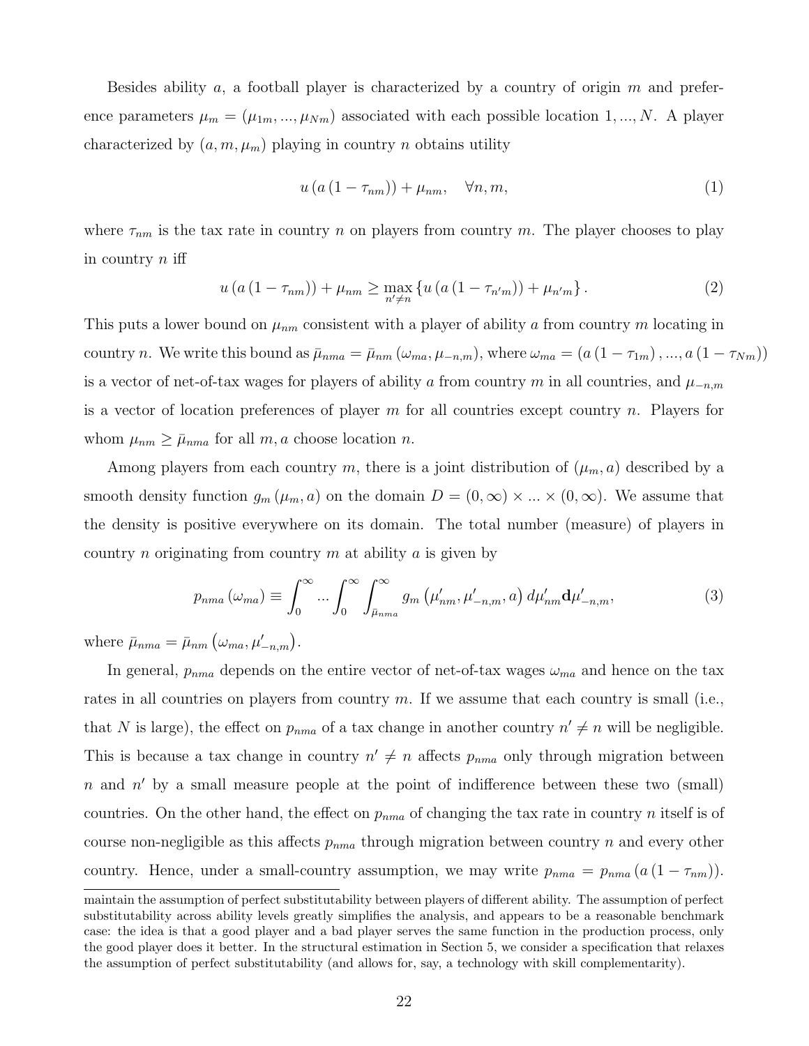Besides ability $a$, a football player is characterized by a country of origin $m$ and preference parameters $\mu_m = (\mu_{1m}, ..., \mu_{Nm})$ associated with each possible location $1, ..., N$. A player characterized by $(a, m, \mu_m)$ playing in country $n$ obtains utility

$$u\left(a\left(1-\tau_{nm}\right)\right)+\mu_{nm}, \quad \forall n, m, \tag{1}$$

where $\tau_{nm}$ is the tax rate in country $n$ on players from country $m$. The player chooses to play in country $n$ iff

$$u\left(a\left(1-\tau_{nm}\right)\right)+\mu_{nm} \geq \max_{n' \neq n}\left\{u\left(a\left(1-\tau_{n'm}\right)\right)+\mu_{n'm}\right\}. \tag{2}$$

This puts a lower bound on $\mu_{nm}$ consistent with a player of ability $a$ from country $m$ locating in country $n$. We write this bound as $\bar{\mu}_{nma} = \bar{\mu}_{nm}\left(\omega_{ma}, \mu_{-n,m}\right)$, where $\omega_{ma} = \left(a\left(1-\tau_{1m}\right), ..., a\left(1-\tau_{Nm}\right)\right)$ is a vector of net-of-tax wages for players of ability $a$ from country $m$ in all countries, and $\mu_{-n,m}$ is a vector of location preferences of player $m$ for all countries except country $n$. Players for whom $\mu_{nm} \geq \bar{\mu}_{nma}$ for all $m, a$ choose location $n$.

Among players from each country $m$, there is a joint distribution of $(\mu_m, a)$ described by a smooth density function $g_m(\mu_m, a)$ on the domain $D = (0, \infty) \times ... \times (0, \infty)$. We assume that the density is positive everywhere on its domain. The total number (measure) of players in country $n$ originating from country $m$ at ability $a$ is given by

$$p_{nma}\left(\omega_{ma}\right) \equiv \int_0^\infty ... \int_0^\infty \int_{\bar{\mu}_{nma}}^\infty g_m\left(\mu'_{nm}, \mu'_{-n,m}, a\right) d\mu'_{nm} \mathbf{d}\mu'_{-n,m}, \tag{3}$$

where $\bar{\mu}_{nma} = \bar{\mu}_{nm}\left(\omega_{ma}, \mu'_{-n,m}\right)$.

In general, $p_{nma}$ depends on the entire vector of net-of-tax wages $\omega_{ma}$ and hence on the tax rates in all countries on players from country $m$. If we assume that each country is small (i.e., that $N$ is large), the effect on $p_{nma}$ of a tax change in another country $n' \neq n$ will be negligible. This is because a tax change in country $n' \neq n$ affects $p_{nma}$ only through migration between $n$ and $n'$ by a small measure people at the point of indifference between these two (small) countries. On the other hand, the effect on $p_{nma}$ of changing the tax rate in country $n$ itself is of course non-negligible as this affects $p_{nma}$ through migration between country $n$ and every other country. Hence, under a small-country assumption, we may write $p_{nma} = p_{nma}\left(a\left(1-\tau_{nm}\right)\right)$.

maintain the assumption of perfect substitutability between players of different ability. The assumption of perfect substitutability across ability levels greatly simplifies the analysis, and appears to be a reasonable benchmark case: the idea is that a good player and a bad player serves the same function in the production process, only the good player does it better. In the structural estimation in Section 5, we consider a specification that relaxes the assumption of perfect substitutability (and allows for, say, a technology with skill complementarity).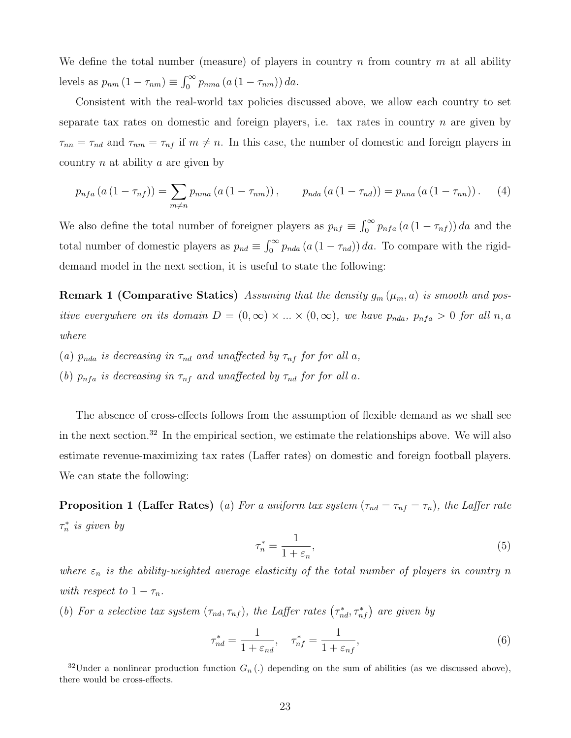We define the total number (measure) of players in country $n$ from country $m$ at all ability levels as $p_{nm}(1-\tau_{nm}) \equiv \int_0^\infty p_{nma}(a(1-\tau_{nm}))\,da$.

Consistent with the real-world tax policies discussed above, we allow each country to set separate tax rates on domestic and foreign players, i.e. tax rates in country $n$ are given by $\tau_{nn} = \tau_{nd}$ and $\tau_{nm} = \tau_{nf}$ if $m \neq n$. In this case, the number of domestic and foreign players in country $n$ at ability $a$ are given by

$$p_{nfa}(a(1-\tau_{nf})) = \sum_{m \neq n} p_{nma}(a(1-\tau_{nm})), \qquad p_{nda}(a(1-\tau_{nd})) = p_{nna}(a(1-\tau_{nn})). \tag{4}$$

We also define the total number of foreigner players as $p_{nf} \equiv \int_0^\infty p_{nfa}(a(1-\tau_{nf}))\,da$ and the total number of domestic players as $p_{nd} \equiv \int_0^\infty p_{nda}(a(1-\tau_{nd}))\,da$. To compare with the rigid-demand model in the next section, it is useful to state the following:

**Remark 1 (Comparative Statics)** *Assuming that the density $g_m(\mu_m, a)$ is smooth and positive everywhere on its domain $D = (0,\infty) \times \ldots \times (0,\infty)$, we have $p_{nda}$, $p_{nfa} > 0$ for all $n, a$ where*

*(a) $p_{nda}$ is decreasing in $\tau_{nd}$ and unaffected by $\tau_{nf}$ for for all $a$,*

*(b) $p_{nfa}$ is decreasing in $\tau_{nf}$ and unaffected by $\tau_{nd}$ for for all $a$.*

The absence of cross-effects follows from the assumption of flexible demand as we shall see in the next section.[32] In the empirical section, we estimate the relationships above. We will also estimate revenue-maximizing tax rates (Laffer rates) on domestic and foreign football players. We can state the following:

**Proposition 1 (Laffer Rates)** *(a) For a uniform tax system ($\tau_{nd} = \tau_{nf} = \tau_n$), the Laffer rate $\tau_n^*$ is given by*

$$\tau_n^* = \frac{1}{1+\varepsilon_n}, \tag{5}$$

*where $\varepsilon_n$ is the ability-weighted average elasticity of the total number of players in country $n$ with respect to $1-\tau_n$.*

*(b) For a selective tax system $(\tau_{nd}, \tau_{nf})$, the Laffer rates $(\tau_{nd}^*, \tau_{nf}^*)$ are given by*

$$\tau_{nd}^* = \frac{1}{1+\varepsilon_{nd}}, \quad \tau_{nf}^* = \frac{1}{1+\varepsilon_{nf}}, \tag{6}$$

[32] Under a nonlinear production function $G_n(.)$ depending on the sum of abilities (as we discussed above), there would be cross-effects.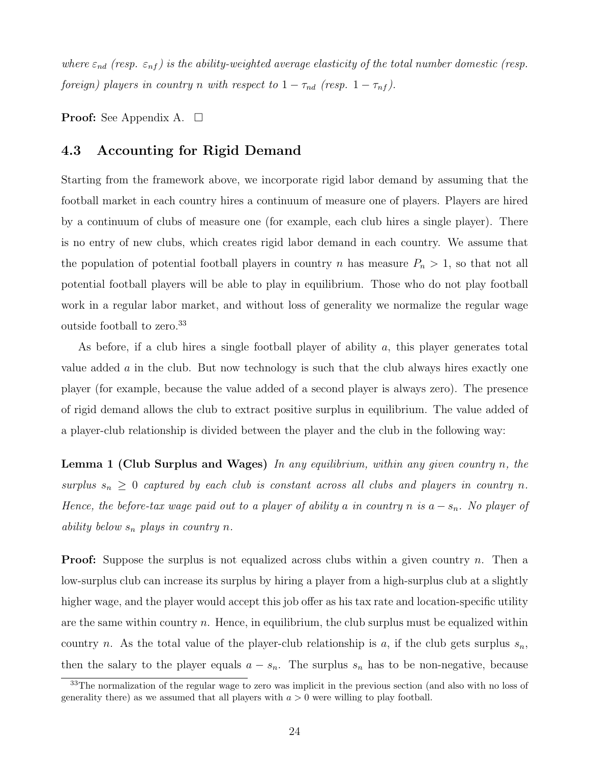*where $\varepsilon_{nd}$ (resp. $\varepsilon_{nf}$) is the ability-weighted average elasticity of the total number domestic (resp. foreign) players in country $n$ with respect to $1-\tau_{nd}$ (resp. $1-\tau_{nf}$).*

**Proof:** See Appendix A. □

## 4.3 Accounting for Rigid Demand

Starting from the framework above, we incorporate rigid labor demand by assuming that the football market in each country hires a continuum of measure one of players. Players are hired by a continuum of clubs of measure one (for example, each club hires a single player). There is no entry of new clubs, which creates rigid labor demand in each country. We assume that the population of potential football players in country $n$ has measure $P_n > 1$, so that not all potential football players will be able to play in equilibrium. Those who do not play football work in a regular labor market, and without loss of generality we normalize the regular wage outside football to zero.[33]

As before, if a club hires a single football player of ability $a$, this player generates total value added $a$ in the club. But now technology is such that the club always hires exactly one player (for example, because the value added of a second player is always zero). The presence of rigid demand allows the club to extract positive surplus in equilibrium. The value added of a player-club relationship is divided between the player and the club in the following way:

**Lemma 1 (Club Surplus and Wages)** *In any equilibrium, within any given country $n$, the surplus $s_n \geq 0$ captured by each club is constant across all clubs and players in country $n$. Hence, the before-tax wage paid out to a player of ability $a$ in country $n$ is $a - s_n$. No player of ability below $s_n$ plays in country $n$.*

**Proof:** Suppose the surplus is not equalized across clubs within a given country $n$. Then a low-surplus club can increase its surplus by hiring a player from a high-surplus club at a slightly higher wage, and the player would accept this job offer as his tax rate and location-specific utility are the same within country $n$. Hence, in equilibrium, the club surplus must be equalized within country $n$. As the total value of the player-club relationship is $a$, if the club gets surplus $s_n$, then the salary to the player equals $a - s_n$. The surplus $s_n$ has to be non-negative, because

[33] The normalization of the regular wage to zero was implicit in the previous section (and also with no loss of generality there) as we assumed that all players with $a > 0$ were willing to play football.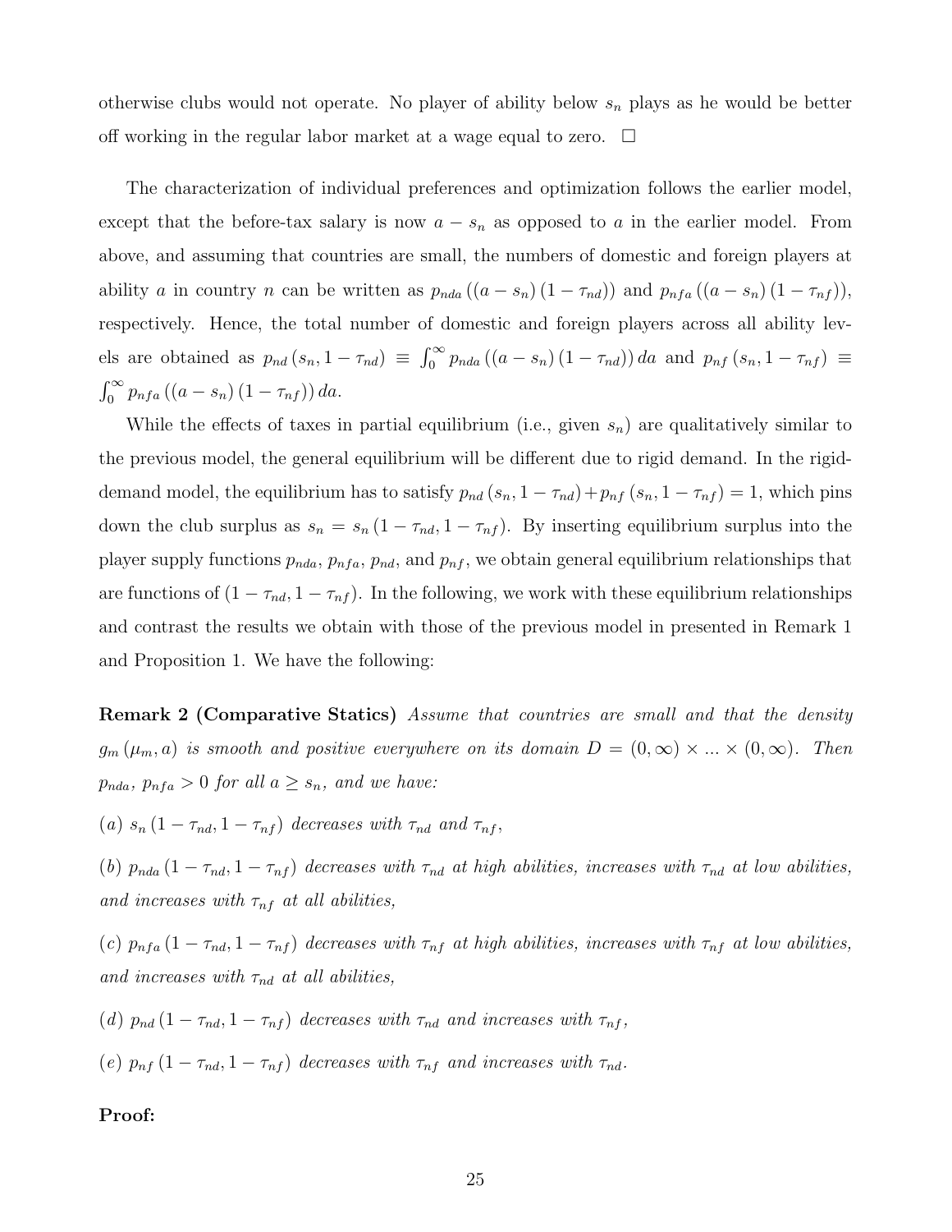otherwise clubs would not operate. No player of ability below $s_n$ plays as he would be better off working in the regular labor market at a wage equal to zero. $\square$

The characterization of individual preferences and optimization follows the earlier model, except that the before-tax salary is now $a - s_n$ as opposed to $a$ in the earlier model. From above, and assuming that countries are small, the numbers of domestic and foreign players at ability $a$ in country $n$ can be written as $p_{nda}((a - s_n)(1 - \tau_{nd}))$ and $p_{nfa}((a - s_n)(1 - \tau_{nf}))$, respectively. Hence, the total number of domestic and foreign players across all ability levels are obtained as $p_{nd}(s_n, 1 - \tau_{nd}) \equiv \int_0^\infty p_{nda}((a - s_n)(1 - \tau_{nd})) \, da$ and $p_{nf}(s_n, 1 - \tau_{nf}) \equiv \int_0^\infty p_{nfa}((a - s_n)(1 - \tau_{nf})) \, da$.

While the effects of taxes in partial equilibrium (i.e., given $s_n$) are qualitatively similar to the previous model, the general equilibrium will be different due to rigid demand. In the rigid-demand model, the equilibrium has to satisfy $p_{nd}(s_n, 1 - \tau_{nd}) + p_{nf}(s_n, 1 - \tau_{nf}) = 1$, which pins down the club surplus as $s_n = s_n(1 - \tau_{nd}, 1 - \tau_{nf})$. By inserting equilibrium surplus into the player supply functions $p_{nda}$, $p_{nfa}$, $p_{nd}$, and $p_{nf}$, we obtain general equilibrium relationships that are functions of $(1 - \tau_{nd}, 1 - \tau_{nf})$. In the following, we work with these equilibrium relationships and contrast the results we obtain with those of the previous model in presented in Remark 1 and Proposition 1. We have the following:

**Remark 2 (Comparative Statics)** *Assume that countries are small and that the density $g_m(\mu_m, a)$ is smooth and positive everywhere on its domain $D = (0, \infty) \times ... \times (0, \infty)$. Then $p_{nda}$, $p_{nfa} > 0$ for all $a \geq s_n$, and we have:*

*(a) $s_n(1 - \tau_{nd}, 1 - \tau_{nf})$ decreases with $\tau_{nd}$ and $\tau_{nf}$,*

*(b) $p_{nda}(1 - \tau_{nd}, 1 - \tau_{nf})$ decreases with $\tau_{nd}$ at high abilities, increases with $\tau_{nd}$ at low abilities, and increases with $\tau_{nf}$ at all abilities,*

*(c) $p_{nfa}(1 - \tau_{nd}, 1 - \tau_{nf})$ decreases with $\tau_{nf}$ at high abilities, increases with $\tau_{nf}$ at low abilities, and increases with $\tau_{nd}$ at all abilities,*

*(d) $p_{nd}(1 - \tau_{nd}, 1 - \tau_{nf})$ decreases with $\tau_{nd}$ and increases with $\tau_{nf}$,*

*(e) $p_{nf}(1 - \tau_{nd}, 1 - \tau_{nf})$ decreases with $\tau_{nf}$ and increases with $\tau_{nd}$.*

**Proof:**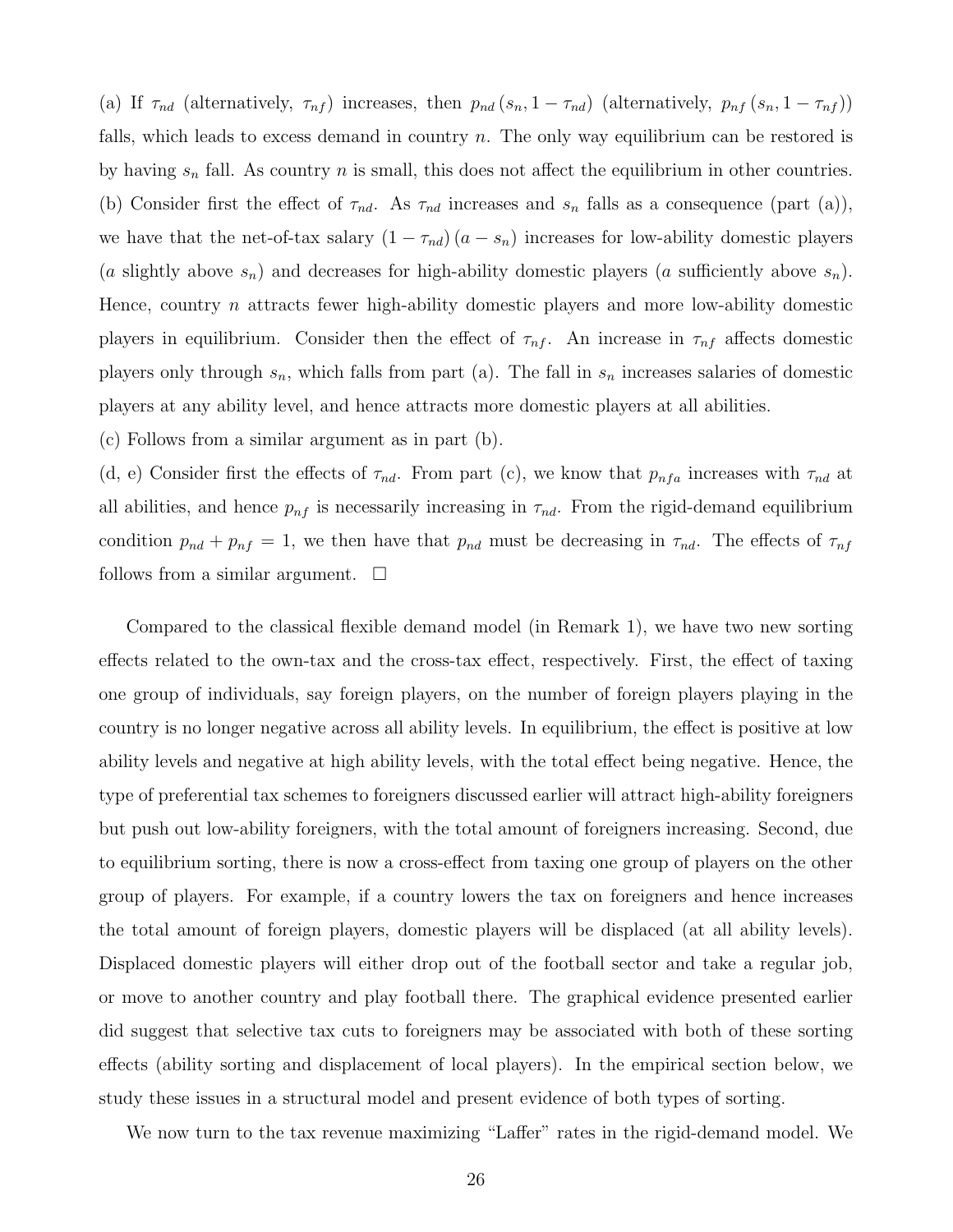(a) If $\tau_{nd}$ (alternatively, $\tau_{nf}$) increases, then $p_{nd}(s_n, 1 - \tau_{nd})$ (alternatively, $p_{nf}(s_n, 1 - \tau_{nf})$) falls, which leads to excess demand in country $n$. The only way equilibrium can be restored is by having $s_n$ fall. As country $n$ is small, this does not affect the equilibrium in other countries.
(b) Consider first the effect of $\tau_{nd}$. As $\tau_{nd}$ increases and $s_n$ falls as a consequence (part (a)), we have that the net-of-tax salary $(1 - \tau_{nd})(a - s_n)$ increases for low-ability domestic players ($a$ slightly above $s_n$) and decreases for high-ability domestic players ($a$ sufficiently above $s_n$). Hence, country $n$ attracts fewer high-ability domestic players and more low-ability domestic players in equilibrium. Consider then the effect of $\tau_{nf}$. An increase in $\tau_{nf}$ affects domestic players only through $s_n$, which falls from part (a). The fall in $s_n$ increases salaries of domestic players at any ability level, and hence attracts more domestic players at all abilities.
(c) Follows from a similar argument as in part (b).
(d, e) Consider first the effects of $\tau_{nd}$. From part (c), we know that $p_{nfa}$ increases with $\tau_{nd}$ at all abilities, and hence $p_{nf}$ is necessarily increasing in $\tau_{nd}$. From the rigid-demand equilibrium condition $p_{nd} + p_{nf} = 1$, we then have that $p_{nd}$ must be decreasing in $\tau_{nd}$. The effects of $\tau_{nf}$ follows from a similar argument. □

Compared to the classical flexible demand model (in Remark 1), we have two new sorting effects related to the own-tax and the cross-tax effect, respectively. First, the effect of taxing one group of individuals, say foreign players, on the number of foreign players playing in the country is no longer negative across all ability levels. In equilibrium, the effect is positive at low ability levels and negative at high ability levels, with the total effect being negative. Hence, the type of preferential tax schemes to foreigners discussed earlier will attract high-ability foreigners but push out low-ability foreigners, with the total amount of foreigners increasing. Second, due to equilibrium sorting, there is now a cross-effect from taxing one group of players on the other group of players. For example, if a country lowers the tax on foreigners and hence increases the total amount of foreign players, domestic players will be displaced (at all ability levels). Displaced domestic players will either drop out of the football sector and take a regular job, or move to another country and play football there. The graphical evidence presented earlier did suggest that selective tax cuts to foreigners may be associated with both of these sorting effects (ability sorting and displacement of local players). In the empirical section below, we study these issues in a structural model and present evidence of both types of sorting.

We now turn to the tax revenue maximizing "Laffer" rates in the rigid-demand model. We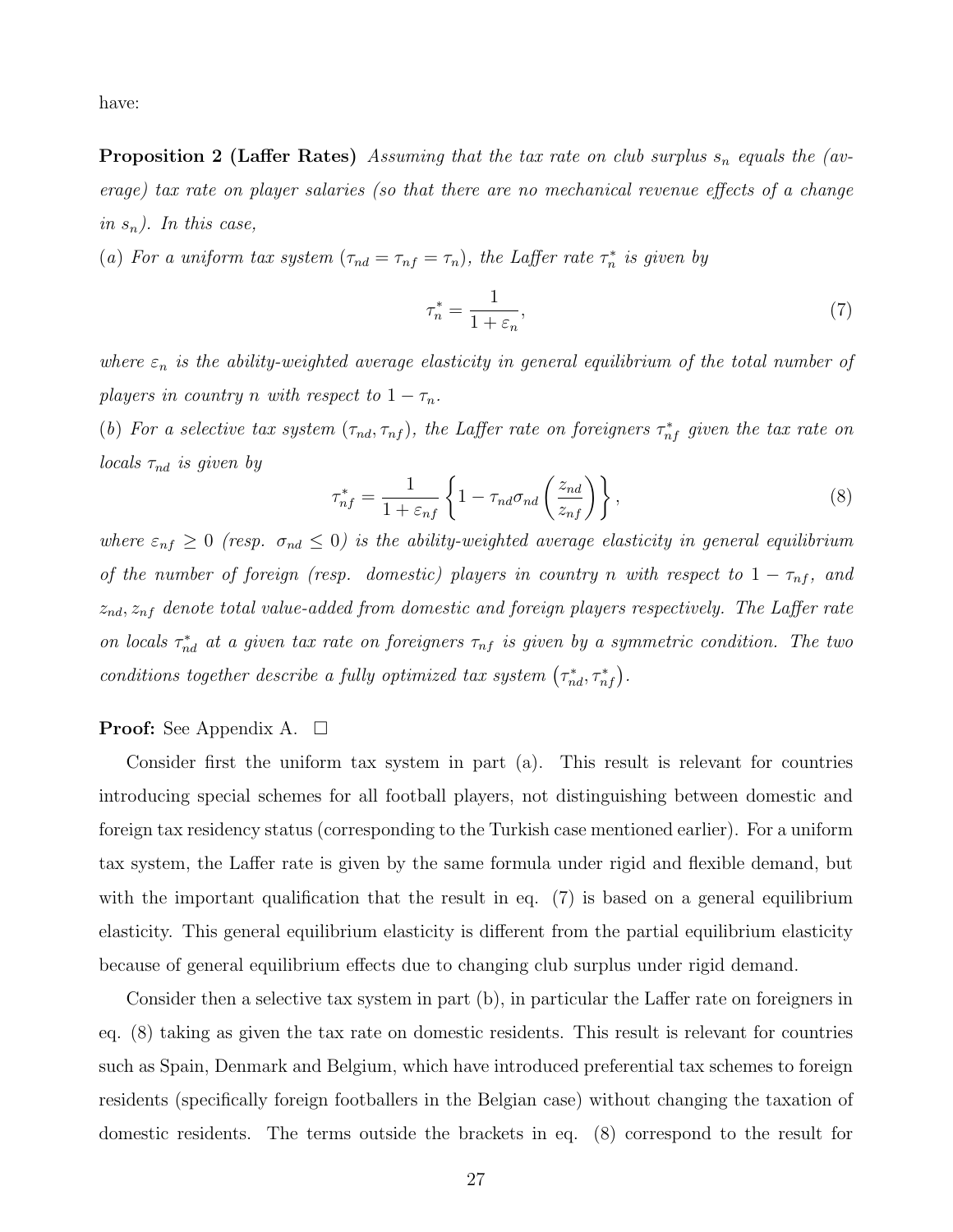have:

**Proposition 2 (Laffer Rates)** *Assuming that the tax rate on club surplus $s_n$ equals the (average) tax rate on player salaries (so that there are no mechanical revenue effects of a change in $s_n$). In this case,*

*(a) For a uniform tax system ($\tau_{nd} = \tau_{nf} = \tau_n$), the Laffer rate $\tau_n^*$ is given by*

$$\tau_n^* = \frac{1}{1+\varepsilon_n}, \tag{7}$$

*where $\varepsilon_n$ is the ability-weighted average elasticity in general equilibrium of the total number of players in country $n$ with respect to $1-\tau_n$.*

*(b) For a selective tax system $(\tau_{nd}, \tau_{nf})$, the Laffer rate on foreigners $\tau_{nf}^*$ given the tax rate on locals $\tau_{nd}$ is given by*

$$\tau_{nf}^* = \frac{1}{1+\varepsilon_{nf}} \left\{ 1 - \tau_{nd}\sigma_{nd}\left(\frac{z_{nd}}{z_{nf}}\right) \right\}, \tag{8}$$

*where $\varepsilon_{nf} \geq 0$ (resp. $\sigma_{nd} \leq 0$) is the ability-weighted average elasticity in general equilibrium of the number of foreign (resp. domestic) players in country $n$ with respect to $1-\tau_{nf}$, and $z_{nd}, z_{nf}$ denote total value-added from domestic and foreign players respectively. The Laffer rate on locals $\tau_{nd}^*$ at a given tax rate on foreigners $\tau_{nf}$ is given by a symmetric condition. The two conditions together describe a fully optimized tax system $\left(\tau_{nd}^*, \tau_{nf}^*\right)$.*

**Proof:** See Appendix A. □

Consider first the uniform tax system in part (a). This result is relevant for countries introducing special schemes for all football players, not distinguishing between domestic and foreign tax residency status (corresponding to the Turkish case mentioned earlier). For a uniform tax system, the Laffer rate is given by the same formula under rigid and flexible demand, but with the important qualification that the result in eq. (7) is based on a general equilibrium elasticity. This general equilibrium elasticity is different from the partial equilibrium elasticity because of general equilibrium effects due to changing club surplus under rigid demand.

Consider then a selective tax system in part (b), in particular the Laffer rate on foreigners in eq. (8) taking as given the tax rate on domestic residents. This result is relevant for countries such as Spain, Denmark and Belgium, which have introduced preferential tax schemes to foreign residents (specifically foreign footballers in the Belgian case) without changing the taxation of domestic residents. The terms outside the brackets in eq. (8) correspond to the result for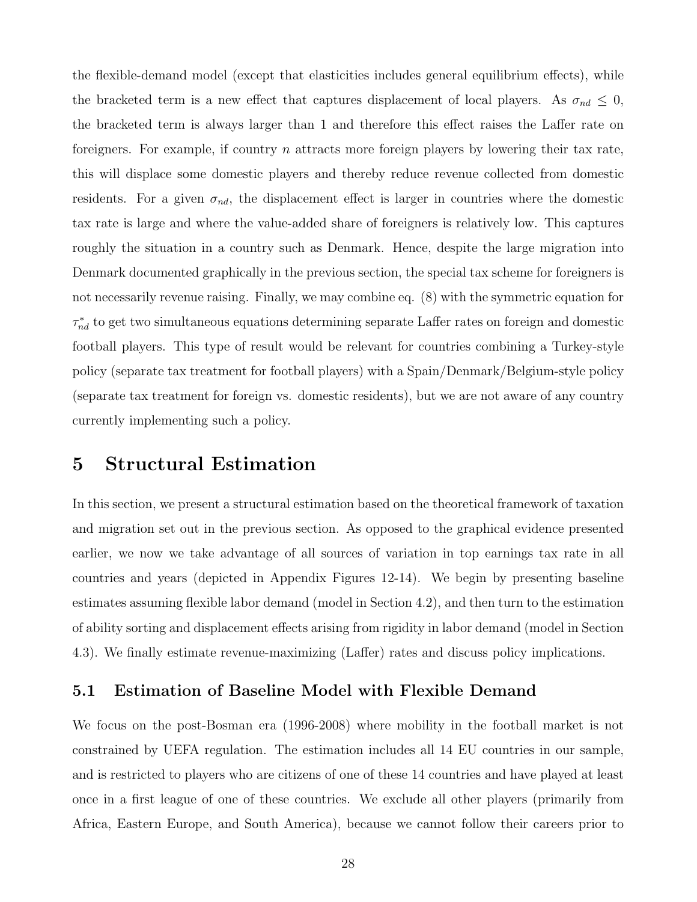the flexible-demand model (except that elasticities includes general equilibrium effects), while the bracketed term is a new effect that captures displacement of local players. As $\sigma_{nd} \leq 0$, the bracketed term is always larger than 1 and therefore this effect raises the Laffer rate on foreigners. For example, if country $n$ attracts more foreign players by lowering their tax rate, this will displace some domestic players and thereby reduce revenue collected from domestic residents. For a given $\sigma_{nd}$, the displacement effect is larger in countries where the domestic tax rate is large and where the value-added share of foreigners is relatively low. This captures roughly the situation in a country such as Denmark. Hence, despite the large migration into Denmark documented graphically in the previous section, the special tax scheme for foreigners is not necessarily revenue raising. Finally, we may combine eq. (8) with the symmetric equation for $\tau^{*}_{nd}$ to get two simultaneous equations determining separate Laffer rates on foreign and domestic football players. This type of result would be relevant for countries combining a Turkey-style policy (separate tax treatment for football players) with a Spain/Denmark/Belgium-style policy (separate tax treatment for foreign vs. domestic residents), but we are not aware of any country currently implementing such a policy.

# 5 Structural Estimation

In this section, we present a structural estimation based on the theoretical framework of taxation and migration set out in the previous section. As opposed to the graphical evidence presented earlier, we now we take advantage of all sources of variation in top earnings tax rate in all countries and years (depicted in Appendix Figures 12-14). We begin by presenting baseline estimates assuming flexible labor demand (model in Section 4.2), and then turn to the estimation of ability sorting and displacement effects arising from rigidity in labor demand (model in Section 4.3). We finally estimate revenue-maximizing (Laffer) rates and discuss policy implications.

## 5.1 Estimation of Baseline Model with Flexible Demand

We focus on the post-Bosman era (1996-2008) where mobility in the football market is not constrained by UEFA regulation. The estimation includes all 14 EU countries in our sample, and is restricted to players who are citizens of one of these 14 countries and have played at least once in a first league of one of these countries. We exclude all other players (primarily from Africa, Eastern Europe, and South America), because we cannot follow their careers prior to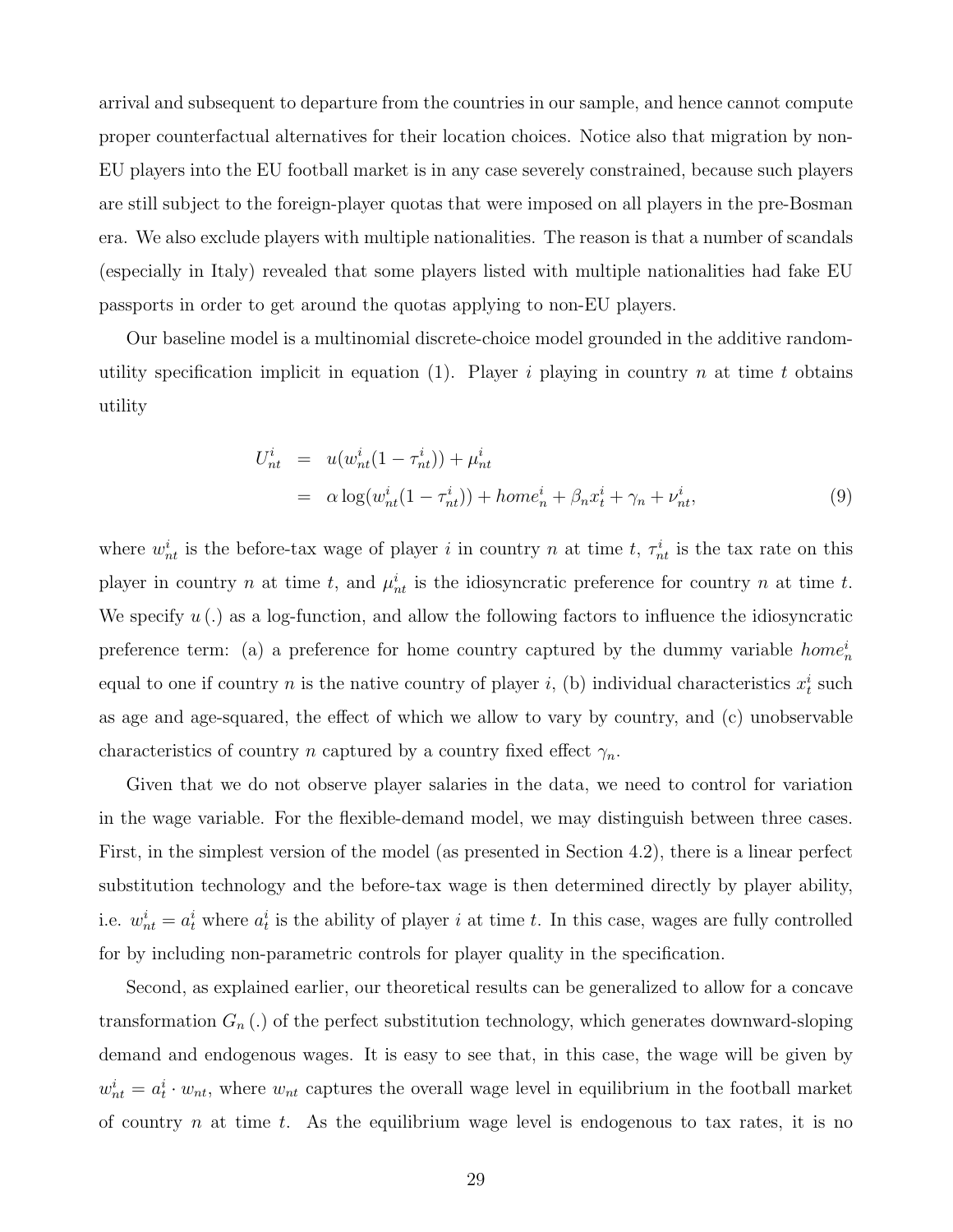arrival and subsequent to departure from the countries in our sample, and hence cannot compute proper counterfactual alternatives for their location choices. Notice also that migration by non-EU players into the EU football market is in any case severely constrained, because such players are still subject to the foreign-player quotas that were imposed on all players in the pre-Bosman era. We also exclude players with multiple nationalities. The reason is that a number of scandals (especially in Italy) revealed that some players listed with multiple nationalities had fake EU passports in order to get around the quotas applying to non-EU players.

Our baseline model is a multinomial discrete-choice model grounded in the additive random-utility specification implicit in equation (1). Player $i$ playing in country $n$ at time $t$ obtains utility

$$
\begin{aligned}
U_{nt}^{i} &= u(w_{nt}^{i}(1-\tau_{nt}^{i})) + \mu_{nt}^{i} \\
&= \alpha \log(w_{nt}^{i}(1-\tau_{nt}^{i})) + home_{n}^{i} + \beta_{n} x_{t}^{i} + \gamma_{n} + \nu_{nt}^{i}, \qquad (9)
\end{aligned}
$$

where $w_{nt}^{i}$ is the before-tax wage of player $i$ in country $n$ at time $t$, $\tau_{nt}^{i}$ is the tax rate on this player in country $n$ at time $t$, and $\mu_{nt}^{i}$ is the idiosyncratic preference for country $n$ at time $t$. We specify $u(.)$ as a log-function, and allow the following factors to influence the idiosyncratic preference term: (a) a preference for home country captured by the dummy variable $home_{n}^{i}$ equal to one if country $n$ is the native country of player $i$, (b) individual characteristics $x_{t}^{i}$ such as age and age-squared, the effect of which we allow to vary by country, and (c) unobservable characteristics of country $n$ captured by a country fixed effect $\gamma_{n}$.

Given that we do not observe player salaries in the data, we need to control for variation in the wage variable. For the flexible-demand model, we may distinguish between three cases. First, in the simplest version of the model (as presented in Section 4.2), there is a linear perfect substitution technology and the before-tax wage is then determined directly by player ability, i.e. $w_{nt}^{i} = a_{t}^{i}$ where $a_{t}^{i}$ is the ability of player $i$ at time $t$. In this case, wages are fully controlled for by including non-parametric controls for player quality in the specification.

Second, as explained earlier, our theoretical results can be generalized to allow for a concave transformation $G_{n}(.)$ of the perfect substitution technology, which generates downward-sloping demand and endogenous wages. It is easy to see that, in this case, the wage will be given by $w_{nt}^{i} = a_{t}^{i} \cdot w_{nt}$, where $w_{nt}$ captures the overall wage level in equilibrium in the football market of country $n$ at time $t$. As the equilibrium wage level is endogenous to tax rates, it is no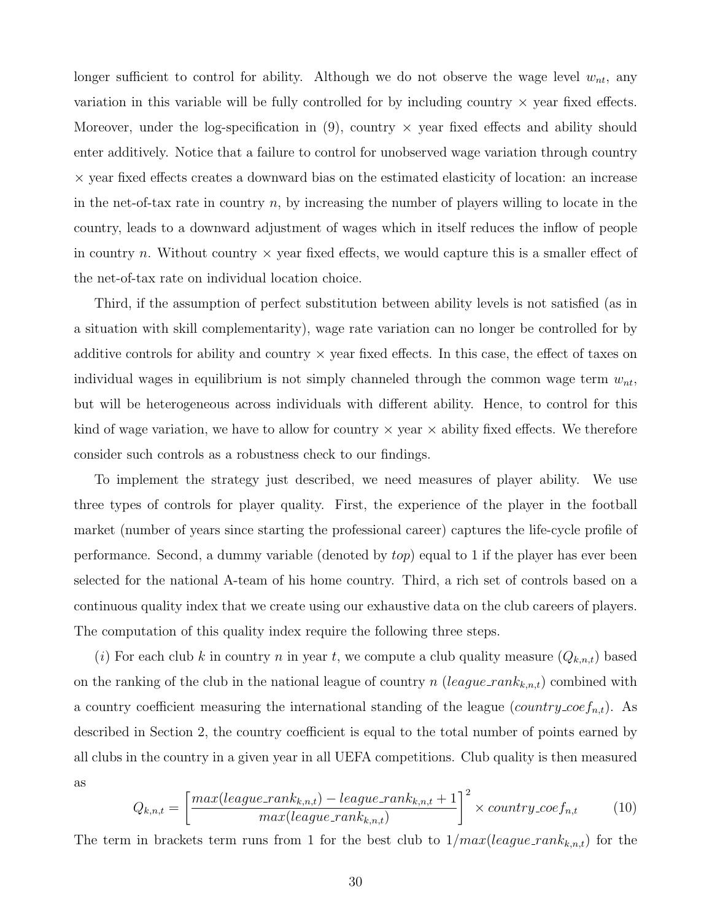longer sufficient to control for ability. Although we do not observe the wage level $w_{nt}$, any variation in this variable will be fully controlled for by including country × year fixed effects. Moreover, under the log-specification in (9), country × year fixed effects and ability should enter additively. Notice that a failure to control for unobserved wage variation through country × year fixed effects creates a downward bias on the estimated elasticity of location: an increase in the net-of-tax rate in country $n$, by increasing the number of players willing to locate in the country, leads to a downward adjustment of wages which in itself reduces the inflow of people in country $n$. Without country × year fixed effects, we would capture this is a smaller effect of the net-of-tax rate on individual location choice.

Third, if the assumption of perfect substitution between ability levels is not satisfied (as in a situation with skill complementarity), wage rate variation can no longer be controlled for by additive controls for ability and country × year fixed effects. In this case, the effect of taxes on individual wages in equilibrium is not simply channeled through the common wage term $w_{nt}$, but will be heterogeneous across individuals with different ability. Hence, to control for this kind of wage variation, we have to allow for country × year × ability fixed effects. We therefore consider such controls as a robustness check to our findings.

To implement the strategy just described, we need measures of player ability. We use three types of controls for player quality. First, the experience of the player in the football market (number of years since starting the professional career) captures the life-cycle profile of performance. Second, a dummy variable (denoted by *top*) equal to 1 if the player has ever been selected for the national A-team of his home country. Third, a rich set of controls based on a continuous quality index that we create using our exhaustive data on the club careers of players. The computation of this quality index require the following three steps.

($i$) For each club $k$ in country $n$ in year $t$, we compute a club quality measure ($Q_{k,n,t}$) based on the ranking of the club in the national league of country $n$ ($league\_rank_{k,n,t}$) combined with a country coefficient measuring the international standing of the league ($country\_coef_{n,t}$). As described in Section 2, the country coefficient is equal to the total number of points earned by all clubs in the country in a given year in all UEFA competitions. Club quality is then measured as

$$Q_{k,n,t} = \left[ \frac{max(league\_rank_{k,n,t}) - league\_rank_{k,n,t} + 1}{max(league\_rank_{k,n,t})} \right]^2 \times country\_coef_{n,t} \tag{10}$$

The term in brackets term runs from 1 for the best club to $1/max(league\_rank_{k,n,t})$ for the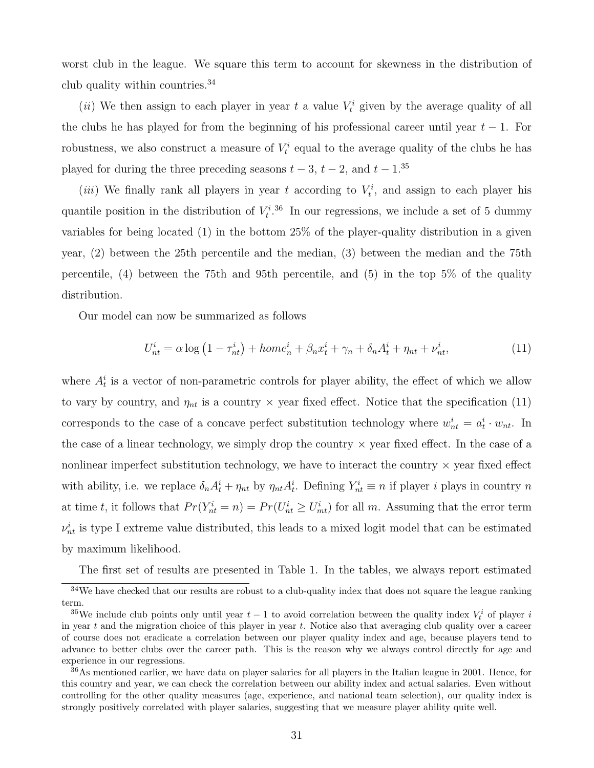worst club in the league. We square this term to account for skewness in the distribution of club quality within countries.[34]

($ii$) We then assign to each player in year $t$ a value $V_t^i$ given by the average quality of all the clubs he has played for from the beginning of his professional career until year $t-1$. For robustness, we also construct a measure of $V_t^i$ equal to the average quality of the clubs he has played for during the three preceding seasons $t-3$, $t-2$, and $t-1$.[35]

($iii$) We finally rank all players in year $t$ according to $V_t^i$, and assign to each player his quantile position in the distribution of $V_t^i$.[36] In our regressions, we include a set of 5 dummy variables for being located (1) in the bottom 25% of the player-quality distribution in a given year, (2) between the 25th percentile and the median, (3) between the median and the 75th percentile, (4) between the 75th and 95th percentile, and (5) in the top 5% of the quality distribution.

Our model can now be summarized as follows

$$U_{nt}^i = \alpha \log\left(1 - \tau_{nt}^i\right) + home_n^i + \beta_n x_t^i + \gamma_n + \delta_n A_t^i + \eta_{nt} + \nu_{nt}^i, \tag{11}$$

where $A_t^i$ is a vector of non-parametric controls for player ability, the effect of which we allow to vary by country, and $\eta_{nt}$ is a country × year fixed effect. Notice that the specification (11) corresponds to the case of a concave perfect substitution technology where $w_{nt}^i = a_t^i \cdot w_{nt}$. In the case of a linear technology, we simply drop the country × year fixed effect. In the case of a nonlinear imperfect substitution technology, we have to interact the country × year fixed effect with ability, i.e. we replace $\delta_n A_t^i + \eta_{nt}$ by $\eta_{nt} A_t^i$. Defining $Y_{nt}^i \equiv n$ if player $i$ plays in country $n$ at time $t$, it follows that $Pr(Y_{nt}^i = n) = Pr(U_{nt}^i \geq U_{mt}^i)$ for all $m$. Assuming that the error term $\nu_{nt}^i$ is type I extreme value distributed, this leads to a mixed logit model that can be estimated by maximum likelihood.

The first set of results are presented in Table 1. In the tables, we always report estimated

---

[34] We have checked that our results are robust to a club-quality index that does not square the league ranking term.

[35] We include club points only until year $t-1$ to avoid correlation between the quality index $V_t^i$ of player $i$ in year $t$ and the migration choice of this player in year $t$. Notice also that averaging club quality over a career of course does not eradicate a correlation between our player quality index and age, because players tend to advance to better clubs over the career path. This is the reason why we always control directly for age and experience in our regressions.

[36] As mentioned earlier, we have data on player salaries for all players in the Italian league in 2001. Hence, for this country and year, we can check the correlation between our ability index and actual salaries. Even without controlling for the other quality measures (age, experience, and national team selection), our quality index is strongly positively correlated with player salaries, suggesting that we measure player ability quite well.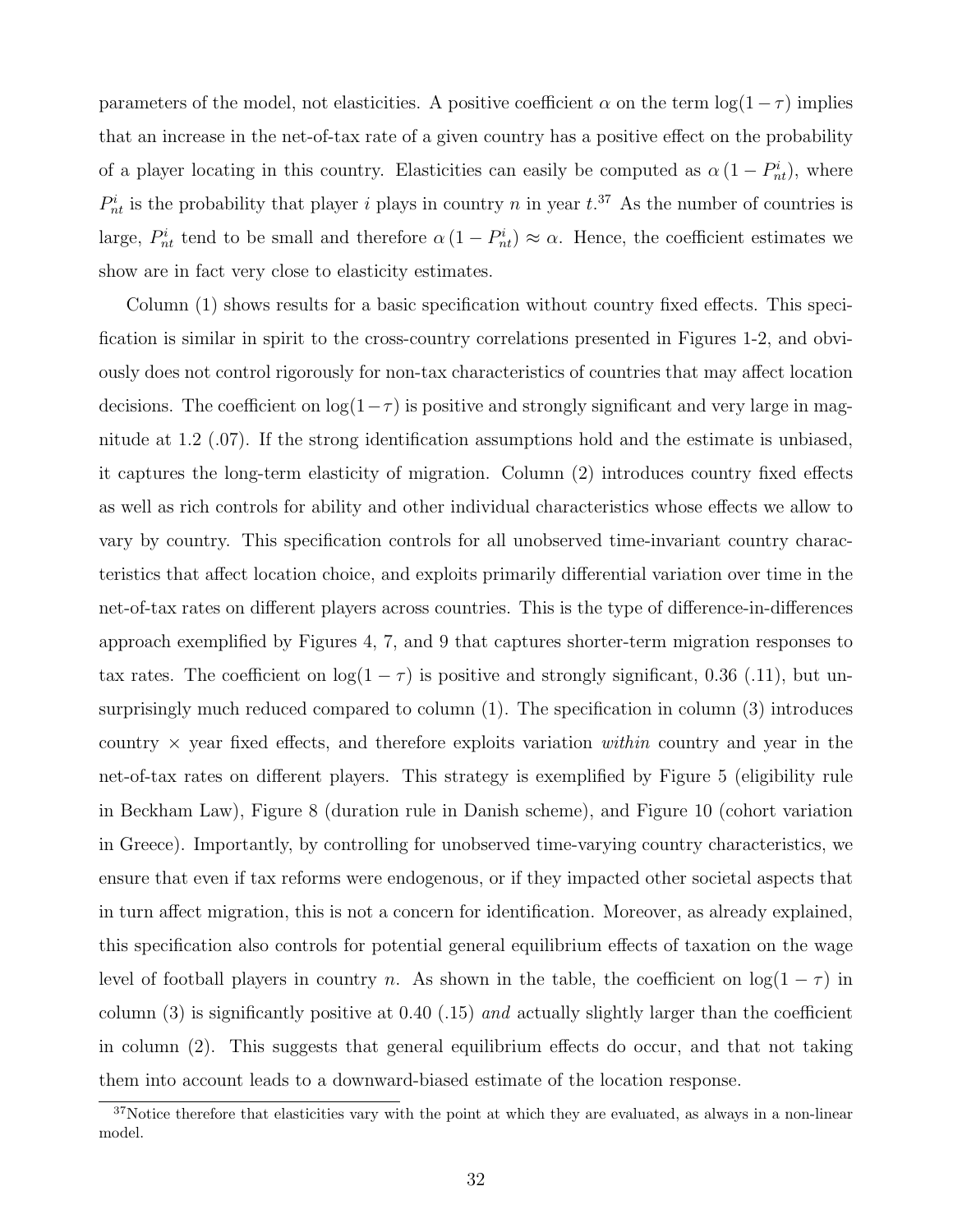parameters of the model, not elasticities. A positive coefficient $\alpha$ on the term $\log(1-\tau)$ implies that an increase in the net-of-tax rate of a given country has a positive effect on the probability of a player locating in this country. Elasticities can easily be computed as $\alpha\,(1-P^i_{nt})$, where $P^i_{nt}$ is the probability that player $i$ plays in country $n$ in year $t$.[37] As the number of countries is large, $P^i_{nt}$ tend to be small and therefore $\alpha\,(1-P^i_{nt}) \approx \alpha$. Hence, the coefficient estimates we show are in fact very close to elasticity estimates.

Column (1) shows results for a basic specification without country fixed effects. This specification is similar in spirit to the cross-country correlations presented in Figures 1-2, and obviously does not control rigorously for non-tax characteristics of countries that may affect location decisions. The coefficient on $\log(1-\tau)$ is positive and strongly significant and very large in magnitude at 1.2 (.07). If the strong identification assumptions hold and the estimate is unbiased, it captures the long-term elasticity of migration. Column (2) introduces country fixed effects as well as rich controls for ability and other individual characteristics whose effects we allow to vary by country. This specification controls for all unobserved time-invariant country characteristics that affect location choice, and exploits primarily differential variation over time in the net-of-tax rates on different players across countries. This is the type of difference-in-differences approach exemplified by Figures 4, 7, and 9 that captures shorter-term migration responses to tax rates. The coefficient on $\log(1-\tau)$ is positive and strongly significant, 0.36 (.11), but unsurprisingly much reduced compared to column (1). The specification in column (3) introduces country $\times$ year fixed effects, and therefore exploits variation *within* country and year in the net-of-tax rates on different players. This strategy is exemplified by Figure 5 (eligibility rule in Beckham Law), Figure 8 (duration rule in Danish scheme), and Figure 10 (cohort variation in Greece). Importantly, by controlling for unobserved time-varying country characteristics, we ensure that even if tax reforms were endogenous, or if they impacted other societal aspects that in turn affect migration, this is not a concern for identification. Moreover, as already explained, this specification also controls for potential general equilibrium effects of taxation on the wage level of football players in country $n$. As shown in the table, the coefficient on $\log(1-\tau)$ in column (3) is significantly positive at 0.40 (.15) *and* actually slightly larger than the coefficient in column (2). This suggests that general equilibrium effects do occur, and that not taking them into account leads to a downward-biased estimate of the location response.

[37]Notice therefore that elasticities vary with the point at which they are evaluated, as always in a non-linear model.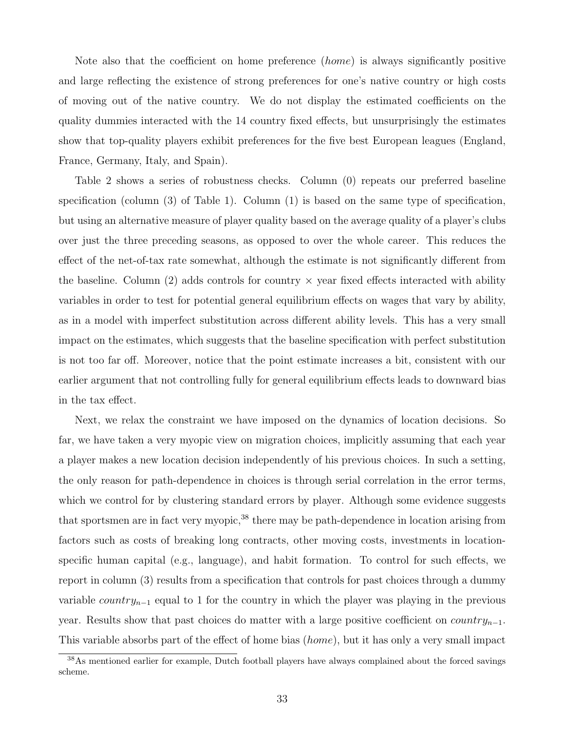Note also that the coefficient on home preference (*home*) is always significantly positive and large reflecting the existence of strong preferences for one's native country or high costs of moving out of the native country. We do not display the estimated coefficients on the quality dummies interacted with the 14 country fixed effects, but unsurprisingly the estimates show that top-quality players exhibit preferences for the five best European leagues (England, France, Germany, Italy, and Spain).

Table 2 shows a series of robustness checks. Column (0) repeats our preferred baseline specification (column (3) of Table 1). Column (1) is based on the same type of specification, but using an alternative measure of player quality based on the average quality of a player's clubs over just the three preceding seasons, as opposed to over the whole career. This reduces the effect of the net-of-tax rate somewhat, although the estimate is not significantly different from the baseline. Column (2) adds controls for country × year fixed effects interacted with ability variables in order to test for potential general equilibrium effects on wages that vary by ability, as in a model with imperfect substitution across different ability levels. This has a very small impact on the estimates, which suggests that the baseline specification with perfect substitution is not too far off. Moreover, notice that the point estimate increases a bit, consistent with our earlier argument that not controlling fully for general equilibrium effects leads to downward bias in the tax effect.

Next, we relax the constraint we have imposed on the dynamics of location decisions. So far, we have taken a very myopic view on migration choices, implicitly assuming that each year a player makes a new location decision independently of his previous choices. In such a setting, the only reason for path-dependence in choices is through serial correlation in the error terms, which we control for by clustering standard errors by player. Although some evidence suggests that sportsmen are in fact very myopic,[38] there may be path-dependence in location arising from factors such as costs of breaking long contracts, other moving costs, investments in location-specific human capital (e.g., language), and habit formation. To control for such effects, we report in column (3) results from a specification that controls for past choices through a dummy variable $country_{n-1}$ equal to 1 for the country in which the player was playing in the previous year. Results show that past choices do matter with a large positive coefficient on $country_{n-1}$. This variable absorbs part of the effect of home bias (*home*), but it has only a very small impact

[38]As mentioned earlier for example, Dutch football players have always complained about the forced savings scheme.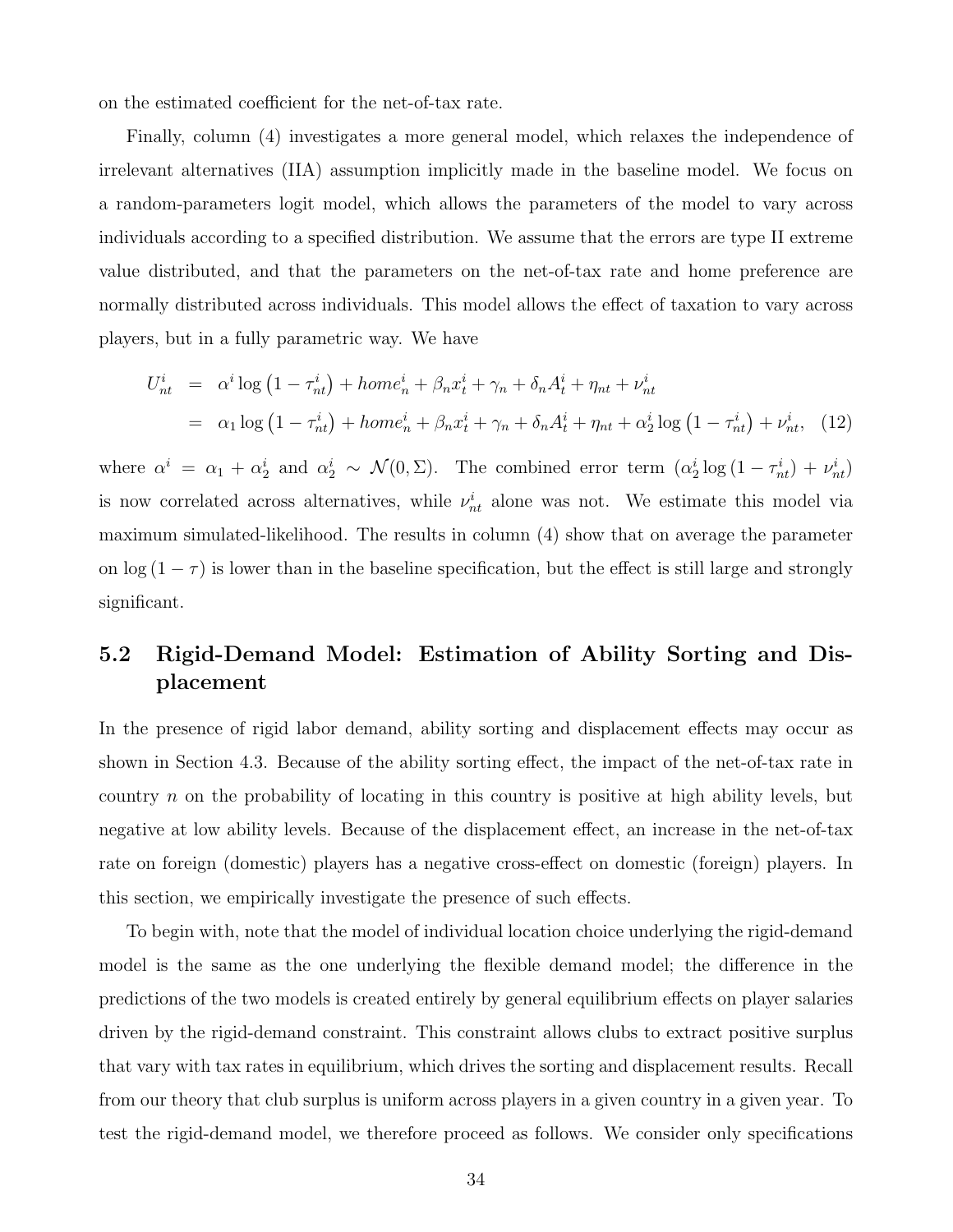on the estimated coefficient for the net-of-tax rate.

Finally, column (4) investigates a more general model, which relaxes the independence of irrelevant alternatives (IIA) assumption implicitly made in the baseline model. We focus on a random-parameters logit model, which allows the parameters of the model to vary across individuals according to a specified distribution. We assume that the errors are type II extreme value distributed, and that the parameters on the net-of-tax rate and home preference are normally distributed across individuals. This model allows the effect of taxation to vary across players, but in a fully parametric way. We have

$$\begin{aligned} U_{nt}^i &= \alpha^i \log\left(1-\tau_{nt}^i\right) + home_n^i + \beta_n x_t^i + \gamma_n + \delta_n A_t^i + \eta_{nt} + \nu_{nt}^i \\ &= \alpha_1 \log\left(1-\tau_{nt}^i\right) + home_n^i + \beta_n x_t^i + \gamma_n + \delta_n A_t^i + \eta_{nt} + \alpha_2^i \log\left(1-\tau_{nt}^i\right) + \nu_{nt}^i, \quad (12) \end{aligned}$$

where $\alpha^i = \alpha_1 + \alpha_2^i$ and $\alpha_2^i \sim \mathcal{N}(0, \Sigma)$. The combined error term $(\alpha_2^i \log(1-\tau_{nt}^i) + \nu_{nt}^i)$ is now correlated across alternatives, while $\nu_{nt}^i$ alone was not. We estimate this model via maximum simulated-likelihood. The results in column (4) show that on average the parameter on $\log(1-\tau)$ is lower than in the baseline specification, but the effect is still large and strongly significant.

## 5.2 Rigid-Demand Model: Estimation of Ability Sorting and Displacement

In the presence of rigid labor demand, ability sorting and displacement effects may occur as shown in Section 4.3. Because of the ability sorting effect, the impact of the net-of-tax rate in country $n$ on the probability of locating in this country is positive at high ability levels, but negative at low ability levels. Because of the displacement effect, an increase in the net-of-tax rate on foreign (domestic) players has a negative cross-effect on domestic (foreign) players. In this section, we empirically investigate the presence of such effects.

To begin with, note that the model of individual location choice underlying the rigid-demand model is the same as the one underlying the flexible demand model; the difference in the predictions of the two models is created entirely by general equilibrium effects on player salaries driven by the rigid-demand constraint. This constraint allows clubs to extract positive surplus that vary with tax rates in equilibrium, which drives the sorting and displacement results. Recall from our theory that club surplus is uniform across players in a given country in a given year. To test the rigid-demand model, we therefore proceed as follows. We consider only specifications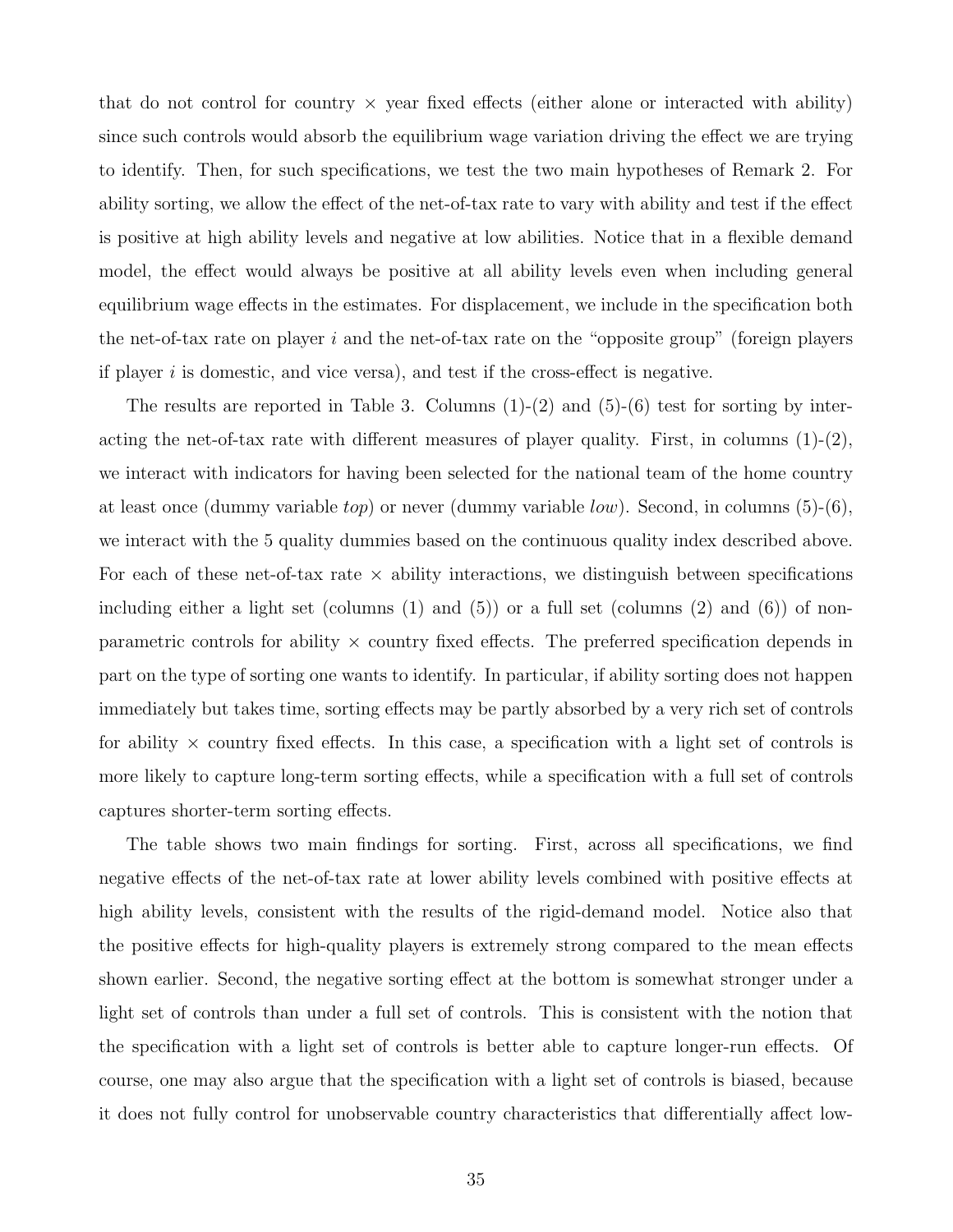that do not control for country × year fixed effects (either alone or interacted with ability) since such controls would absorb the equilibrium wage variation driving the effect we are trying to identify. Then, for such specifications, we test the two main hypotheses of Remark 2. For ability sorting, we allow the effect of the net-of-tax rate to vary with ability and test if the effect is positive at high ability levels and negative at low abilities. Notice that in a flexible demand model, the effect would always be positive at all ability levels even when including general equilibrium wage effects in the estimates. For displacement, we include in the specification both the net-of-tax rate on player $i$ and the net-of-tax rate on the "opposite group" (foreign players if player $i$ is domestic, and vice versa), and test if the cross-effect is negative.

The results are reported in Table 3. Columns (1)-(2) and (5)-(6) test for sorting by interacting the net-of-tax rate with different measures of player quality. First, in columns (1)-(2), we interact with indicators for having been selected for the national team of the home country at least once (dummy variable *top*) or never (dummy variable *low*). Second, in columns (5)-(6), we interact with the 5 quality dummies based on the continuous quality index described above. For each of these net-of-tax rate × ability interactions, we distinguish between specifications including either a light set (columns (1) and (5)) or a full set (columns (2) and (6)) of non-parametric controls for ability × country fixed effects. The preferred specification depends in part on the type of sorting one wants to identify. In particular, if ability sorting does not happen immediately but takes time, sorting effects may be partly absorbed by a very rich set of controls for ability × country fixed effects. In this case, a specification with a light set of controls is more likely to capture long-term sorting effects, while a specification with a full set of controls captures shorter-term sorting effects.

The table shows two main findings for sorting. First, across all specifications, we find negative effects of the net-of-tax rate at lower ability levels combined with positive effects at high ability levels, consistent with the results of the rigid-demand model. Notice also that the positive effects for high-quality players is extremely strong compared to the mean effects shown earlier. Second, the negative sorting effect at the bottom is somewhat stronger under a light set of controls than under a full set of controls. This is consistent with the notion that the specification with a light set of controls is better able to capture longer-run effects. Of course, one may also argue that the specification with a light set of controls is biased, because it does not fully control for unobservable country characteristics that differentially affect low-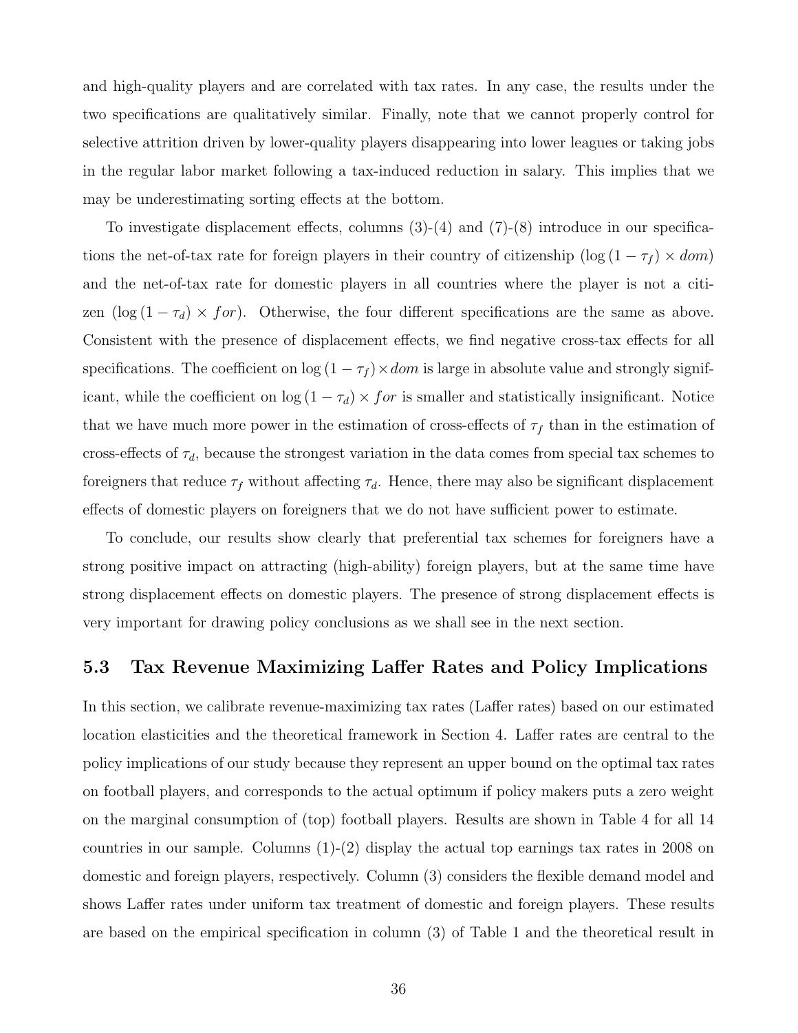and high-quality players and are correlated with tax rates. In any case, the results under the two specifications are qualitatively similar. Finally, note that we cannot properly control for selective attrition driven by lower-quality players disappearing into lower leagues or taking jobs in the regular labor market following a tax-induced reduction in salary. This implies that we may be underestimating sorting effects at the bottom.

To investigate displacement effects, columns (3)-(4) and (7)-(8) introduce in our specifications the net-of-tax rate for foreign players in their country of citizenship ($\log(1-\tau_f) \times dom$) and the net-of-tax rate for domestic players in all countries where the player is not a citizen ($\log(1-\tau_d) \times for$). Otherwise, the four different specifications are the same as above. Consistent with the presence of displacement effects, we find negative cross-tax effects for all specifications. The coefficient on $\log(1-\tau_f) \times dom$ is large in absolute value and strongly significant, while the coefficient on $\log(1-\tau_d) \times for$ is smaller and statistically insignificant. Notice that we have much more power in the estimation of cross-effects of $\tau_f$ than in the estimation of cross-effects of $\tau_d$, because the strongest variation in the data comes from special tax schemes to foreigners that reduce $\tau_f$ without affecting $\tau_d$. Hence, there may also be significant displacement effects of domestic players on foreigners that we do not have sufficient power to estimate.

To conclude, our results show clearly that preferential tax schemes for foreigners have a strong positive impact on attracting (high-ability) foreign players, but at the same time have strong displacement effects on domestic players. The presence of strong displacement effects is very important for drawing policy conclusions as we shall see in the next section.

## 5.3 Tax Revenue Maximizing Laffer Rates and Policy Implications

In this section, we calibrate revenue-maximizing tax rates (Laffer rates) based on our estimated location elasticities and the theoretical framework in Section 4. Laffer rates are central to the policy implications of our study because they represent an upper bound on the optimal tax rates on football players, and corresponds to the actual optimum if policy makers puts a zero weight on the marginal consumption of (top) football players. Results are shown in Table 4 for all 14 countries in our sample. Columns (1)-(2) display the actual top earnings tax rates in 2008 on domestic and foreign players, respectively. Column (3) considers the flexible demand model and shows Laffer rates under uniform tax treatment of domestic and foreign players. These results are based on the empirical specification in column (3) of Table 1 and the theoretical result in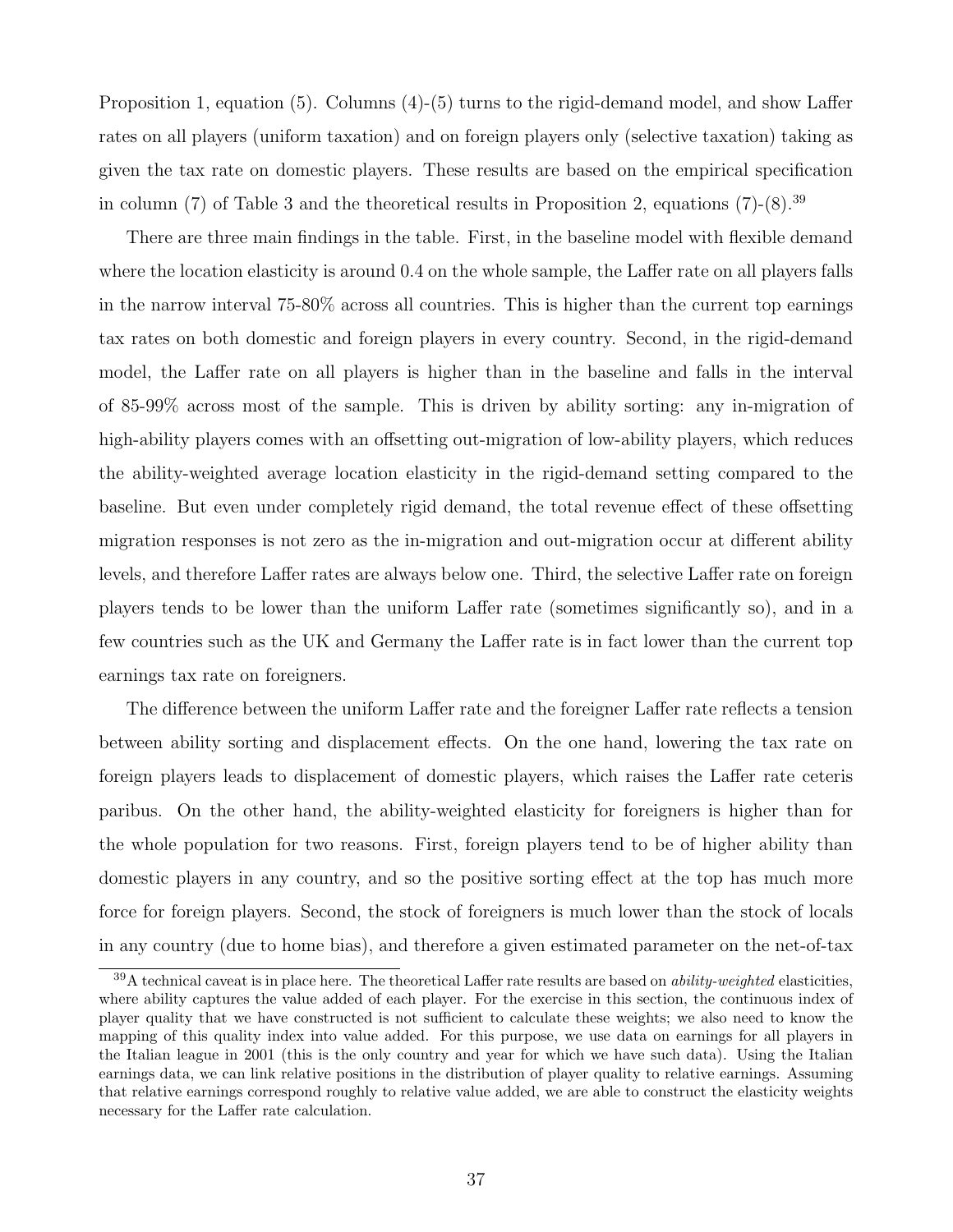Proposition 1, equation (5). Columns (4)-(5) turns to the rigid-demand model, and show Laffer rates on all players (uniform taxation) and on foreign players only (selective taxation) taking as given the tax rate on domestic players. These results are based on the empirical specification in column (7) of Table 3 and the theoretical results in Proposition 2, equations (7)-(8).[39]

There are three main findings in the table. First, in the baseline model with flexible demand where the location elasticity is around 0.4 on the whole sample, the Laffer rate on all players falls in the narrow interval 75-80% across all countries. This is higher than the current top earnings tax rates on both domestic and foreign players in every country. Second, in the rigid-demand model, the Laffer rate on all players is higher than in the baseline and falls in the interval of 85-99% across most of the sample. This is driven by ability sorting: any in-migration of high-ability players comes with an offsetting out-migration of low-ability players, which reduces the ability-weighted average location elasticity in the rigid-demand setting compared to the baseline. But even under completely rigid demand, the total revenue effect of these offsetting migration responses is not zero as the in-migration and out-migration occur at different ability levels, and therefore Laffer rates are always below one. Third, the selective Laffer rate on foreign players tends to be lower than the uniform Laffer rate (sometimes significantly so), and in a few countries such as the UK and Germany the Laffer rate is in fact lower than the current top earnings tax rate on foreigners.

The difference between the uniform Laffer rate and the foreigner Laffer rate reflects a tension between ability sorting and displacement effects. On the one hand, lowering the tax rate on foreign players leads to displacement of domestic players, which raises the Laffer rate ceteris paribus. On the other hand, the ability-weighted elasticity for foreigners is higher than for the whole population for two reasons. First, foreign players tend to be of higher ability than domestic players in any country, and so the positive sorting effect at the top has much more force for foreign players. Second, the stock of foreigners is much lower than the stock of locals in any country (due to home bias), and therefore a given estimated parameter on the net-of-tax

[39] A technical caveat is in place here. The theoretical Laffer rate results are based on *ability-weighted* elasticities, where ability captures the value added of each player. For the exercise in this section, the continuous index of player quality that we have constructed is not sufficient to calculate these weights; we also need to know the mapping of this quality index into value added. For this purpose, we use data on earnings for all players in the Italian league in 2001 (this is the only country and year for which we have such data). Using the Italian earnings data, we can link relative positions in the distribution of player quality to relative earnings. Assuming that relative earnings correspond roughly to relative value added, we are able to construct the elasticity weights necessary for the Laffer rate calculation.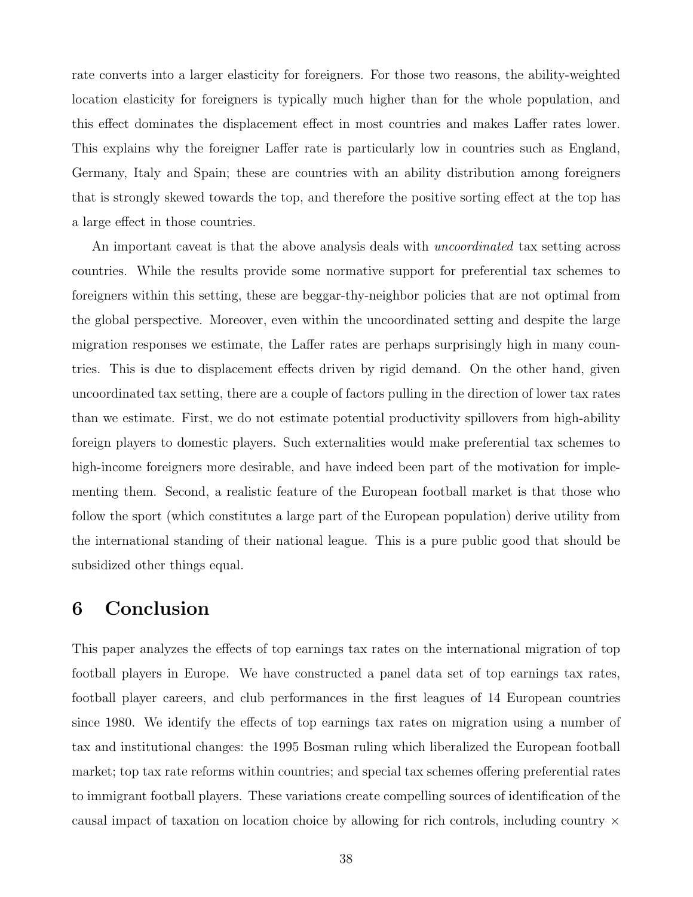rate converts into a larger elasticity for foreigners. For those two reasons, the ability-weighted location elasticity for foreigners is typically much higher than for the whole population, and this effect dominates the displacement effect in most countries and makes Laffer rates lower. This explains why the foreigner Laffer rate is particularly low in countries such as England, Germany, Italy and Spain; these are countries with an ability distribution among foreigners that is strongly skewed towards the top, and therefore the positive sorting effect at the top has a large effect in those countries.

An important caveat is that the above analysis deals with *uncoordinated* tax setting across countries. While the results provide some normative support for preferential tax schemes to foreigners within this setting, these are beggar-thy-neighbor policies that are not optimal from the global perspective. Moreover, even within the uncoordinated setting and despite the large migration responses we estimate, the Laffer rates are perhaps surprisingly high in many countries. This is due to displacement effects driven by rigid demand. On the other hand, given uncoordinated tax setting, there are a couple of factors pulling in the direction of lower tax rates than we estimate. First, we do not estimate potential productivity spillovers from high-ability foreign players to domestic players. Such externalities would make preferential tax schemes to high-income foreigners more desirable, and have indeed been part of the motivation for implementing them. Second, a realistic feature of the European football market is that those who follow the sport (which constitutes a large part of the European population) derive utility from the international standing of their national league. This is a pure public good that should be subsidized other things equal.

# 6 Conclusion

This paper analyzes the effects of top earnings tax rates on the international migration of top football players in Europe. We have constructed a panel data set of top earnings tax rates, football player careers, and club performances in the first leagues of 14 European countries since 1980. We identify the effects of top earnings tax rates on migration using a number of tax and institutional changes: the 1995 Bosman ruling which liberalized the European football market; top tax rate reforms within countries; and special tax schemes offering preferential rates to immigrant football players. These variations create compelling sources of identification of the causal impact of taxation on location choice by allowing for rich controls, including country ×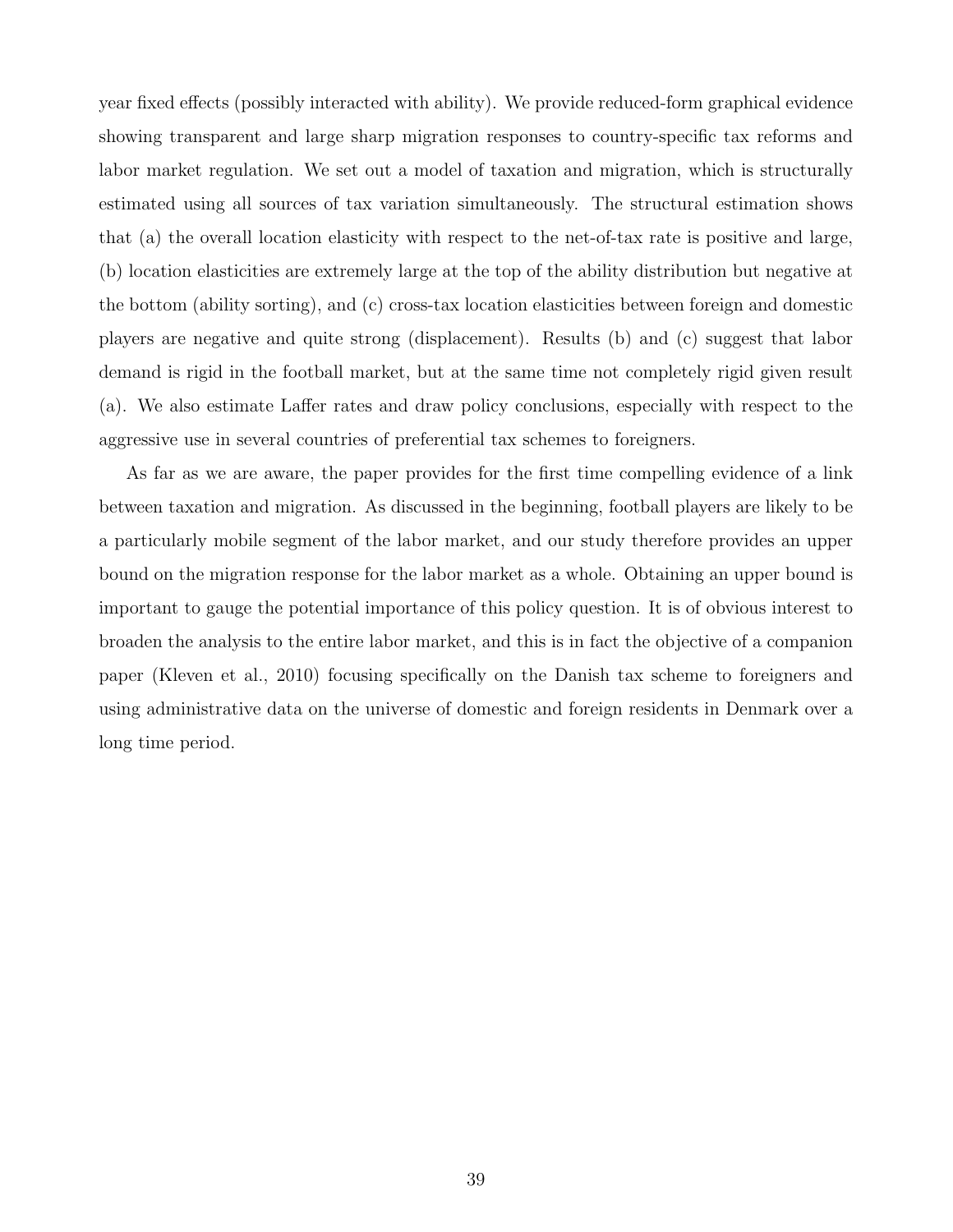year fixed effects (possibly interacted with ability). We provide reduced-form graphical evidence showing transparent and large sharp migration responses to country-specific tax reforms and labor market regulation. We set out a model of taxation and migration, which is structurally estimated using all sources of tax variation simultaneously. The structural estimation shows that (a) the overall location elasticity with respect to the net-of-tax rate is positive and large, (b) location elasticities are extremely large at the top of the ability distribution but negative at the bottom (ability sorting), and (c) cross-tax location elasticities between foreign and domestic players are negative and quite strong (displacement). Results (b) and (c) suggest that labor demand is rigid in the football market, but at the same time not completely rigid given result (a). We also estimate Laffer rates and draw policy conclusions, especially with respect to the aggressive use in several countries of preferential tax schemes to foreigners.

As far as we are aware, the paper provides for the first time compelling evidence of a link between taxation and migration. As discussed in the beginning, football players are likely to be a particularly mobile segment of the labor market, and our study therefore provides an upper bound on the migration response for the labor market as a whole. Obtaining an upper bound is important to gauge the potential importance of this policy question. It is of obvious interest to broaden the analysis to the entire labor market, and this is in fact the objective of a companion paper (Kleven et al., 2010) focusing specifically on the Danish tax scheme to foreigners and using administrative data on the universe of domestic and foreign residents in Denmark over a long time period.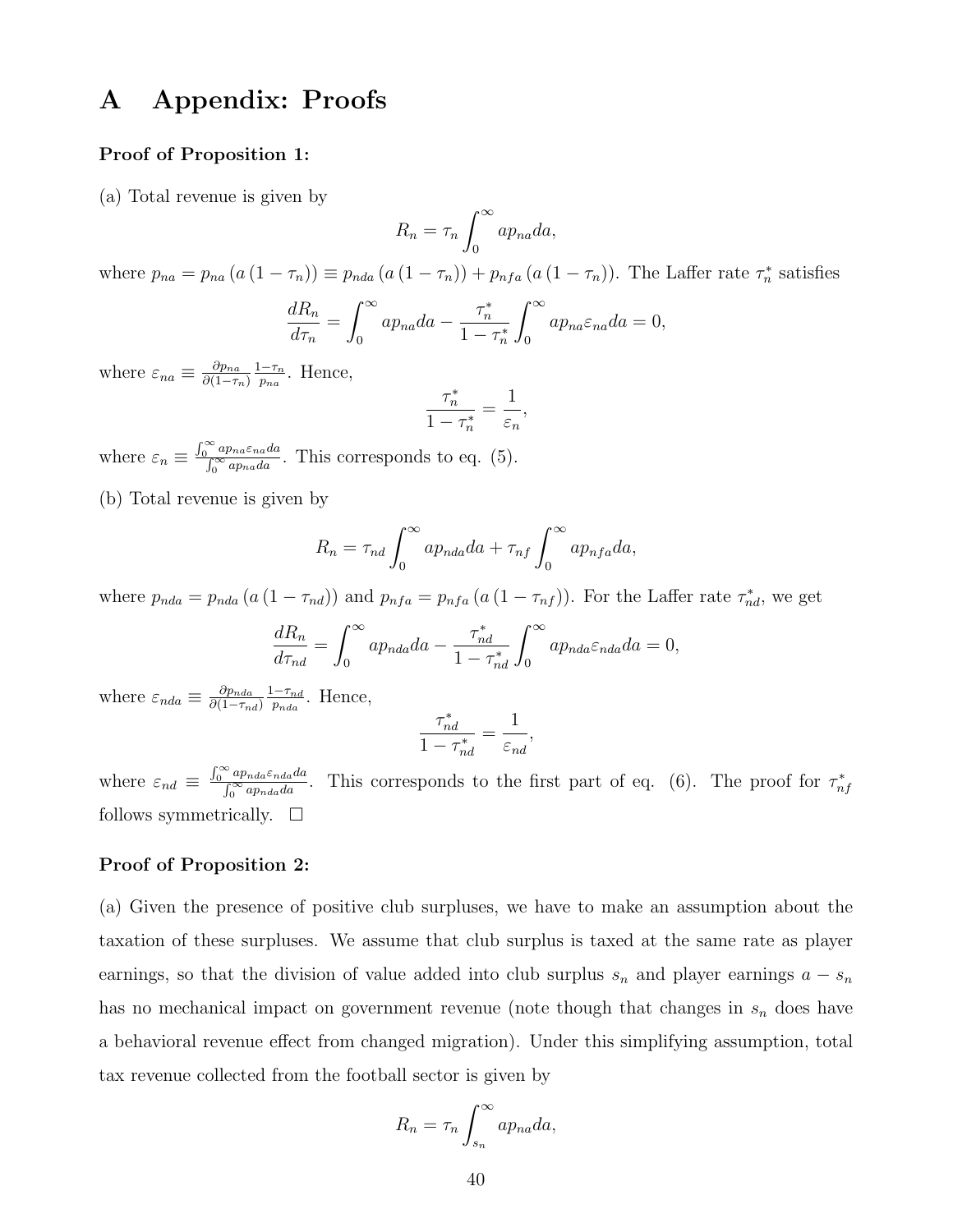# A Appendix: Proofs

**Proof of Proposition 1:**

(a) Total revenue is given by

$$R_n = \tau_n \int_0^\infty a p_{na} da,$$

where $p_{na} = p_{na}(a(1-\tau_n)) \equiv p_{nda}(a(1-\tau_n)) + p_{nfa}(a(1-\tau_n))$. The Laffer rate $\tau_n^*$ satisfies

$$\frac{dR_n}{d\tau_n} = \int_0^\infty a p_{na} da - \frac{\tau_n^*}{1-\tau_n^*} \int_0^\infty a p_{na} \varepsilon_{na} da = 0,$$

where $\varepsilon_{na} \equiv \frac{\partial p_{na}}{\partial(1-\tau_n)} \frac{1-\tau_n}{p_{na}}$. Hence,

$$\frac{\tau_n^*}{1-\tau_n^*} = \frac{1}{\varepsilon_n},$$

where $\varepsilon_n \equiv \frac{\int_0^\infty a p_{na} \varepsilon_{na} da}{\int_0^\infty a p_{na} da}$. This corresponds to eq. (5).

(b) Total revenue is given by

$$R_n = \tau_{nd} \int_0^\infty a p_{nda} da + \tau_{nf} \int_0^\infty a p_{nfa} da,$$

where $p_{nda} = p_{nda}(a(1-\tau_{nd}))$ and $p_{nfa} = p_{nfa}(a(1-\tau_{nf}))$. For the Laffer rate $\tau_{nd}^*$, we get

$$\frac{dR_n}{d\tau_{nd}} = \int_0^\infty a p_{nda} da - \frac{\tau_{nd}^*}{1-\tau_{nd}^*} \int_0^\infty a p_{nda} \varepsilon_{nda} da = 0,$$

where $\varepsilon_{nda} \equiv \frac{\partial p_{nda}}{\partial(1-\tau_{nd})} \frac{1-\tau_{nd}}{p_{nda}}$. Hence,

$$\frac{\tau_{nd}^*}{1-\tau_{nd}^*} = \frac{1}{\varepsilon_{nd}},$$

where $\varepsilon_{nd} \equiv \frac{\int_0^\infty a p_{nda} \varepsilon_{nda} da}{\int_0^\infty a p_{nda} da}$. This corresponds to the first part of eq. (6). The proof for $\tau_{nf}^*$ follows symmetrically. □

**Proof of Proposition 2:**

(a) Given the presence of positive club surpluses, we have to make an assumption about the taxation of these surpluses. We assume that club surplus is taxed at the same rate as player earnings, so that the division of value added into club surplus $s_n$ and player earnings $a - s_n$ has no mechanical impact on government revenue (note though that changes in $s_n$ does have a behavioral revenue effect from changed migration). Under this simplifying assumption, total tax revenue collected from the football sector is given by

$$R_n = \tau_n \int_{s_n}^\infty a p_{na} da,$$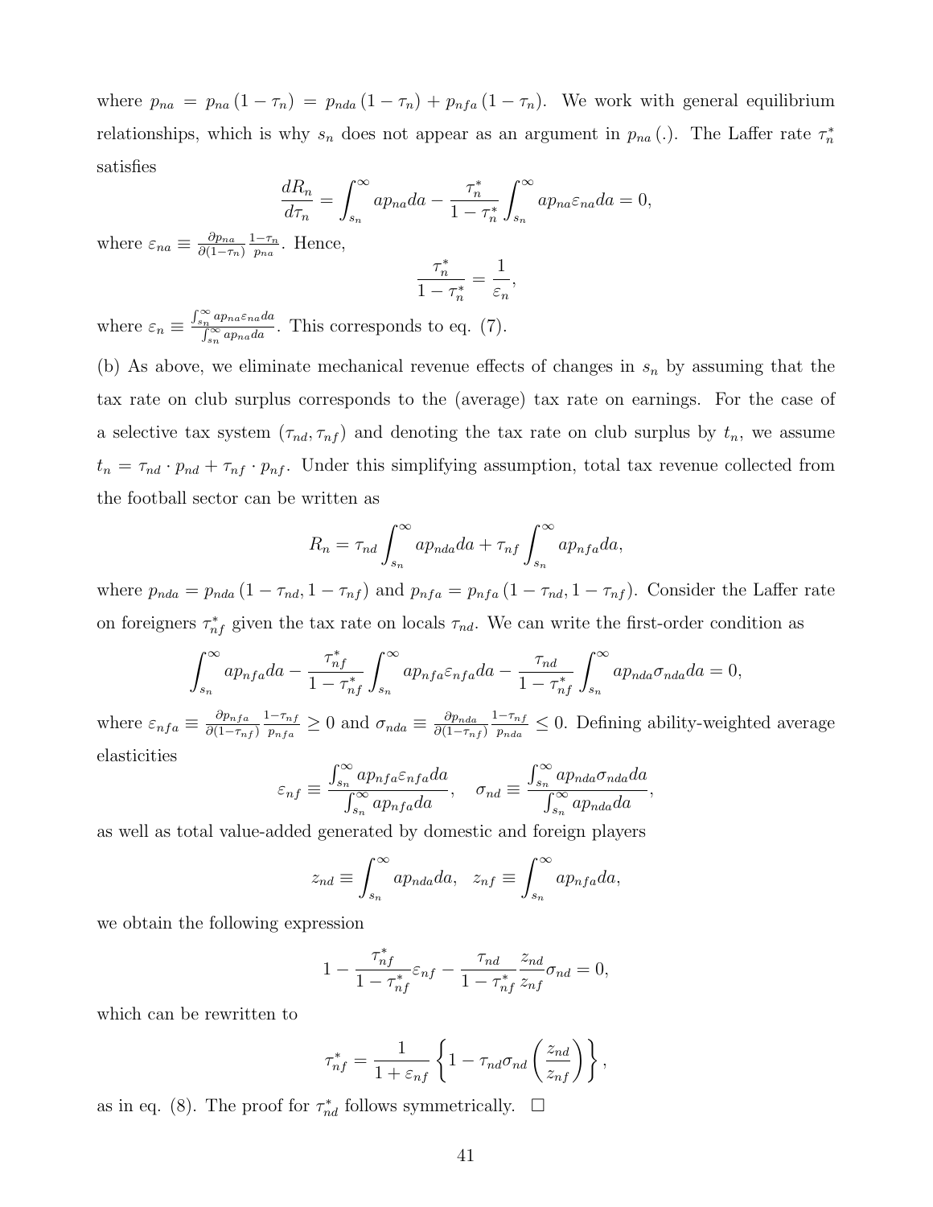where $p_{na} = p_{na}(1-\tau_n) = p_{nda}(1-\tau_n) + p_{nfa}(1-\tau_n)$. We work with general equilibrium relationships, which is why $s_n$ does not appear as an argument in $p_{na}(.)$. The Laffer rate $\tau_n^*$ satisfies

$$\frac{dR_n}{d\tau_n} = \int_{s_n}^{\infty} ap_{na}da - \frac{\tau_n^*}{1-\tau_n^*}\int_{s_n}^{\infty} ap_{na}\varepsilon_{na}da = 0,$$

where $\varepsilon_{na} \equiv \frac{\partial p_{na}}{\partial(1-\tau_n)}\frac{1-\tau_n}{p_{na}}$. Hence,

$$\frac{\tau_n^*}{1-\tau_n^*} = \frac{1}{\varepsilon_n},$$

where $\varepsilon_n \equiv \frac{\int_{s_n}^{\infty} ap_{na}\varepsilon_{na}da}{\int_{s_n}^{\infty} ap_{na}da}$. This corresponds to eq. (7).

(b) As above, we eliminate mechanical revenue effects of changes in $s_n$ by assuming that the tax rate on club surplus corresponds to the (average) tax rate on earnings. For the case of a selective tax system $(\tau_{nd}, \tau_{nf})$ and denoting the tax rate on club surplus by $t_n$, we assume $t_n = \tau_{nd} \cdot p_{nd} + \tau_{nf} \cdot p_{nf}$. Under this simplifying assumption, total tax revenue collected from the football sector can be written as

$$R_n = \tau_{nd}\int_{s_n}^{\infty} ap_{nda}da + \tau_{nf}\int_{s_n}^{\infty} ap_{nfa}da,$$

where $p_{nda} = p_{nda}(1-\tau_{nd}, 1-\tau_{nf})$ and $p_{nfa} = p_{nfa}(1-\tau_{nd}, 1-\tau_{nf})$. Consider the Laffer rate on foreigners $\tau_{nf}^*$ given the tax rate on locals $\tau_{nd}$. We can write the first-order condition as

$$\int_{s_n}^{\infty} ap_{nfa}da - \frac{\tau_{nf}^*}{1-\tau_{nf}^*}\int_{s_n}^{\infty} ap_{nfa}\varepsilon_{nfa}da - \frac{\tau_{nd}}{1-\tau_{nf}^*}\int_{s_n}^{\infty} ap_{nda}\sigma_{nda}da = 0,$$

where $\varepsilon_{nfa} \equiv \frac{\partial p_{nfa}}{\partial(1-\tau_{nf})}\frac{1-\tau_{nf}}{p_{nfa}} \geq 0$ and $\sigma_{nda} \equiv \frac{\partial p_{nda}}{\partial(1-\tau_{nf})}\frac{1-\tau_{nf}}{p_{nda}} \leq 0$. Defining ability-weighted average elasticities

$$\varepsilon_{nf} \equiv \frac{\int_{s_n}^{\infty} ap_{nfa}\varepsilon_{nfa}da}{\int_{s_n}^{\infty} ap_{nfa}da}, \quad \sigma_{nd} \equiv \frac{\int_{s_n}^{\infty} ap_{nda}\sigma_{nda}da}{\int_{s_n}^{\infty} ap_{nda}da},$$

as well as total value-added generated by domestic and foreign players

$$z_{nd} \equiv \int_{s_n}^{\infty} ap_{nda}da, \quad z_{nf} \equiv \int_{s_n}^{\infty} ap_{nfa}da,$$

we obtain the following expression

$$1 - \frac{\tau_{nf}^*}{1-\tau_{nf}^*}\varepsilon_{nf} - \frac{\tau_{nd}}{1-\tau_{nf}^*}\frac{z_{nd}}{z_{nf}}\sigma_{nd} = 0,$$

which can be rewritten to

$$\tau_{nf}^* = \frac{1}{1+\varepsilon_{nf}}\left\{1 - \tau_{nd}\sigma_{nd}\left(\frac{z_{nd}}{z_{nf}}\right)\right\},$$

as in eq. (8). The proof for $\tau_{nd}^*$ follows symmetrically. □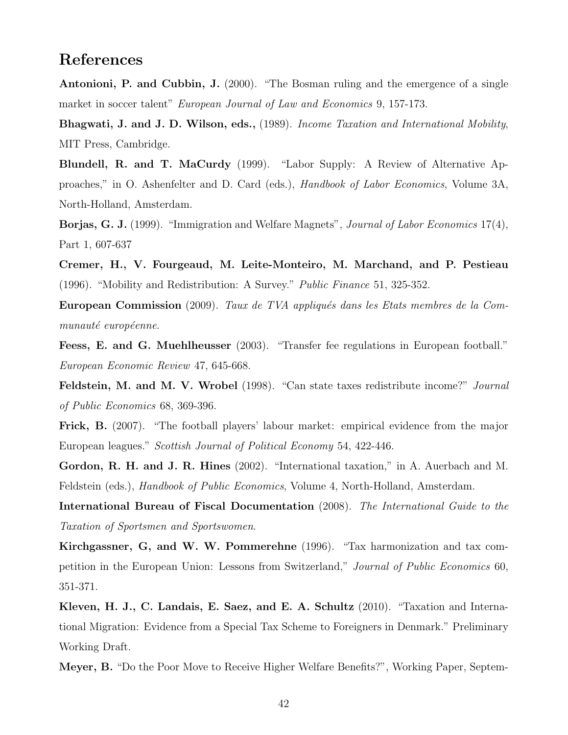# References

**Antonioni, P. and Cubbin, J.** (2000). "The Bosman ruling and the emergence of a single market in soccer talent" *European Journal of Law and Economics* 9, 157-173.

**Bhagwati, J. and J. D. Wilson, eds.,** (1989). *Income Taxation and International Mobility*, MIT Press, Cambridge.

**Blundell, R. and T. MaCurdy** (1999). "Labor Supply: A Review of Alternative Approaches," in O. Ashenfelter and D. Card (eds.), *Handbook of Labor Economics*, Volume 3A, North-Holland, Amsterdam.

**Borjas, G. J.** (1999). "Immigration and Welfare Magnets", *Journal of Labor Economics* 17(4), Part 1, 607-637

**Cremer, H., V. Fourgeaud, M. Leite-Monteiro, M. Marchand, and P. Pestieau** (1996). "Mobility and Redistribution: A Survey." *Public Finance* 51, 325-352.

**European Commission** (2009). *Taux de TVA appliqués dans les Etats membres de la Communauté européenne*.

**Feess, E. and G. Muehlheusser** (2003). "Transfer fee regulations in European football." *European Economic Review* 47, 645-668.

**Feldstein, M. and M. V. Wrobel** (1998). "Can state taxes redistribute income?" *Journal of Public Economics* 68, 369-396.

**Frick, B.** (2007). "The football players' labour market: empirical evidence from the major European leagues." *Scottish Journal of Political Economy* 54, 422-446.

**Gordon, R. H. and J. R. Hines** (2002). "International taxation," in A. Auerbach and M. Feldstein (eds.), *Handbook of Public Economics*, Volume 4, North-Holland, Amsterdam.

**International Bureau of Fiscal Documentation** (2008). *The International Guide to the Taxation of Sportsmen and Sportswomen*.

**Kirchgassner, G, and W. W. Pommerehne** (1996). "Tax harmonization and tax competition in the European Union: Lessons from Switzerland," *Journal of Public Economics* 60, 351-371.

**Kleven, H. J., C. Landais, E. Saez, and E. A. Schultz** (2010). "Taxation and International Migration: Evidence from a Special Tax Scheme to Foreigners in Denmark." Preliminary Working Draft.

**Meyer, B.** "Do the Poor Move to Receive Higher Welfare Benefits?", Working Paper, Septem-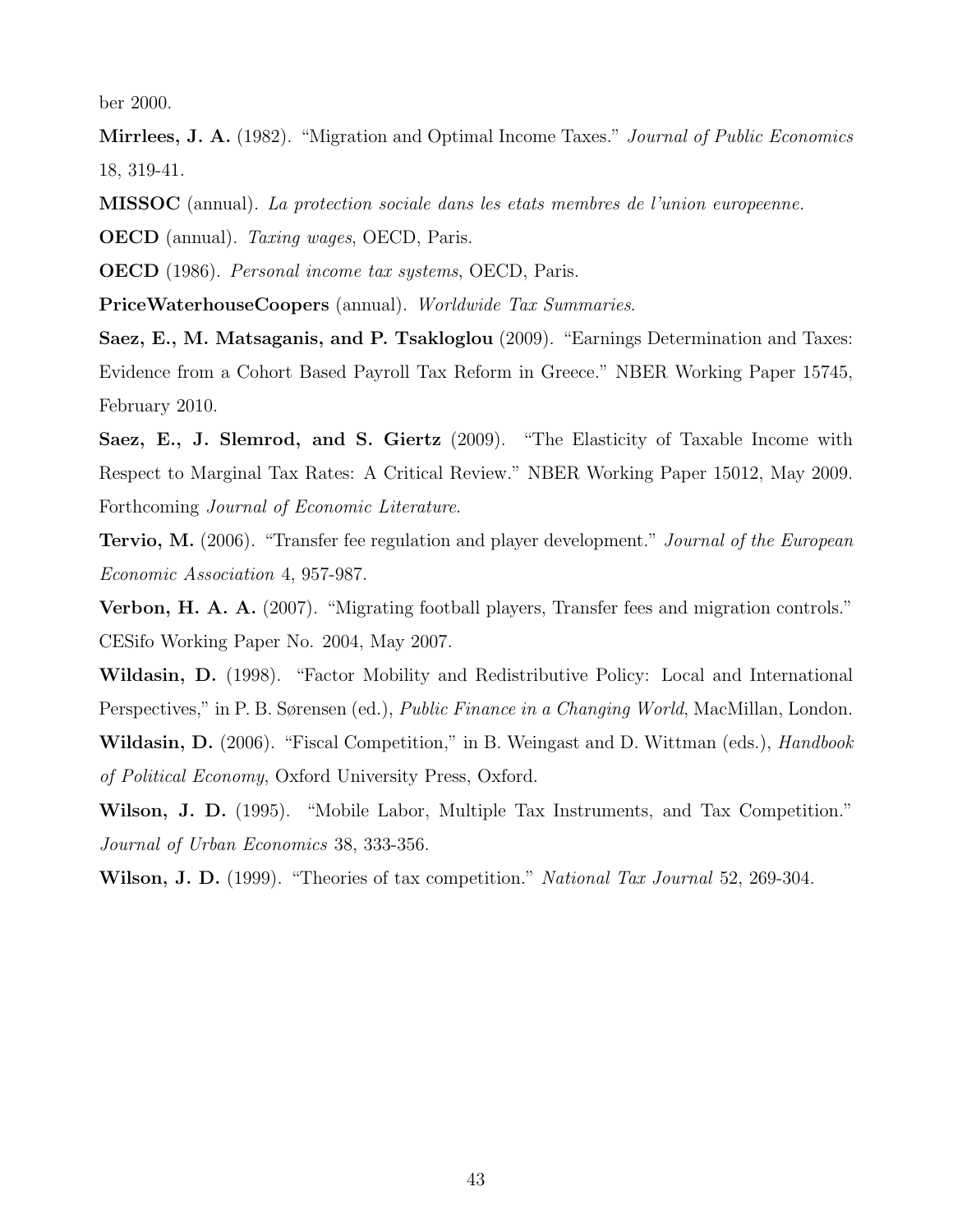ber 2000.

**Mirrlees, J. A.** (1982). "Migration and Optimal Income Taxes." *Journal of Public Economics* 18, 319-41.

**MISSOC** (annual). *La protection sociale dans les etats membres de l'union europeenne.*

**OECD** (annual). *Taxing wages*, OECD, Paris.

**OECD** (1986). *Personal income tax systems*, OECD, Paris.

**PriceWaterhouseCoopers** (annual). *Worldwide Tax Summaries.*

**Saez, E., M. Matsaganis, and P. Tsakloglou** (2009). "Earnings Determination and Taxes: Evidence from a Cohort Based Payroll Tax Reform in Greece." NBER Working Paper 15745, February 2010.

**Saez, E., J. Slemrod, and S. Giertz** (2009). "The Elasticity of Taxable Income with Respect to Marginal Tax Rates: A Critical Review." NBER Working Paper 15012, May 2009. Forthcoming *Journal of Economic Literature*.

**Tervio, M.** (2006). "Transfer fee regulation and player development." *Journal of the European Economic Association* 4, 957-987.

**Verbon, H. A. A.** (2007). "Migrating football players, Transfer fees and migration controls." CESifo Working Paper No. 2004, May 2007.

**Wildasin, D.** (1998). "Factor Mobility and Redistributive Policy: Local and International Perspectives," in P. B. Sørensen (ed.), *Public Finance in a Changing World*, MacMillan, London.

**Wildasin, D.** (2006). "Fiscal Competition," in B. Weingast and D. Wittman (eds.), *Handbook of Political Economy*, Oxford University Press, Oxford.

**Wilson, J. D.** (1995). "Mobile Labor, Multiple Tax Instruments, and Tax Competition." *Journal of Urban Economics* 38, 333-356.

**Wilson, J. D.** (1999). "Theories of tax competition." *National Tax Journal* 52, 269-304.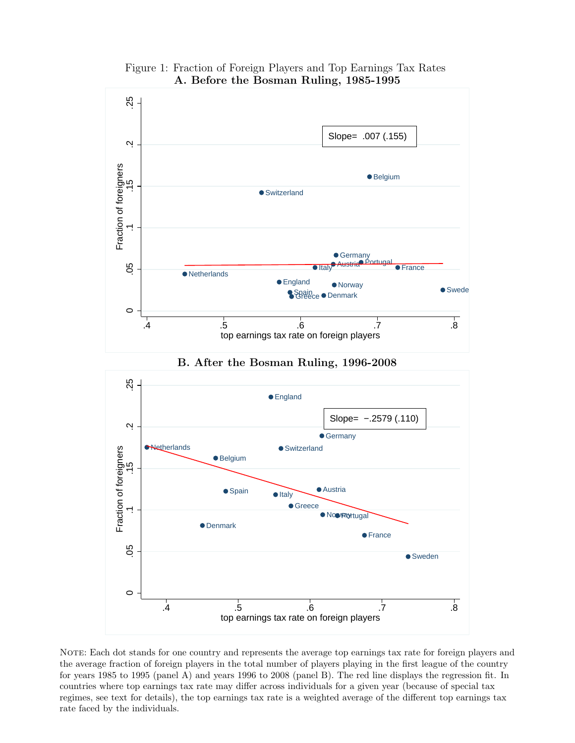Figure 1: Fraction of Foreign Players and Top Earnings Tax Rates

**A. Before the Bosman Ruling, 1985-1995**

**B. After the Bosman Ruling, 1996-2008**

NOTE: Each dot stands for one country and represents the average top earnings tax rate for foreign players and the average fraction of foreign players in the total number of players playing in the first league of the country for years 1985 to 1995 (panel A) and years 1996 to 2008 (panel B). The red line displays the regression fit. In countries where top earnings tax rate may differ across individuals for a given year (because of special tax regimes, see text for details), the top earnings tax rate is a weighted average of the different top earnings tax rate faced by the individuals.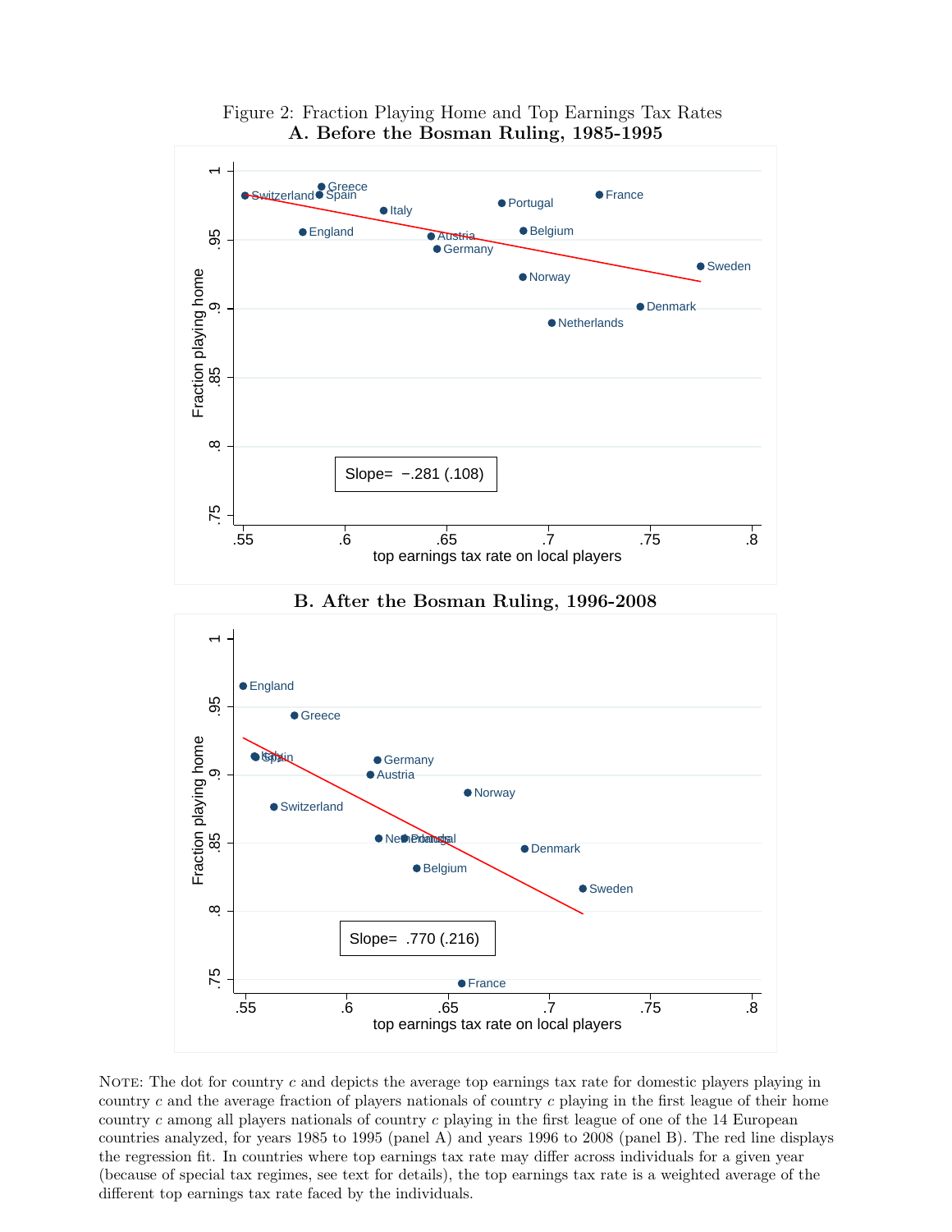Figure 2: Fraction Playing Home and Top Earnings Tax Rates

**A. Before the Bosman Ruling, 1985-1995**

**B. After the Bosman Ruling, 1996-2008**

Note: The dot for country $c$ and depicts the average top earnings tax rate for domestic players playing in country $c$ and the average fraction of players nationals of country $c$ playing in the first league of their home country $c$ among all players nationals of country $c$ playing in the first league of one of the 14 European countries analyzed, for years 1985 to 1995 (panel A) and years 1996 to 2008 (panel B). The red line displays the regression fit. In countries where top earnings tax rate may differ across individuals for a given year (because of special tax regimes, see text for details), the top earnings tax rate is a weighted average of the different top earnings tax rate faced by the individuals.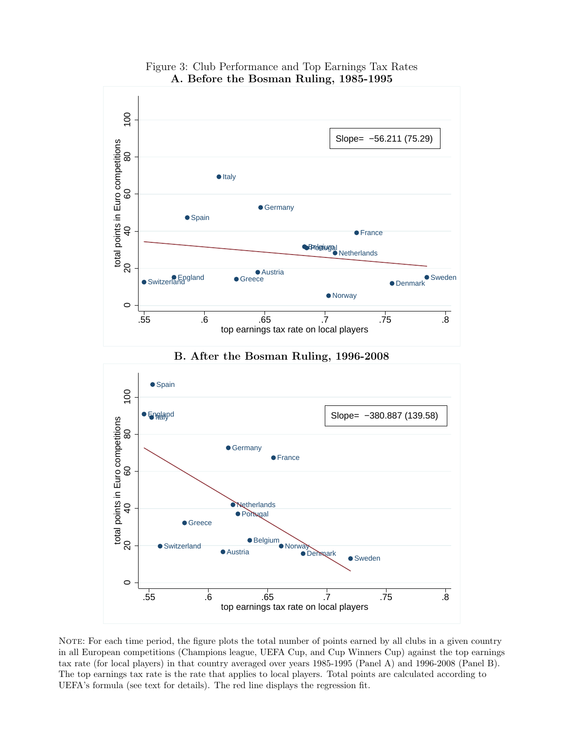Figure 3: Club Performance and Top Earnings Tax Rates

**A. Before the Bosman Ruling, 1985-1995**

Slope= −56.211 (75.29)

**B. After the Bosman Ruling, 1996-2008**

Slope= −380.887 (139.58)

NOTE: For each time period, the figure plots the total number of points earned by all clubs in a given country in all European competitions (Champions league, UEFA Cup, and Cup Winners Cup) against the top earnings tax rate (for local players) in that country averaged over years 1985-1995 (Panel A) and 1996-2008 (Panel B). The top earnings tax rate is the rate that applies to local players. Total points are calculated according to UEFA's formula (see text for details). The red line displays the regression fit.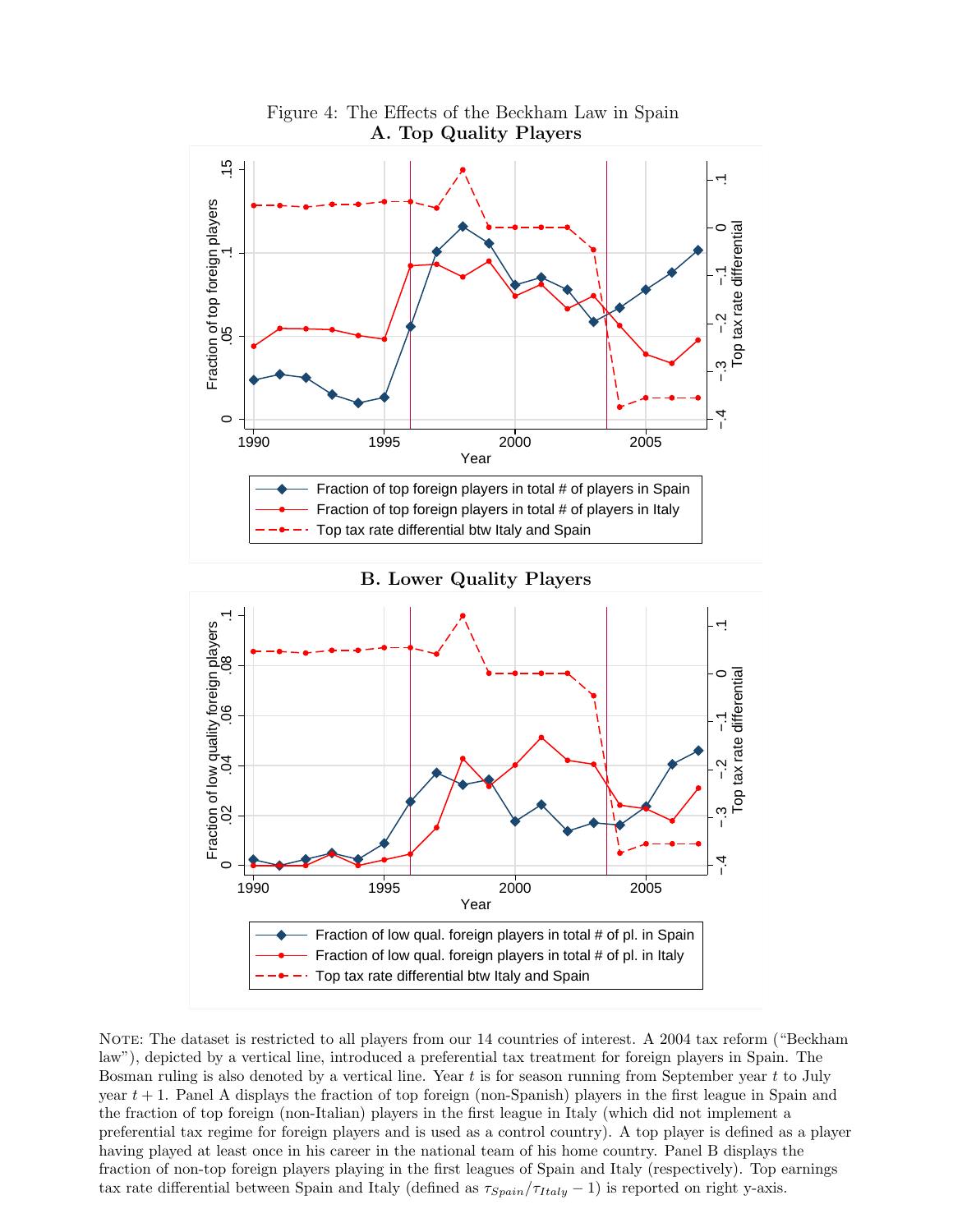Figure 4: The Effects of the Beckham Law in Spain

**A. Top Quality Players**

**B. Lower Quality Players**

NOTE: The dataset is restricted to all players from our 14 countries of interest. A 2004 tax reform ("Beckham law"), depicted by a vertical line, introduced a preferential tax treatment for foreign players in Spain. The Bosman ruling is also denoted by a vertical line. Year $t$ is for season running from September year $t$ to July year $t+1$. Panel A displays the fraction of top foreign (non-Spanish) players in the first league in Spain and the fraction of top foreign (non-Italian) players in the first league in Italy (which did not implement a preferential tax regime for foreign players and is used as a control country). A top player is defined as a player having played at least once in his career in the national team of his home country. Panel B displays the fraction of non-top foreign players playing in the first leagues of Spain and Italy (respectively). Top earnings tax rate differential between Spain and Italy (defined as $\tau_{Spain}/\tau_{Italy} - 1$) is reported on right y-axis.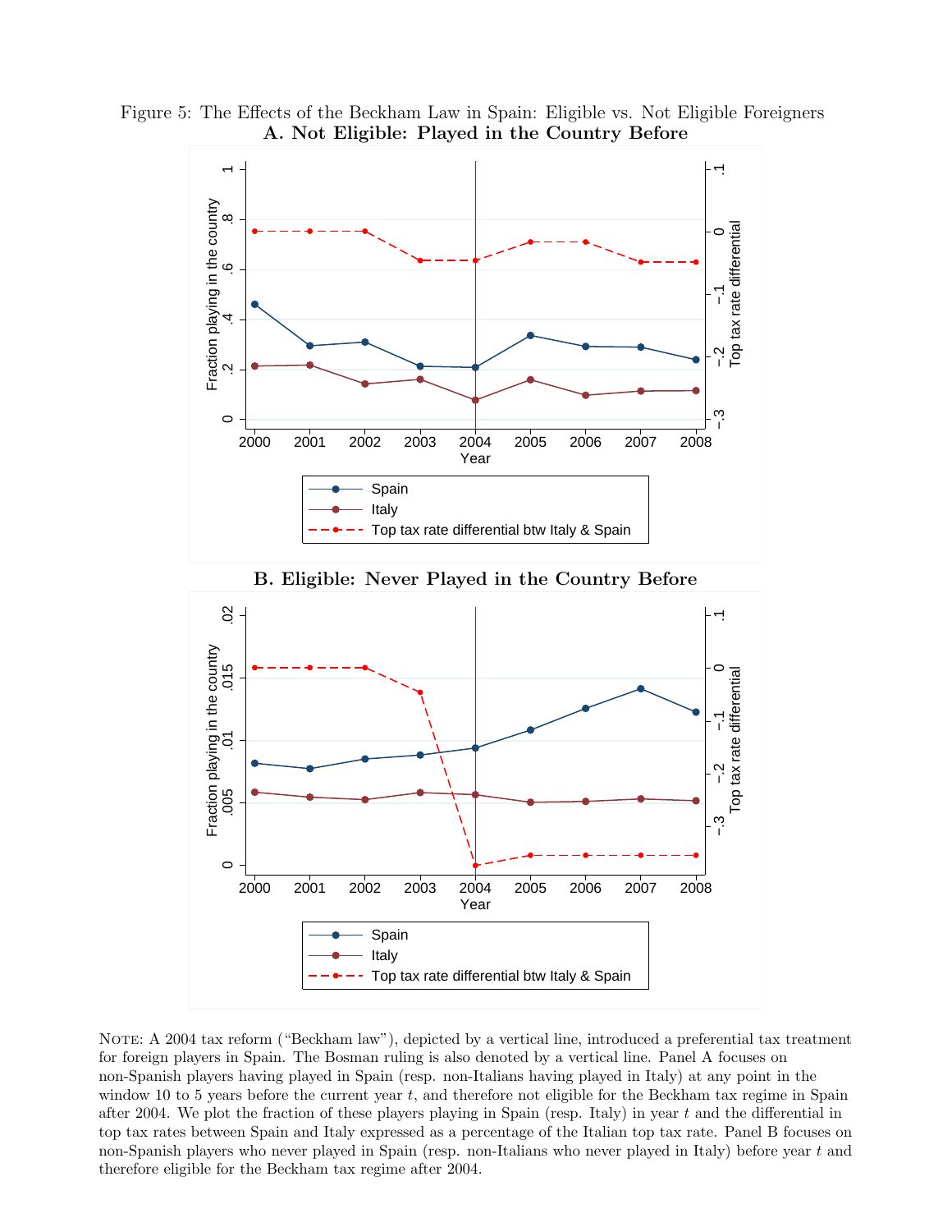Figure 5: The Effects of the Beckham Law in Spain: Eligible vs. Not Eligible Foreigners

**A. Not Eligible: Played in the Country Before**

**B. Eligible: Never Played in the Country Before**

NOTE: A 2004 tax reform ("Beckham law"), depicted by a vertical line, introduced a preferential tax treatment for foreign players in Spain. The Bosman ruling is also denoted by a vertical line. Panel A focuses on non-Spanish players having played in Spain (resp. non-Italians having played in Italy) at any point in the window 10 to 5 years before the current year $t$, and therefore not eligible for the Beckham tax regime in Spain after 2004. We plot the fraction of these players playing in Spain (resp. Italy) in year $t$ and the differential in top tax rates between Spain and Italy expressed as a percentage of the Italian top tax rate. Panel B focuses on non-Spanish players who never played in Spain (resp. non-Italians who never played in Italy) before year $t$ and therefore eligible for the Beckham tax regime after 2004.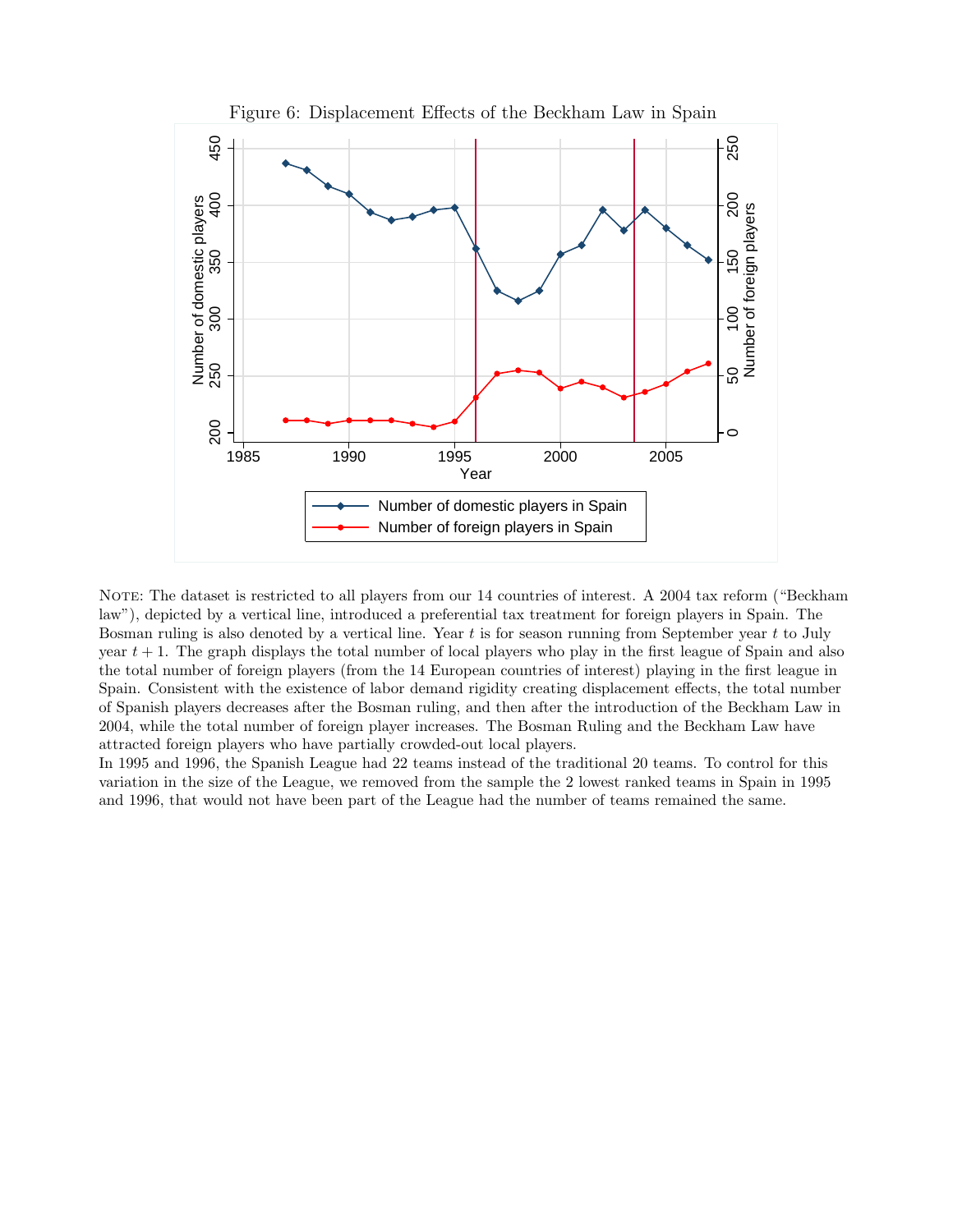Figure 6: Displacement Effects of the Beckham Law in Spain

NOTE: The dataset is restricted to all players from our 14 countries of interest. A 2004 tax reform ("Beckham law"), depicted by a vertical line, introduced a preferential tax treatment for foreign players in Spain. The Bosman ruling is also denoted by a vertical line. Year $t$ is for season running from September year $t$ to July year $t+1$. The graph displays the total number of local players who play in the first league of Spain and also the total number of foreign players (from the 14 European countries of interest) playing in the first league in Spain. Consistent with the existence of labor demand rigidity creating displacement effects, the total number of Spanish players decreases after the Bosman ruling, and then after the introduction of the Beckham Law in 2004, while the total number of foreign player increases. The Bosman Ruling and the Beckham Law have attracted foreign players who have partially crowded-out local players.
In 1995 and 1996, the Spanish League had 22 teams instead of the traditional 20 teams. To control for this variation in the size of the League, we removed from the sample the 2 lowest ranked teams in Spain in 1995 and 1996, that would not have been part of the League had the number of teams remained the same.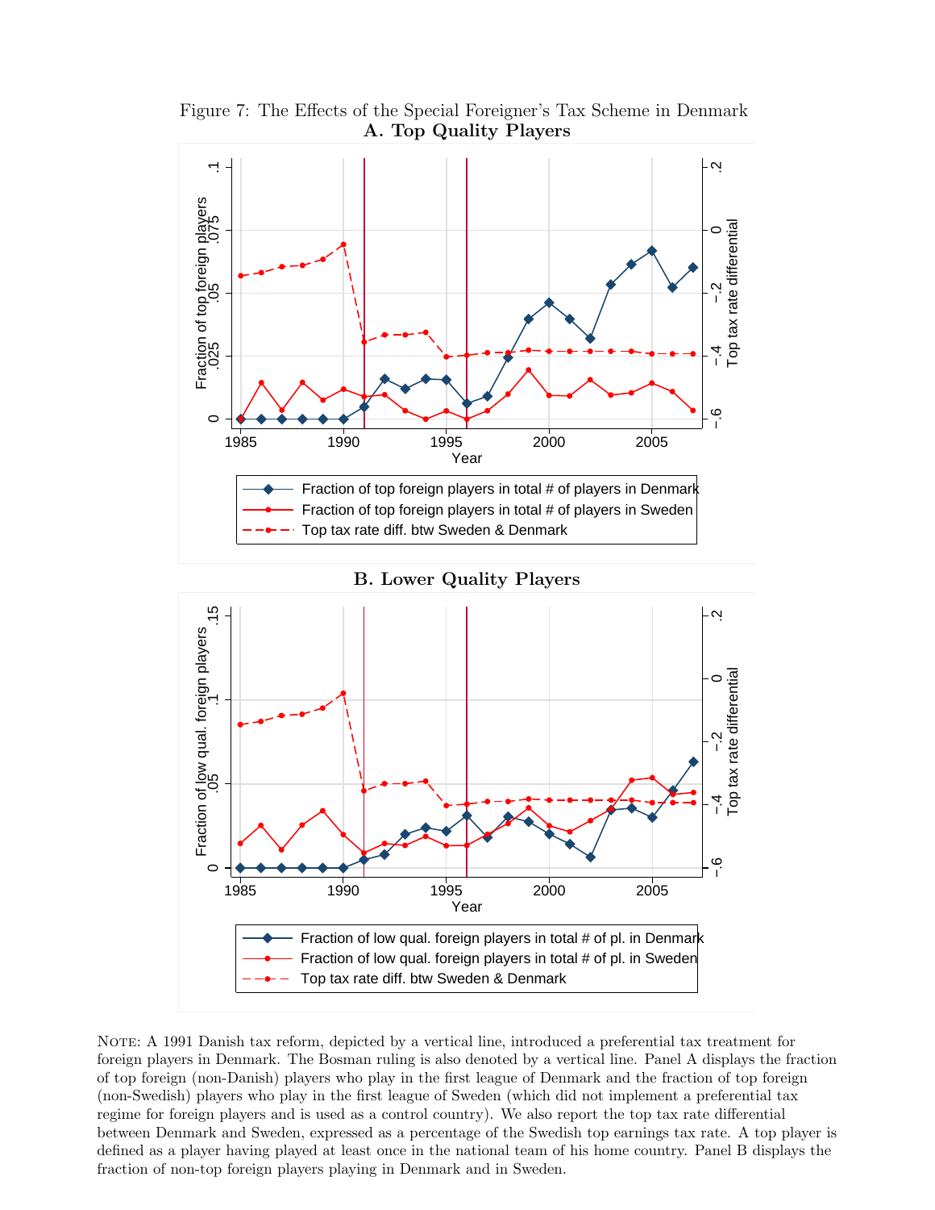Figure 7: The Effects of the Special Foreigner's Tax Scheme in Denmark

**A. Top Quality Players**

**B. Lower Quality Players**

NOTE: A 1991 Danish tax reform, depicted by a vertical line, introduced a preferential tax treatment for foreign players in Denmark. The Bosman ruling is also denoted by a vertical line. Panel A displays the fraction of top foreign (non-Danish) players who play in the first league of Denmark and the fraction of top foreign (non-Swedish) players who play in the first league of Sweden (which did not implement a preferential tax regime for foreign players and is used as a control country). We also report the top tax rate differential between Denmark and Sweden, expressed as a percentage of the Swedish top earnings tax rate. A top player is defined as a player having played at least once in the national team of his home country. Panel B displays the fraction of non-top foreign players playing in Denmark and in Sweden.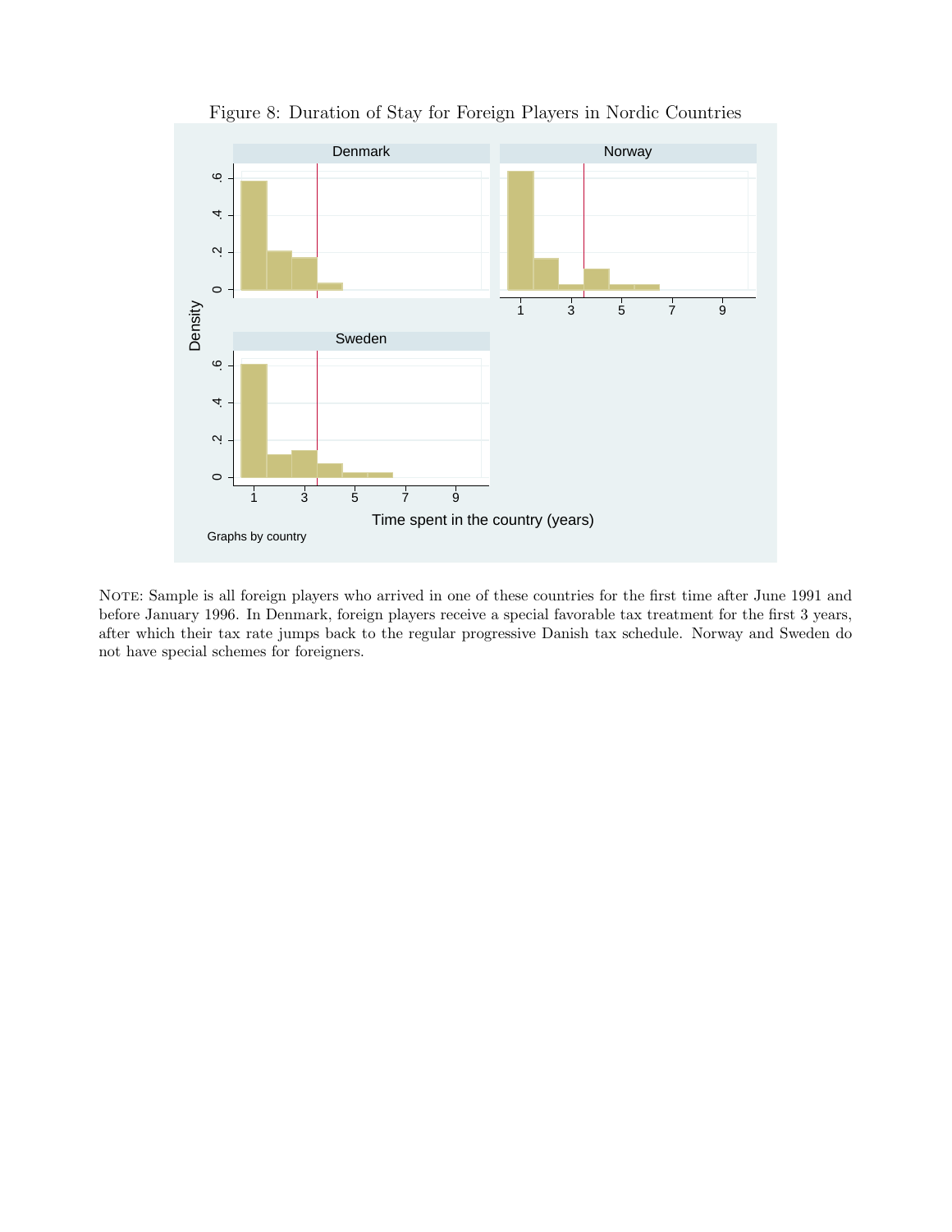Figure 8: Duration of Stay for Foreign Players in Nordic Countries

NOTE: Sample is all foreign players who arrived in one of these countries for the first time after June 1991 and before January 1996. In Denmark, foreign players receive a special favorable tax treatment for the first 3 years, after which their tax rate jumps back to the regular progressive Danish tax schedule. Norway and Sweden do not have special schemes for foreigners.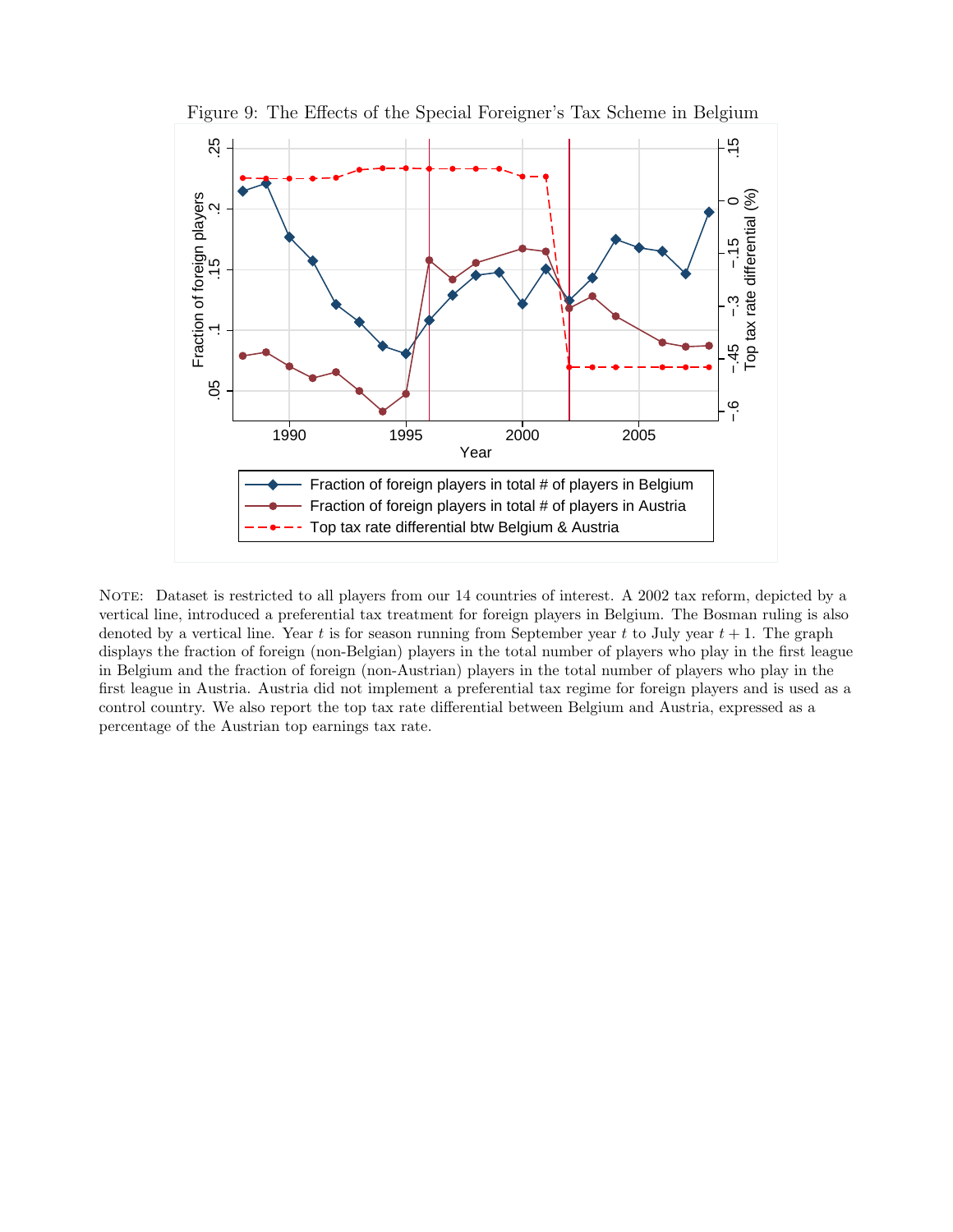Figure 9: The Effects of the Special Foreigner's Tax Scheme in Belgium

NOTE: Dataset is restricted to all players from our 14 countries of interest. A 2002 tax reform, depicted by a vertical line, introduced a preferential tax treatment for foreign players in Belgium. The Bosman ruling is also denoted by a vertical line. Year $t$ is for season running from September year $t$ to July year $t+1$. The graph displays the fraction of foreign (non-Belgian) players in the total number of players who play in the first league in Belgium and the fraction of foreign (non-Austrian) players in the total number of players who play in the first league in Austria. Austria did not implement a preferential tax regime for foreign players and is used as a control country. We also report the top tax rate differential between Belgium and Austria, expressed as a percentage of the Austrian top earnings tax rate.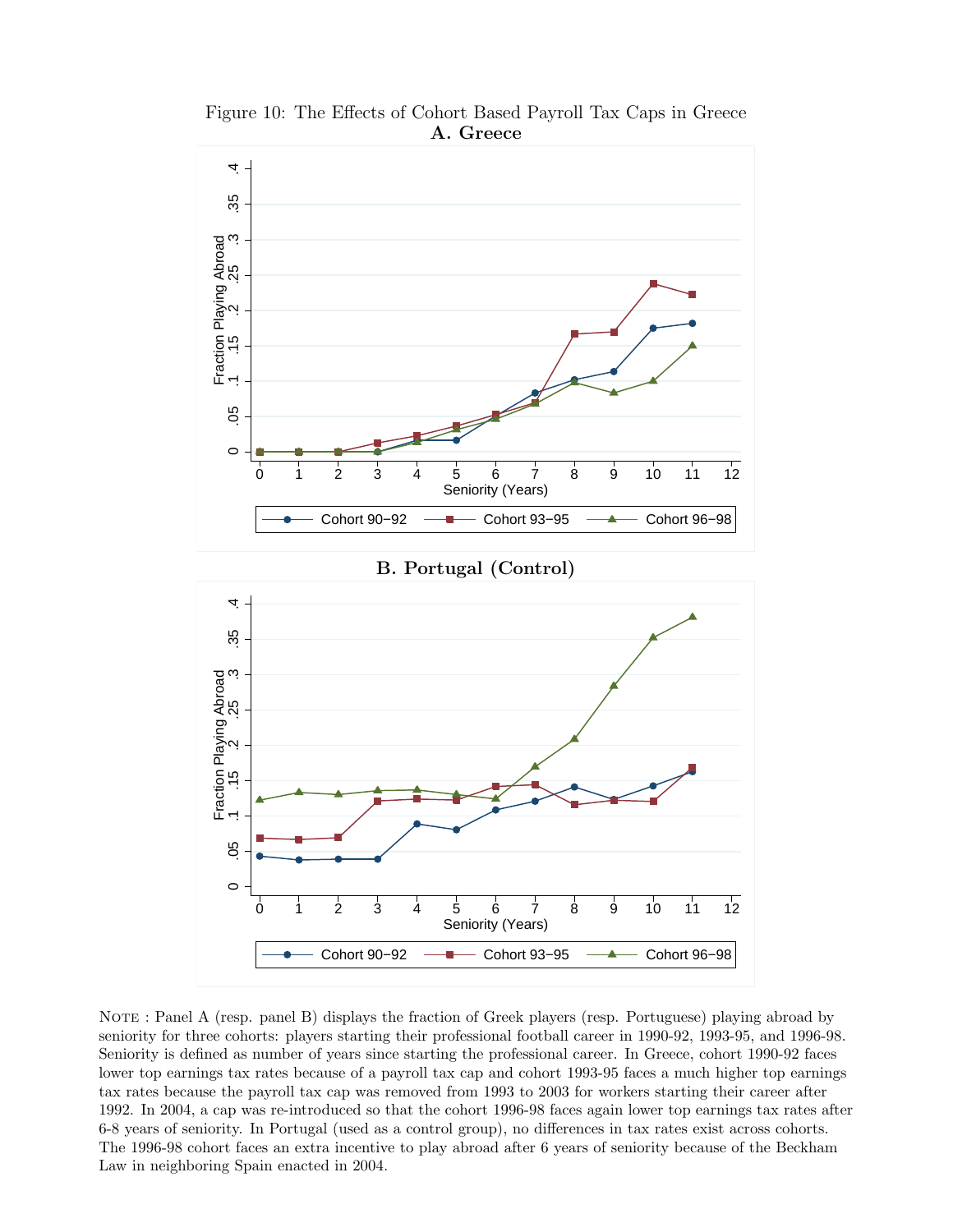Figure 10: The Effects of Cohort Based Payroll Tax Caps in Greece

**A. Greece**

**B. Portugal (Control)**

NOTE : Panel A (resp. panel B) displays the fraction of Greek players (resp. Portuguese) playing abroad by seniority for three cohorts: players starting their professional football career in 1990-92, 1993-95, and 1996-98. Seniority is defined as number of years since starting the professional career. In Greece, cohort 1990-92 faces lower top earnings tax rates because of a payroll tax cap and cohort 1993-95 faces a much higher top earnings tax rates because the payroll tax cap was removed from 1993 to 2003 for workers starting their career after 1992. In 2004, a cap was re-introduced so that the cohort 1996-98 faces again lower top earnings tax rates after 6-8 years of seniority. In Portugal (used as a control group), no differences in tax rates exist across cohorts. The 1996-98 cohort faces an extra incentive to play abroad after 6 years of seniority because of the Beckham Law in neighboring Spain enacted in 2004.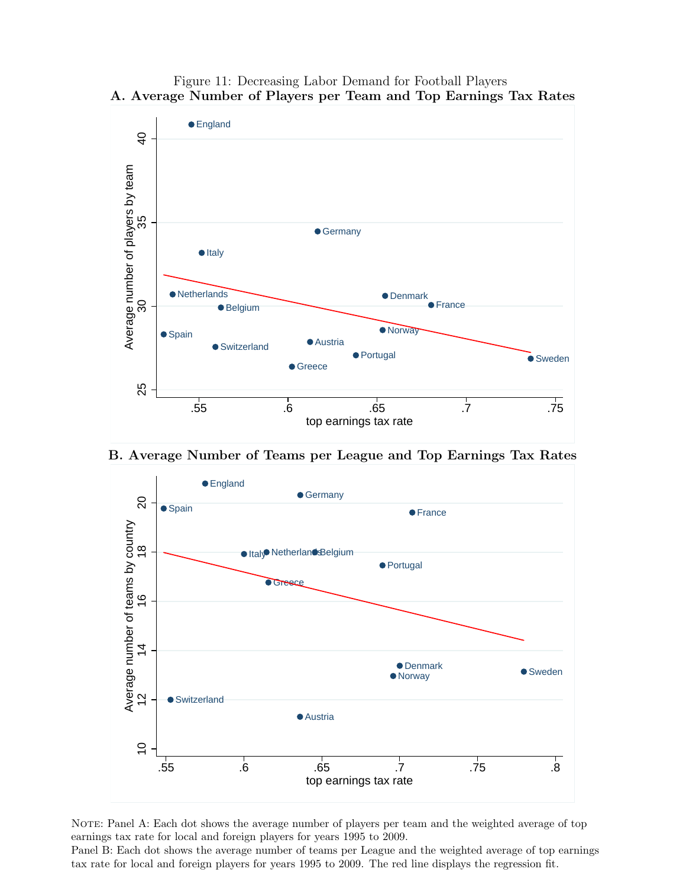Figure 11: Decreasing Labor Demand for Football Players

**A. Average Number of Players per Team and Top Earnings Tax Rates**

**B. Average Number of Teams per League and Top Earnings Tax Rates**

Note: Panel A: Each dot shows the average number of players per team and the weighted average of top earnings tax rate for local and foreign players for years 1995 to 2009.
Panel B: Each dot shows the average number of teams per League and the weighted average of top earnings tax rate for local and foreign players for years 1995 to 2009. The red line displays the regression fit.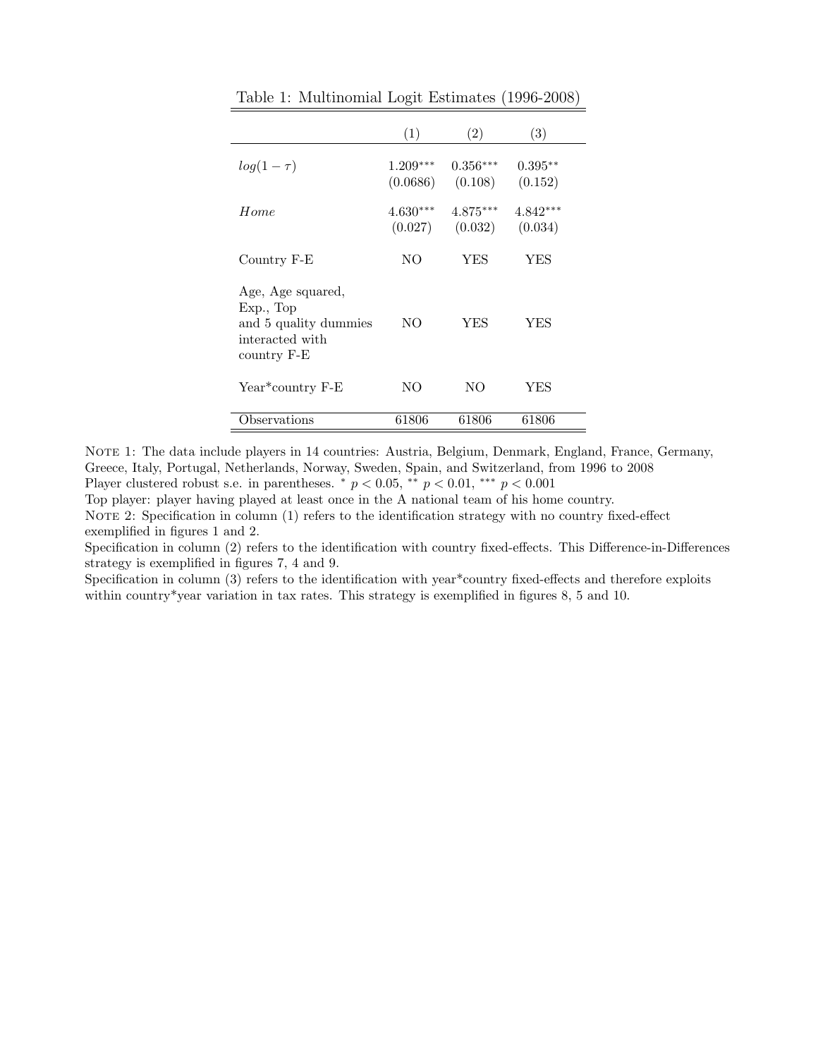Table 1: Multinomial Logit Estimates (1996-2008)

| | (1) | (2) | (3) |
|---|---|---|---|
| $log(1-\tau)$ | $1.209^{***}$ | $0.356^{***}$ | $0.395^{**}$ |
| | (0.0686) | (0.108) | (0.152) |
| $Home$ | $4.630^{***}$ | $4.875^{***}$ | $4.842^{***}$ |
| | (0.027) | (0.032) | (0.034) |
| Country F-E | NO | YES | YES |
| Age, Age squared, Exp., Top and 5 quality dummies interacted with country F-E | NO | YES | YES |
| Year*country F-E | NO | NO | YES |
| Observations | 61806 | 61806 | 61806 |

NOTE 1: The data include players in 14 countries: Austria, Belgium, Denmark, England, France, Germany, Greece, Italy, Portugal, Netherlands, Norway, Sweden, Spain, and Switzerland, from 1996 to 2008
Player clustered robust s.e. in parentheses. $^{*}$ $p < 0.05$, $^{**}$ $p < 0.01$, $^{***}$ $p < 0.001$
Top player: player having played at least once in the A national team of his home country.
NOTE 2: Specification in column (1) refers to the identification strategy with no country fixed-effect exemplified in figures 1 and 2.
Specification in column (2) refers to the identification with country fixed-effects. This Difference-in-Differences strategy is exemplified in figures 7, 4 and 9.
Specification in column (3) refers to the identification with year*country fixed-effects and therefore exploits within country*year variation in tax rates. This strategy is exemplified in figures 8, 5 and 10.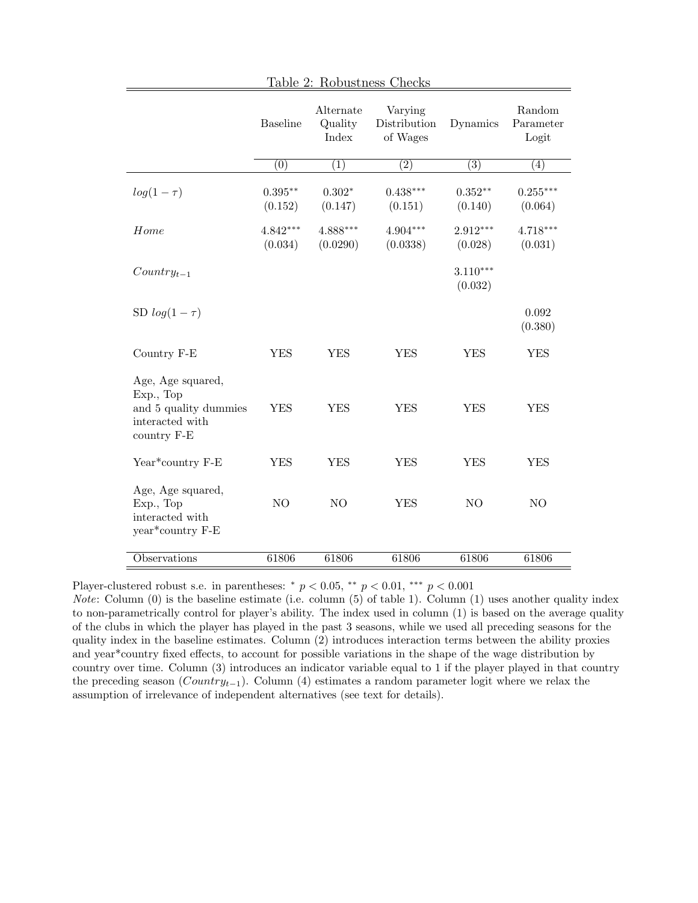Table 2: Robustness Checks

| | Baseline | Alternate Quality Index | Varying Distribution of Wages | Dynamics | Random Parameter Logit |
|---|---|---|---|---|---|
| | (0) | (1) | (2) | (3) | (4) |
| $log(1-\tau)$ | $0.395^{**}$ | $0.302^{*}$ | $0.438^{***}$ | $0.352^{**}$ | $0.255^{***}$ |
| | (0.152) | (0.147) | (0.151) | (0.140) | (0.064) |
| $Home$ | $4.842^{***}$ | $4.888^{***}$ | $4.904^{***}$ | $2.912^{***}$ | $4.718^{***}$ |
| | (0.034) | (0.0290) | (0.0338) | (0.028) | (0.031) |
| $Country_{t-1}$ | | | | $3.110^{***}$ | |
| | | | | (0.032) | |
| SD $log(1-\tau)$ | | | | | 0.092 |
| | | | | | (0.380) |
| Country F-E | YES | YES | YES | YES | YES |
| Age, Age squared, Exp., Top and 5 quality dummies interacted with country F-E | YES | YES | YES | YES | YES |
| Year*country F-E | YES | YES | YES | YES | YES |
| Age, Age squared, Exp., Top interacted with year*country F-E | NO | NO | YES | NO | NO |
| Observations | 61806 | 61806 | 61806 | 61806 | 61806 |

Player-clustered robust s.e. in parentheses: $^{*}$ $p < 0.05$, $^{**}$ $p < 0.01$, $^{***}$ $p < 0.001$

*Note*: Column (0) is the baseline estimate (i.e. column (5) of table 1). Column (1) uses another quality index to non-parametrically control for player's ability. The index used in column (1) is based on the average quality of the clubs in which the player has played in the past 3 seasons, while we used all preceding seasons for the quality index in the baseline estimates. Column (2) introduces interaction terms between the ability proxies and year*country fixed effects, to account for possible variations in the shape of the wage distribution by country over time. Column (3) introduces an indicator variable equal to 1 if the player played in that country the preceding season ($Country_{t-1}$). Column (4) estimates a random parameter logit where we relax the assumption of irrelevance of independent alternatives (see text for details).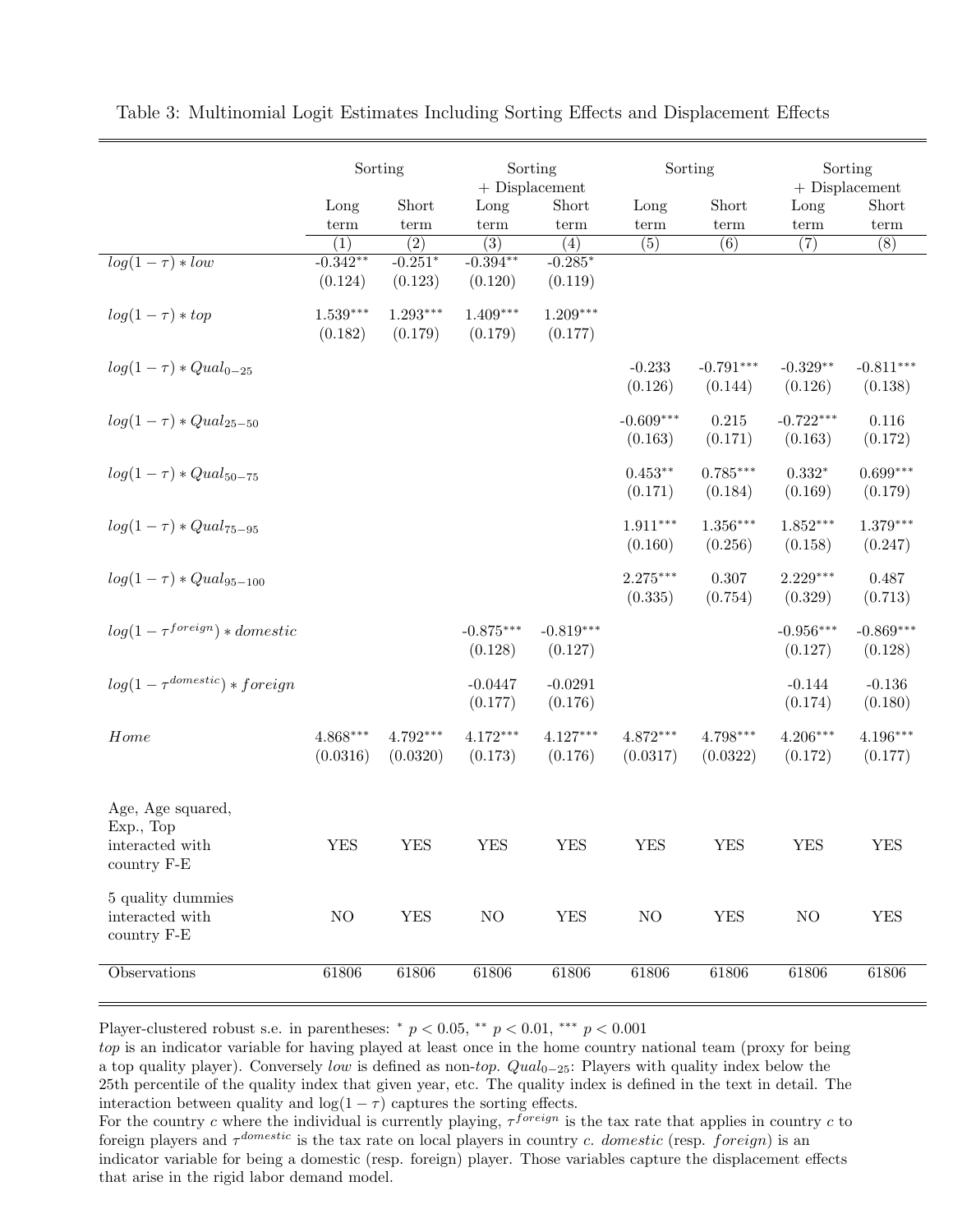Table 3: Multinomial Logit Estimates Including Sorting Effects and Displacement Effects

| | Sorting | | Sorting + Displacement | | Sorting | | Sorting + Displacement | |
|---|---|---|---|---|---|---|---|---|
| | Long term | Short term | Long term | Short term | Long term | Short term | Long term | Short term |
| | (1) | (2) | (3) | (4) | (5) | (6) | (7) | (8) |
| $log(1-\tau)*low$ | -0.342** | -0.251* | -0.394** | -0.285* | | | | |
| | (0.124) | (0.123) | (0.120) | (0.119) | | | | |
| $log(1-\tau)*top$ | 1.539*** | 1.293*** | 1.409*** | 1.209*** | | | | |
| | (0.182) | (0.179) | (0.179) | (0.177) | | | | |
| $log(1-\tau)*Qual_{0-25}$ | | | | | -0.233 | -0.791*** | -0.329** | -0.811*** |
| | | | | | (0.126) | (0.144) | (0.126) | (0.138) |
| $log(1-\tau)*Qual_{25-50}$ | | | | | -0.609*** | 0.215 | -0.722*** | 0.116 |
| | | | | | (0.163) | (0.171) | (0.163) | (0.172) |
| $log(1-\tau)*Qual_{50-75}$ | | | | | 0.453** | 0.785*** | 0.332* | 0.699*** |
| | | | | | (0.171) | (0.184) | (0.169) | (0.179) |
| $log(1-\tau)*Qual_{75-95}$ | | | | | 1.911*** | 1.356*** | 1.852*** | 1.379*** |
| | | | | | (0.160) | (0.256) | (0.158) | (0.247) |
| $log(1-\tau)*Qual_{95-100}$ | | | | | 2.275*** | 0.307 | 2.229*** | 0.487 |
| | | | | | (0.335) | (0.754) | (0.329) | (0.713) |
| $log(1-\tau^{foreign})*domestic$ | | | -0.875*** | -0.819*** | | | -0.956*** | -0.869*** |
| | | | (0.128) | (0.127) | | | (0.127) | (0.128) |
| $log(1-\tau^{domestic})*foreign$ | | | -0.0447 | -0.0291 | | | -0.144 | -0.136 |
| | | | (0.177) | (0.176) | | | (0.174) | (0.180) |
| $Home$ | 4.868*** | 4.792*** | 4.172*** | 4.127*** | 4.872*** | 4.798*** | 4.206*** | 4.196*** |
| | (0.0316) | (0.0320) | (0.173) | (0.176) | (0.0317) | (0.0322) | (0.172) | (0.177) |
| Age, Age squared, Exp., Top interacted with country F-E | YES | YES | YES | YES | YES | YES | YES | YES |
| 5 quality dummies interacted with country F-E | NO | YES | NO | YES | NO | YES | NO | YES |
| Observations | 61806 | 61806 | 61806 | 61806 | 61806 | 61806 | 61806 | 61806 |

Player-clustered robust s.e. in parentheses: * $p < 0.05$, ** $p < 0.01$, *** $p < 0.001$
*top* is an indicator variable for having played at least once in the home country national team (proxy for being a top quality player). Conversely *low* is defined as non-*top*. $Qual_{0-25}$: Players with quality index below the 25th percentile of the quality index that given year, etc. The quality index is defined in the text in detail. The interaction between quality and $\log(1-\tau)$ captures the sorting effects.
For the country $c$ where the individual is currently playing, $\tau^{foreign}$ is the tax rate that applies in country $c$ to foreign players and $\tau^{domestic}$ is the tax rate on local players in country $c$. *domestic* (resp. *foreign*) is an indicator variable for being a domestic (resp. foreign) player. Those variables capture the displacement effects that arise in the rigid labor demand model.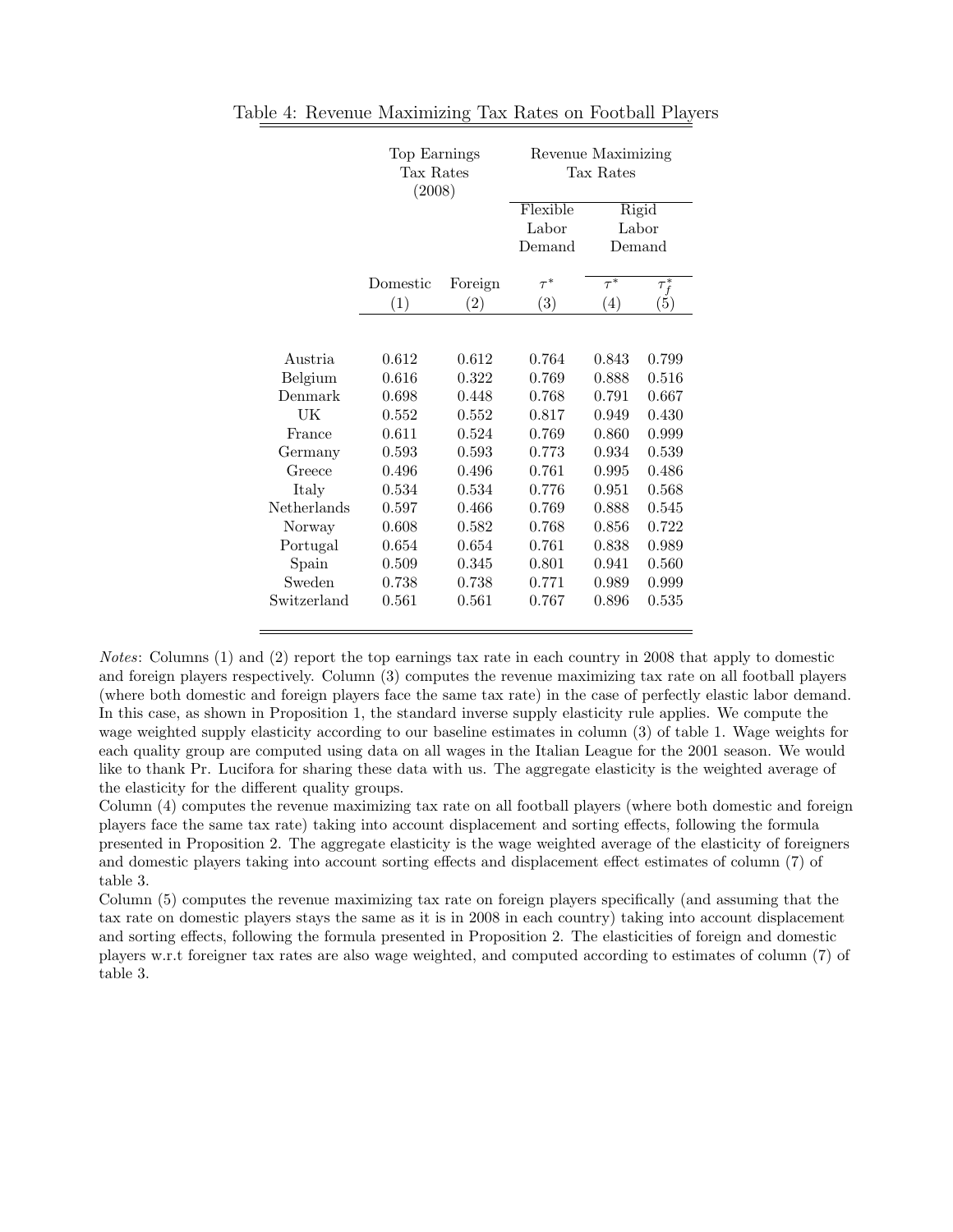Table 4: Revenue Maximizing Tax Rates on Football Players

| | Top Earnings Tax Rates (2008) | | Revenue Maximizing Tax Rates | | |
|---|---|---|---|---|---|
| | | | Flexible Labor Demand | Rigid Labor Demand | |
| | Domestic | Foreign | $\tau^*$ | $\tau^*$ | $\tau_f^*$ |
| | (1) | (2) | (3) | (4) | (5) |
| Austria | 0.612 | 0.612 | 0.764 | 0.843 | 0.799 |
| Belgium | 0.616 | 0.322 | 0.769 | 0.888 | 0.516 |
| Denmark | 0.698 | 0.448 | 0.768 | 0.791 | 0.667 |
| UK | 0.552 | 0.552 | 0.817 | 0.949 | 0.430 |
| France | 0.611 | 0.524 | 0.769 | 0.860 | 0.999 |
| Germany | 0.593 | 0.593 | 0.773 | 0.934 | 0.539 |
| Greece | 0.496 | 0.496 | 0.761 | 0.995 | 0.486 |
| Italy | 0.534 | 0.534 | 0.776 | 0.951 | 0.568 |
| Netherlands | 0.597 | 0.466 | 0.769 | 0.888 | 0.545 |
| Norway | 0.608 | 0.582 | 0.768 | 0.856 | 0.722 |
| Portugal | 0.654 | 0.654 | 0.761 | 0.838 | 0.989 |
| Spain | 0.509 | 0.345 | 0.801 | 0.941 | 0.560 |
| Sweden | 0.738 | 0.738 | 0.771 | 0.989 | 0.999 |
| Switzerland | 0.561 | 0.561 | 0.767 | 0.896 | 0.535 |

*Notes*: Columns (1) and (2) report the top earnings tax rate in each country in 2008 that apply to domestic and foreign players respectively. Column (3) computes the revenue maximizing tax rate on all football players (where both domestic and foreign players face the same tax rate) in the case of perfectly elastic labor demand. In this case, as shown in Proposition 1, the standard inverse supply elasticity rule applies. We compute the wage weighted supply elasticity according to our baseline estimates in column (3) of table 1. Wage weights for each quality group are computed using data on all wages in the Italian League for the 2001 season. We would like to thank Pr. Lucifora for sharing these data with us. The aggregate elasticity is the weighted average of the elasticity for the different quality groups.

Column (4) computes the revenue maximizing tax rate on all football players (where both domestic and foreign players face the same tax rate) taking into account displacement and sorting effects, following the formula presented in Proposition 2. The aggregate elasticity is the wage weighted average of the elasticity of foreigners and domestic players taking into account sorting effects and displacement effect estimates of column (7) of table 3.

Column (5) computes the revenue maximizing tax rate on foreign players specifically (and assuming that the tax rate on domestic players stays the same as it is in 2008 in each country) taking into account displacement and sorting effects, following the formula presented in Proposition 2. The elasticities of foreign and domestic players w.r.t foreigner tax rates are also wage weighted, and computed according to estimates of column (7) of table 3.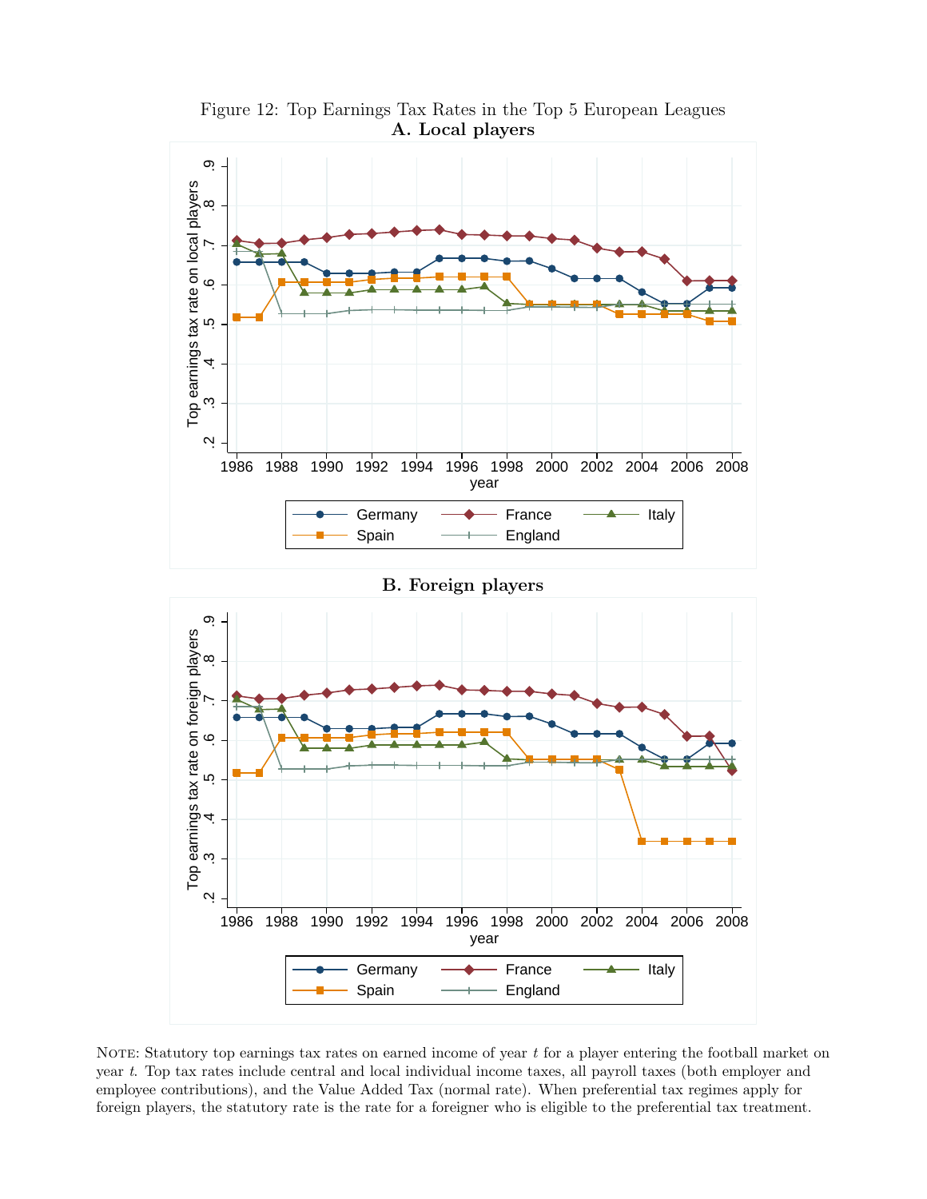Figure 12: Top Earnings Tax Rates in the Top 5 European Leagues

**A. Local players**

**B. Foreign players**

NOTE: Statutory top earnings tax rates on earned income of year $t$ for a player entering the football market on year $t$. Top tax rates include central and local individual income taxes, all payroll taxes (both employer and employee contributions), and the Value Added Tax (normal rate). When preferential tax regimes apply for foreign players, the statutory rate is the rate for a foreigner who is eligible to the preferential tax treatment.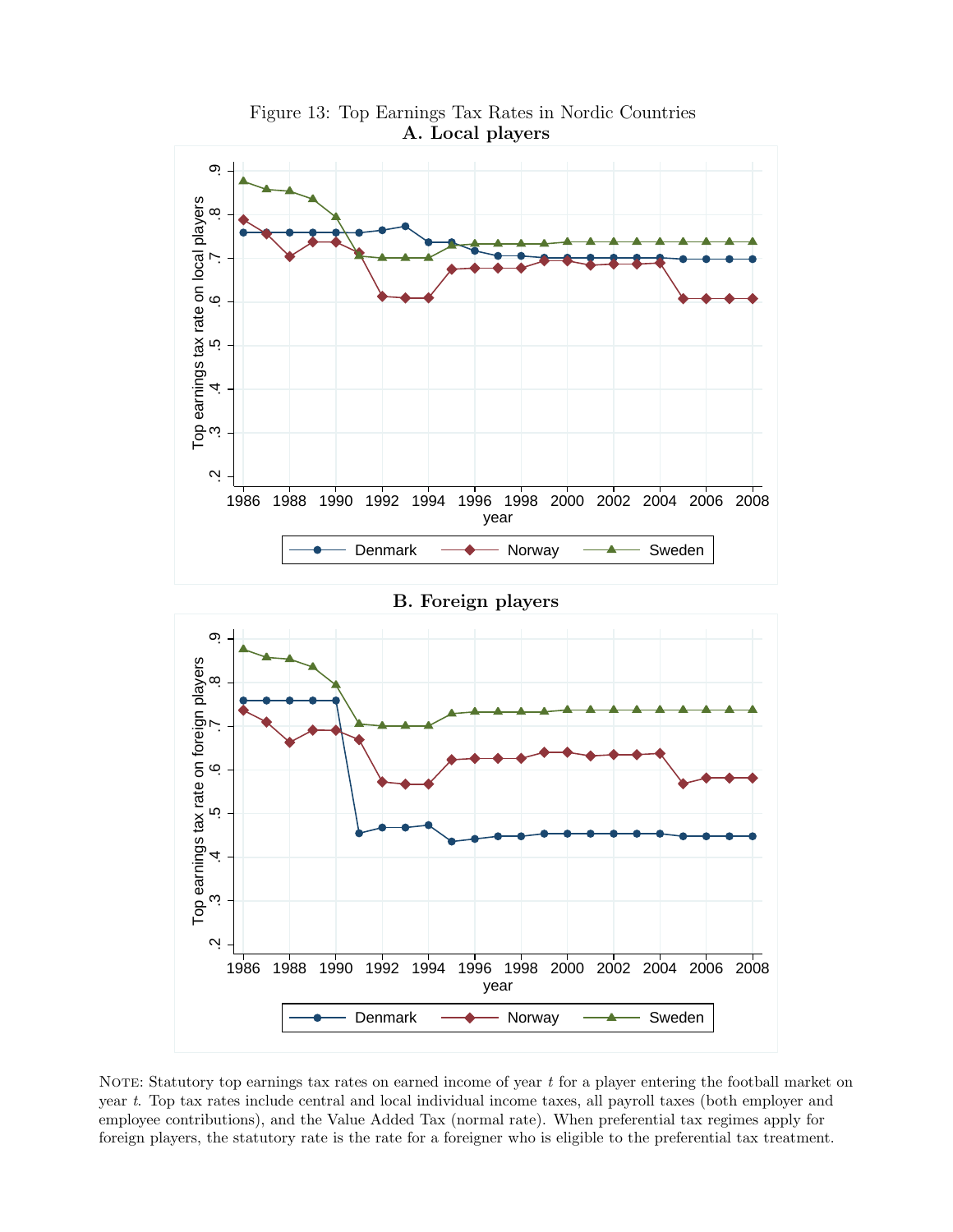Figure 13: Top Earnings Tax Rates in Nordic Countries

**A. Local players**

**B. Foreign players**

NOTE: Statutory top earnings tax rates on earned income of year $t$ for a player entering the football market on year $t$. Top tax rates include central and local individual income taxes, all payroll taxes (both employer and employee contributions), and the Value Added Tax (normal rate). When preferential tax regimes apply for foreign players, the statutory rate is the rate for a foreigner who is eligible to the preferential tax treatment.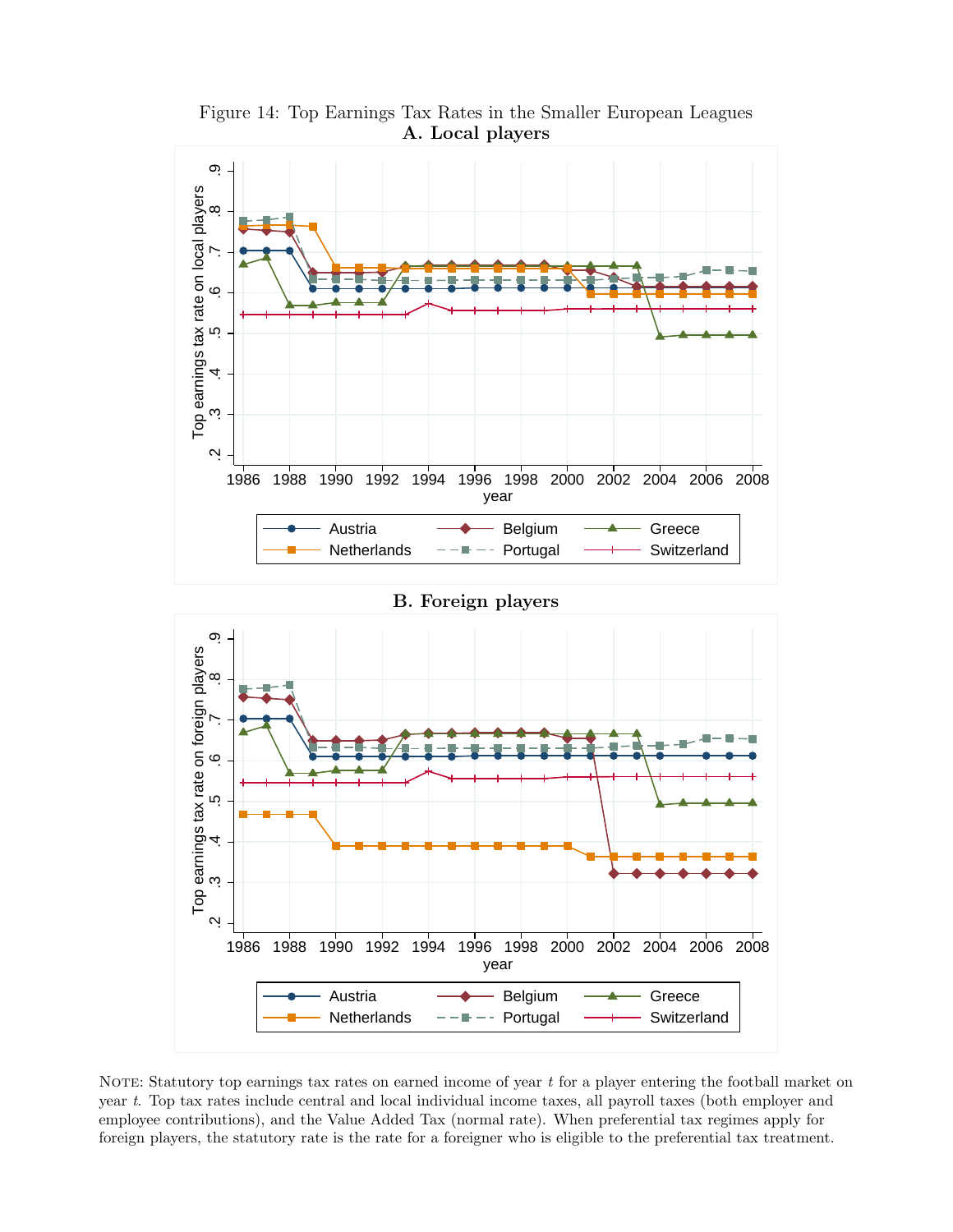Figure 14: Top Earnings Tax Rates in the Smaller European Leagues

**A. Local players**

Top earnings tax rate on local players

.2 .3 .4 .5 .6 .7 .8 .9

1986 1988 1990 1992 1994 1996 1998 2000 2002 2004 2006 2008

year

Austria, Belgium, Greece, Netherlands, Portugal, Switzerland

**B. Foreign players**

Top earnings tax rate on foreign players

.2 .3 .4 .5 .6 .7 .8 .9

1986 1988 1990 1992 1994 1996 1998 2000 2002 2004 2006 2008

year

Austria, Belgium, Greece, Netherlands, Portugal, Switzerland

Note: Statutory top earnings tax rates on earned income of year $t$ for a player entering the football market on year $t$. Top tax rates include central and local individual income taxes, all payroll taxes (both employer and employee contributions), and the Value Added Tax (normal rate). When preferential tax regimes apply for foreign players, the statutory rate is the rate for a foreigner who is eligible to the preferential tax treatment.